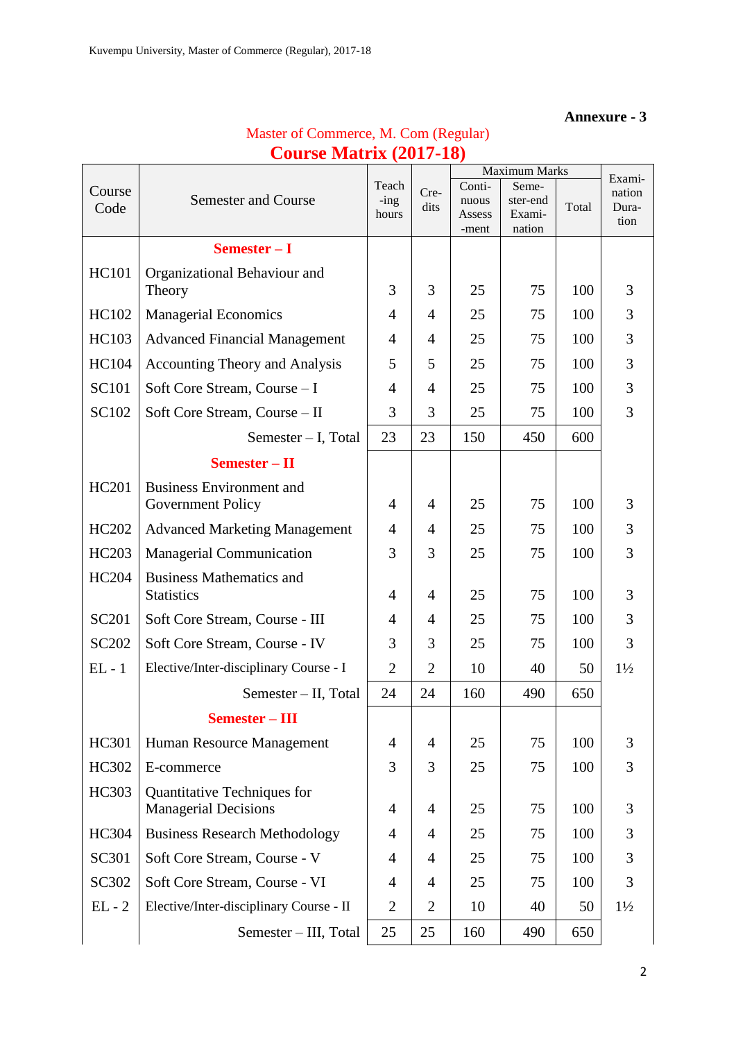**Annexure - 3**

## Master of Commerce, M. Com (Regular)

# Course Matrix (2017-18)

| Course Code | Semester and Course | Teaching hours | Credits | Maximum Marks | | | Examination Duration |
|---|---|---|---|---|---|---|---|
| | | | | Continuous Assessment | Semester-end Examination | Total | |
| | **Semester – I** | | | | | | |
| HC101 | Organizational Behaviour and Theory | 3 | 3 | 25 | 75 | 100 | 3 |
| HC102 | Managerial Economics | 4 | 4 | 25 | 75 | 100 | 3 |
| HC103 | Advanced Financial Management | 4 | 4 | 25 | 75 | 100 | 3 |
| HC104 | Accounting Theory and Analysis | 5 | 5 | 25 | 75 | 100 | 3 |
| SC101 | Soft Core Stream, Course – I | 4 | 4 | 25 | 75 | 100 | 3 |
| SC102 | Soft Core Stream, Course – II | 3 | 3 | 25 | 75 | 100 | 3 |
| | Semester – I, Total | 23 | 23 | 150 | 450 | 600 | |
| | **Semester – II** | | | | | | |
| HC201 | Business Environment and Government Policy | 4 | 4 | 25 | 75 | 100 | 3 |
| HC202 | Advanced Marketing Management | 4 | 4 | 25 | 75 | 100 | 3 |
| HC203 | Managerial Communication | 3 | 3 | 25 | 75 | 100 | 3 |
| HC204 | Business Mathematics and Statistics | 4 | 4 | 25 | 75 | 100 | 3 |
| SC201 | Soft Core Stream, Course - III | 4 | 4 | 25 | 75 | 100 | 3 |
| SC202 | Soft Core Stream, Course - IV | 3 | 3 | 25 | 75 | 100 | 3 |
| EL - 1 | Elective/Inter-disciplinary Course - I | 2 | 2 | 10 | 40 | 50 | 1½ |
| | Semester – II, Total | 24 | 24 | 160 | 490 | 650 | |
| | **Semester – III** | | | | | | |
| HC301 | Human Resource Management | 4 | 4 | 25 | 75 | 100 | 3 |
| HC302 | E-commerce | 3 | 3 | 25 | 75 | 100 | 3 |
| HC303 | Quantitative Techniques for Managerial Decisions | 4 | 4 | 25 | 75 | 100 | 3 |
| HC304 | Business Research Methodology | 4 | 4 | 25 | 75 | 100 | 3 |
| SC301 | Soft Core Stream, Course - V | 4 | 4 | 25 | 75 | 100 | 3 |
| SC302 | Soft Core Stream, Course - VI | 4 | 4 | 25 | 75 | 100 | 3 |
| EL - 2 | Elective/Inter-disciplinary Course - II | 2 | 2 | 10 | 40 | 50 | 1½ |
| | Semester – III, Total | 25 | 25 | 160 | 490 | 650 | |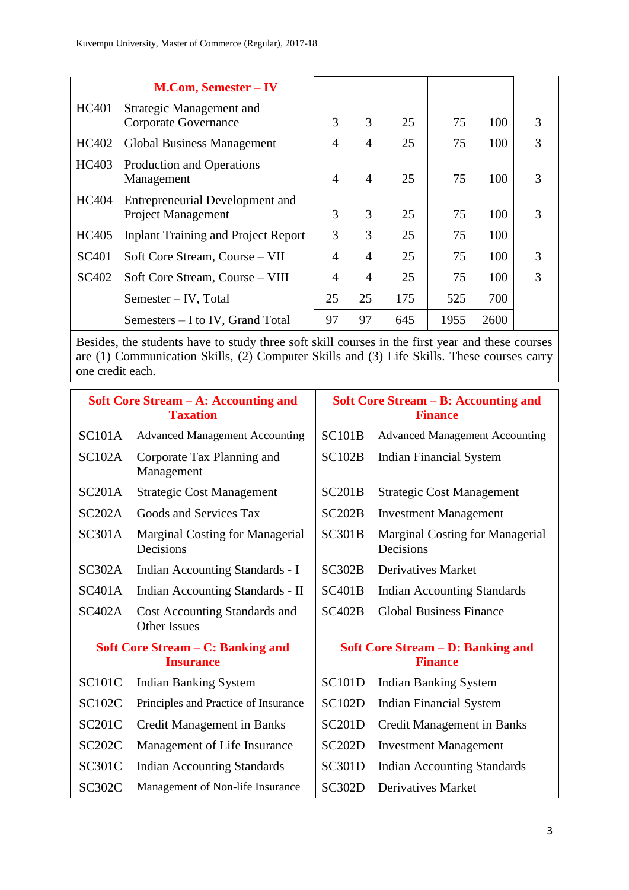| | M.Com, Semester – IV | | | | | | |
|---|---|---|---|---|---|---|---|
| HC401 | Strategic Management and Corporate Governance | 3 | 3 | 25 | 75 | 100 | 3 |
| HC402 | Global Business Management | 4 | 4 | 25 | 75 | 100 | 3 |
| HC403 | Production and Operations Management | 4 | 4 | 25 | 75 | 100 | 3 |
| HC404 | Entrepreneurial Development and Project Management | 3 | 3 | 25 | 75 | 100 | 3 |
| HC405 | Inplant Training and Project Report | 3 | 3 | 25 | 75 | 100 | |
| SC401 | Soft Core Stream, Course – VII | 4 | 4 | 25 | 75 | 100 | 3 |
| SC402 | Soft Core Stream, Course – VIII | 4 | 4 | 25 | 75 | 100 | 3 |
| | Semester – IV, Total | 25 | 25 | 175 | 525 | 700 | |
| | Semesters – I to IV, Grand Total | 97 | 97 | 645 | 1955 | 2600 | |

Besides, the students have to study three soft skill courses in the first year and these courses are (1) Communication Skills, (2) Computer Skills and (3) Life Skills. These courses carry one credit each.

| **Soft Core Stream – A: Accounting and Taxation** | | **Soft Core Stream – B: Accounting and Finance** | |
|---|---|---|---|
| SC101A | Advanced Management Accounting | SC101B | Advanced Management Accounting |
| SC102A | Corporate Tax Planning and Management | SC102B | Indian Financial System |
| SC201A | Strategic Cost Management | SC201B | Strategic Cost Management |
| SC202A | Goods and Services Tax | SC202B | Investment Management |
| SC301A | Marginal Costing for Managerial Decisions | SC301B | Marginal Costing for Managerial Decisions |
| SC302A | Indian Accounting Standards - I | SC302B | Derivatives Market |
| SC401A | Indian Accounting Standards - II | SC401B | Indian Accounting Standards |
| SC402A | Cost Accounting Standards and Other Issues | SC402B | Global Business Finance |
| **Soft Core Stream – C: Banking and Insurance** | | **Soft Core Stream – D: Banking and Finance** | |
| SC101C | Indian Banking System | SC101D | Indian Banking System |
| SC102C | Principles and Practice of Insurance | SC102D | Indian Financial System |
| SC201C | Credit Management in Banks | SC201D | Credit Management in Banks |
| SC202C | Management of Life Insurance | SC202D | Investment Management |
| SC301C | Indian Accounting Standards | SC301D | Indian Accounting Standards |
| SC302C | Management of Non-life Insurance | SC302D | Derivatives Market |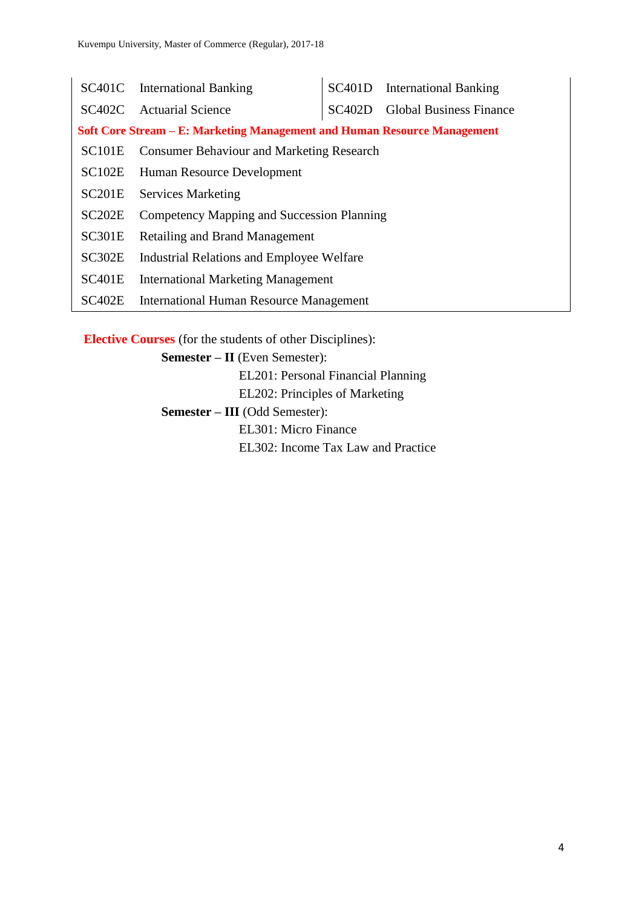| | | | |
|---|---|---|---|
| SC401C | International Banking | SC401D | International Banking |
| SC402C | Actuarial Science | SC402D | Global Business Finance |

**Soft Core Stream – E: Marketing Management and Human Resource Management**

| | |
|---|---|
| SC101E | Consumer Behaviour and Marketing Research |
| SC102E | Human Resource Development |
| SC201E | Services Marketing |
| SC202E | Competency Mapping and Succession Planning |
| SC301E | Retailing and Brand Management |
| SC302E | Industrial Relations and Employee Welfare |
| SC401E | International Marketing Management |
| SC402E | International Human Resource Management |

**Elective Courses** (for the students of other Disciplines):

**Semester – II** (Even Semester):

EL201: Personal Financial Planning

EL202: Principles of Marketing

**Semester – III** (Odd Semester):

EL301: Micro Finance

EL302: Income Tax Law and Practice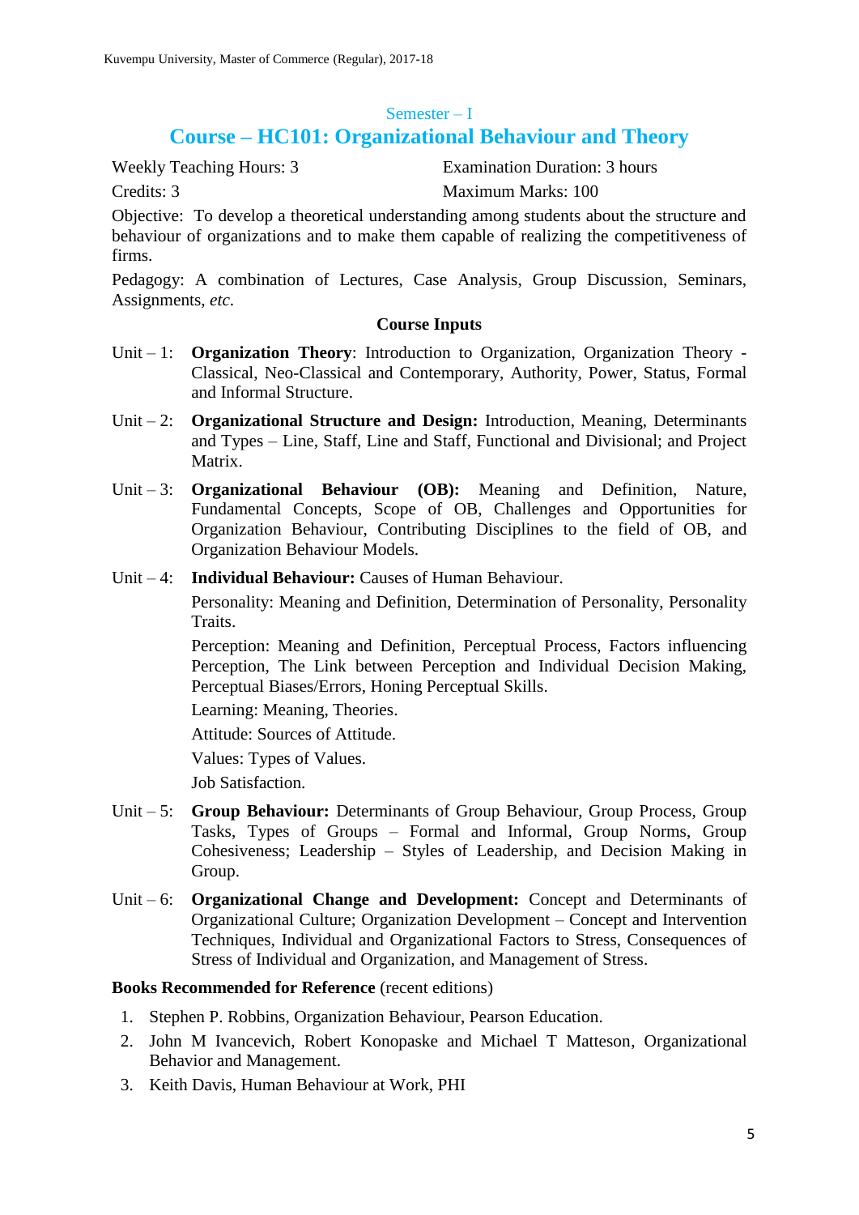## Semester – I

# Course – HC101: Organizational Behaviour and Theory

Weekly Teaching Hours: 3 | Examination Duration: 3 hours

Credits: 3 | Maximum Marks: 100

Objective: To develop a theoretical understanding among students about the structure and behaviour of organizations and to make them capable of realizing the competitiveness of firms.

Pedagogy: A combination of Lectures, Case Analysis, Group Discussion, Seminars, Assignments, *etc.*

### Course Inputs

Unit – 1: **Organization Theory**: Introduction to Organization, Organization Theory - Classical, Neo-Classical and Contemporary, Authority, Power, Status, Formal and Informal Structure.

Unit – 2: **Organizational Structure and Design:** Introduction, Meaning, Determinants and Types – Line, Staff, Line and Staff, Functional and Divisional; and Project Matrix.

Unit – 3: **Organizational Behaviour (OB):** Meaning and Definition, Nature, Fundamental Concepts, Scope of OB, Challenges and Opportunities for Organization Behaviour, Contributing Disciplines to the field of OB, and Organization Behaviour Models.

Unit – 4: **Individual Behaviour:** Causes of Human Behaviour.

Personality: Meaning and Definition, Determination of Personality, Personality Traits.

Perception: Meaning and Definition, Perceptual Process, Factors influencing Perception, The Link between Perception and Individual Decision Making, Perceptual Biases/Errors, Honing Perceptual Skills.

Learning: Meaning, Theories.

Attitude: Sources of Attitude.

Values: Types of Values.

Job Satisfaction.

Unit – 5: **Group Behaviour:** Determinants of Group Behaviour, Group Process, Group Tasks, Types of Groups – Formal and Informal, Group Norms, Group Cohesiveness; Leadership – Styles of Leadership, and Decision Making in Group.

Unit – 6: **Organizational Change and Development:** Concept and Determinants of Organizational Culture; Organization Development – Concept and Intervention Techniques, Individual and Organizational Factors to Stress, Consequences of Stress of Individual and Organization, and Management of Stress.

**Books Recommended for Reference** (recent editions)

1. Stephen P. Robbins, Organization Behaviour, Pearson Education.
2. John M Ivancevich, Robert Konopaske and Michael T Matteson, Organizational Behavior and Management.
3. Keith Davis, Human Behaviour at Work, PHI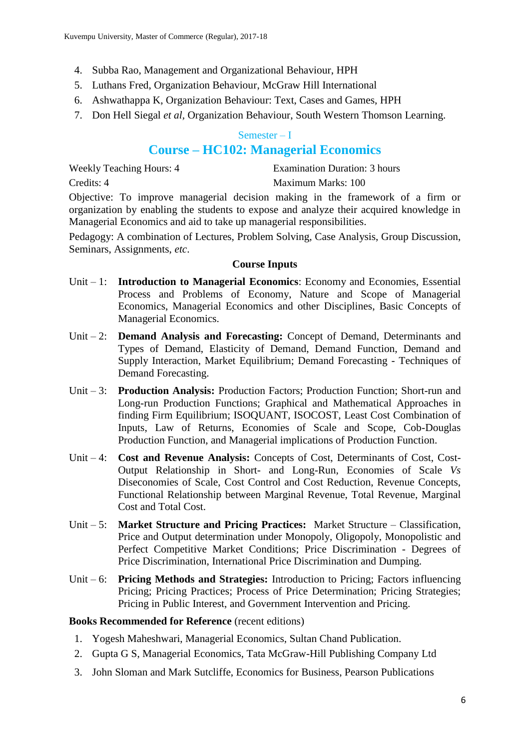4. Subba Rao, Management and Organizational Behaviour, HPH
5. Luthans Fred, Organization Behaviour, McGraw Hill International
6. Ashwathappa K, Organization Behaviour: Text, Cases and Games, HPH
7. Don Hell Siegal *et al*, Organization Behaviour, South Western Thomson Learning.

Semester – I

## Course – HC102: Managerial Economics

Weekly Teaching Hours: 4 | Examination Duration: 3 hours

Credits: 4 | Maximum Marks: 100

Objective: To improve managerial decision making in the framework of a firm or organization by enabling the students to expose and analyze their acquired knowledge in Managerial Economics and aid to take up managerial responsibilities.

Pedagogy: A combination of Lectures, Problem Solving, Case Analysis, Group Discussion, Seminars, Assignments, *etc*.

**Course Inputs**

Unit – 1: **Introduction to Managerial Economics**: Economy and Economies, Essential Process and Problems of Economy, Nature and Scope of Managerial Economics, Managerial Economics and other Disciplines, Basic Concepts of Managerial Economics.

Unit – 2: **Demand Analysis and Forecasting:** Concept of Demand, Determinants and Types of Demand, Elasticity of Demand, Demand Function, Demand and Supply Interaction, Market Equilibrium; Demand Forecasting - Techniques of Demand Forecasting.

Unit – 3: **Production Analysis:** Production Factors; Production Function; Short-run and Long-run Production Functions; Graphical and Mathematical Approaches in finding Firm Equilibrium; ISOQUANT, ISOCOST, Least Cost Combination of Inputs, Law of Returns, Economies of Scale and Scope, Cob-Douglas Production Function, and Managerial implications of Production Function.

Unit – 4: **Cost and Revenue Analysis:** Concepts of Cost, Determinants of Cost, Cost-Output Relationship in Short- and Long-Run, Economies of Scale *Vs* Diseconomies of Scale, Cost Control and Cost Reduction, Revenue Concepts, Functional Relationship between Marginal Revenue, Total Revenue, Marginal Cost and Total Cost.

Unit – 5: **Market Structure and Pricing Practices:** Market Structure – Classification, Price and Output determination under Monopoly, Oligopoly, Monopolistic and Perfect Competitive Market Conditions; Price Discrimination - Degrees of Price Discrimination, International Price Discrimination and Dumping.

Unit – 6: **Pricing Methods and Strategies:** Introduction to Pricing; Factors influencing Pricing; Pricing Practices; Process of Price Determination; Pricing Strategies; Pricing in Public Interest, and Government Intervention and Pricing.

**Books Recommended for Reference** (recent editions)

1. Yogesh Maheshwari, Managerial Economics, Sultan Chand Publication.
2. Gupta G S, Managerial Economics, Tata McGraw-Hill Publishing Company Ltd
3. John Sloman and Mark Sutcliffe, Economics for Business, Pearson Publications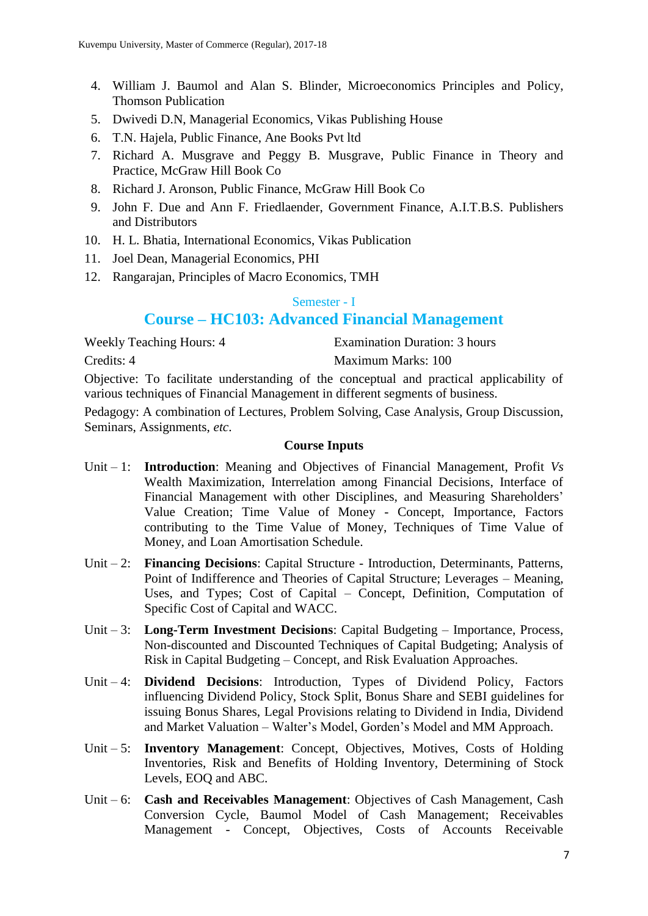4. William J. Baumol and Alan S. Blinder, Microeconomics Principles and Policy, Thomson Publication
5. Dwivedi D.N, Managerial Economics, Vikas Publishing House
6. T.N. Hajela, Public Finance, Ane Books Pvt ltd
7. Richard A. Musgrave and Peggy B. Musgrave, Public Finance in Theory and Practice, McGraw Hill Book Co
8. Richard J. Aronson, Public Finance, McGraw Hill Book Co
9. John F. Due and Ann F. Friedlaender, Government Finance, A.I.T.B.S. Publishers and Distributors
10. H. L. Bhatia, International Economics, Vikas Publication
11. Joel Dean, Managerial Economics, PHI
12. Rangarajan, Principles of Macro Economics, TMH

### Semester - I

## Course – HC103: Advanced Financial Management

Weekly Teaching Hours: 4    Examination Duration: 3 hours

Credits: 4    Maximum Marks: 100

Objective: To facilitate understanding of the conceptual and practical applicability of various techniques of Financial Management in different segments of business.

Pedagogy: A combination of Lectures, Problem Solving, Case Analysis, Group Discussion, Seminars, Assignments, *etc*.

**Course Inputs**

Unit – 1: **Introduction**: Meaning and Objectives of Financial Management, Profit *Vs* Wealth Maximization, Interrelation among Financial Decisions, Interface of Financial Management with other Disciplines, and Measuring Shareholders' Value Creation; Time Value of Money - Concept, Importance, Factors contributing to the Time Value of Money, Techniques of Time Value of Money, and Loan Amortisation Schedule.

Unit – 2: **Financing Decisions**: Capital Structure - Introduction, Determinants, Patterns, Point of Indifference and Theories of Capital Structure; Leverages – Meaning, Uses, and Types; Cost of Capital – Concept, Definition, Computation of Specific Cost of Capital and WACC.

Unit – 3: **Long-Term Investment Decisions**: Capital Budgeting – Importance, Process, Non-discounted and Discounted Techniques of Capital Budgeting; Analysis of Risk in Capital Budgeting – Concept, and Risk Evaluation Approaches.

Unit – 4: **Dividend Decisions**: Introduction, Types of Dividend Policy, Factors influencing Dividend Policy, Stock Split, Bonus Share and SEBI guidelines for issuing Bonus Shares, Legal Provisions relating to Dividend in India, Dividend and Market Valuation – Walter's Model, Gorden's Model and MM Approach.

Unit – 5: **Inventory Management**: Concept, Objectives, Motives, Costs of Holding Inventories, Risk and Benefits of Holding Inventory, Determining of Stock Levels, EOQ and ABC.

Unit – 6: **Cash and Receivables Management**: Objectives of Cash Management, Cash Conversion Cycle, Baumol Model of Cash Management; Receivables Management - Concept, Objectives, Costs of Accounts Receivable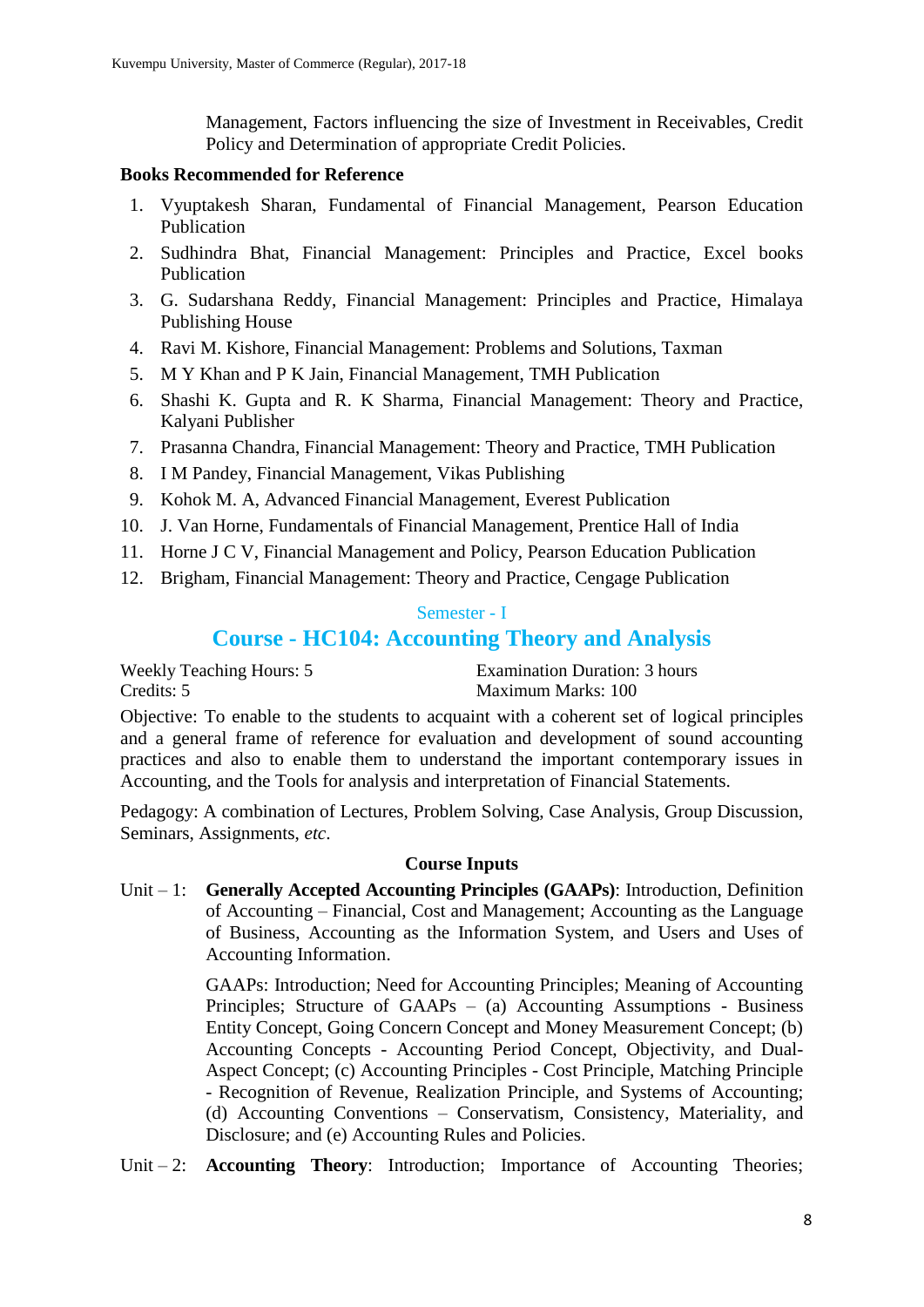Management, Factors influencing the size of Investment in Receivables, Credit Policy and Determination of appropriate Credit Policies.

**Books Recommended for Reference**

1. Vyuptakesh Sharan, Fundamental of Financial Management, Pearson Education Publication
2. Sudhindra Bhat, Financial Management: Principles and Practice, Excel books Publication
3. G. Sudarshana Reddy, Financial Management: Principles and Practice, Himalaya Publishing House
4. Ravi M. Kishore, Financial Management: Problems and Solutions, Taxman
5. M Y Khan and P K Jain, Financial Management, TMH Publication
6. Shashi K. Gupta and R. K Sharma, Financial Management: Theory and Practice, Kalyani Publisher
7. Prasanna Chandra, Financial Management: Theory and Practice, TMH Publication
8. I M Pandey, Financial Management, Vikas Publishing
9. Kohok M. A, Advanced Financial Management, Everest Publication
10. J. Van Horne, Fundamentals of Financial Management, Prentice Hall of India
11. Horne J C V, Financial Management and Policy, Pearson Education Publication
12. Brigham, Financial Management: Theory and Practice, Cengage Publication

## Semester - I

## Course - HC104: Accounting Theory and Analysis

Weekly Teaching Hours: 5 | Examination Duration: 3 hours

Credits: 5 | Maximum Marks: 100

Objective: To enable to the students to acquaint with a coherent set of logical principles and a general frame of reference for evaluation and development of sound accounting practices and also to enable them to understand the important contemporary issues in Accounting, and the Tools for analysis and interpretation of Financial Statements.

Pedagogy: A combination of Lectures, Problem Solving, Case Analysis, Group Discussion, Seminars, Assignments, *etc*.

### Course Inputs

Unit – 1: **Generally Accepted Accounting Principles (GAAPs)**: Introduction, Definition of Accounting – Financial, Cost and Management; Accounting as the Language of Business, Accounting as the Information System, and Users and Uses of Accounting Information.

GAAPs: Introduction; Need for Accounting Principles; Meaning of Accounting Principles; Structure of GAAPs – (a) Accounting Assumptions - Business Entity Concept, Going Concern Concept and Money Measurement Concept; (b) Accounting Concepts - Accounting Period Concept, Objectivity, and Dual-Aspect Concept; (c) Accounting Principles - Cost Principle, Matching Principle - Recognition of Revenue, Realization Principle, and Systems of Accounting; (d) Accounting Conventions – Conservatism, Consistency, Materiality, and Disclosure; and (e) Accounting Rules and Policies.

Unit – 2: **Accounting Theory**: Introduction; Importance of Accounting Theories;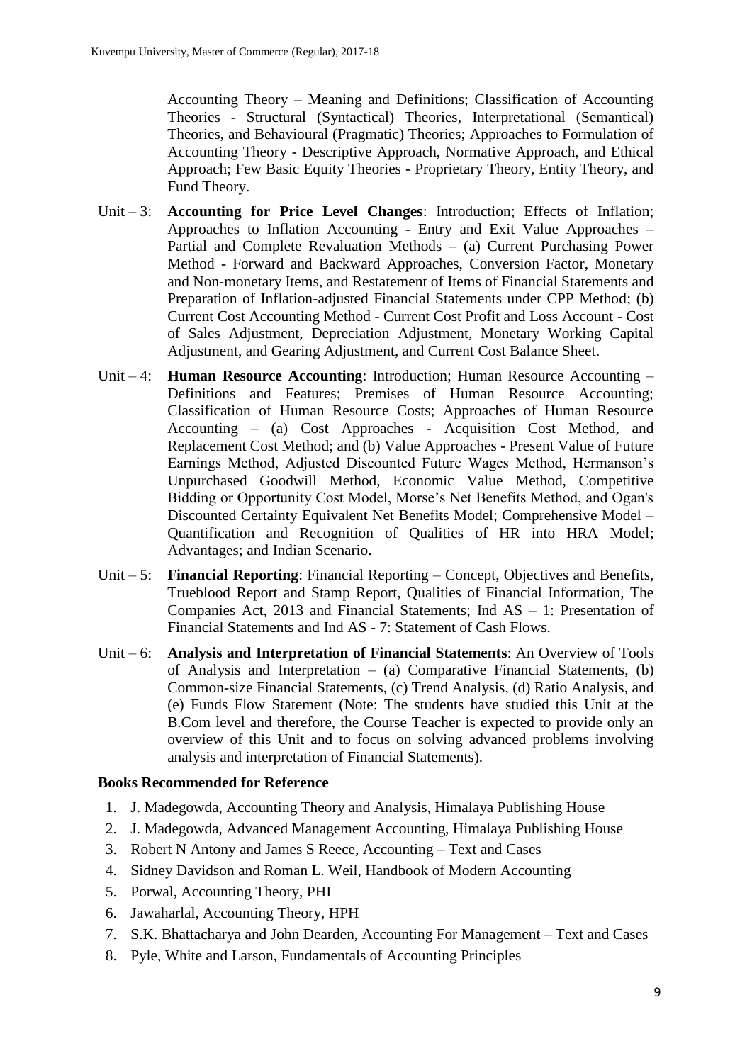Accounting Theory – Meaning and Definitions; Classification of Accounting Theories - Structural (Syntactical) Theories, Interpretational (Semantical) Theories, and Behavioural (Pragmatic) Theories; Approaches to Formulation of Accounting Theory - Descriptive Approach, Normative Approach, and Ethical Approach; Few Basic Equity Theories - Proprietary Theory, Entity Theory, and Fund Theory.

Unit – 3: **Accounting for Price Level Changes**: Introduction; Effects of Inflation; Approaches to Inflation Accounting - Entry and Exit Value Approaches – Partial and Complete Revaluation Methods – (a) Current Purchasing Power Method - Forward and Backward Approaches, Conversion Factor, Monetary and Non-monetary Items, and Restatement of Items of Financial Statements and Preparation of Inflation-adjusted Financial Statements under CPP Method; (b) Current Cost Accounting Method - Current Cost Profit and Loss Account - Cost of Sales Adjustment, Depreciation Adjustment, Monetary Working Capital Adjustment, and Gearing Adjustment, and Current Cost Balance Sheet.

Unit – 4: **Human Resource Accounting**: Introduction; Human Resource Accounting – Definitions and Features; Premises of Human Resource Accounting; Classification of Human Resource Costs; Approaches of Human Resource Accounting – (a) Cost Approaches - Acquisition Cost Method, and Replacement Cost Method; and (b) Value Approaches - Present Value of Future Earnings Method, Adjusted Discounted Future Wages Method, Hermanson's Unpurchased Goodwill Method, Economic Value Method, Competitive Bidding or Opportunity Cost Model, Morse's Net Benefits Method, and Ogan's Discounted Certainty Equivalent Net Benefits Model; Comprehensive Model – Quantification and Recognition of Qualities of HR into HRA Model; Advantages; and Indian Scenario.

Unit – 5: **Financial Reporting**: Financial Reporting – Concept, Objectives and Benefits, Trueblood Report and Stamp Report, Qualities of Financial Information, The Companies Act, 2013 and Financial Statements; Ind AS – 1: Presentation of Financial Statements and Ind AS - 7: Statement of Cash Flows.

Unit – 6: **Analysis and Interpretation of Financial Statements**: An Overview of Tools of Analysis and Interpretation – (a) Comparative Financial Statements, (b) Common-size Financial Statements, (c) Trend Analysis, (d) Ratio Analysis, and (e) Funds Flow Statement (Note: The students have studied this Unit at the B.Com level and therefore, the Course Teacher is expected to provide only an overview of this Unit and to focus on solving advanced problems involving analysis and interpretation of Financial Statements).

**Books Recommended for Reference**

1. J. Madegowda, Accounting Theory and Analysis, Himalaya Publishing House
2. J. Madegowda, Advanced Management Accounting, Himalaya Publishing House
3. Robert N Antony and James S Reece, Accounting – Text and Cases
4. Sidney Davidson and Roman L. Weil, Handbook of Modern Accounting
5. Porwal, Accounting Theory, PHI
6. Jawaharlal, Accounting Theory, HPH
7. S.K. Bhattacharya and John Dearden, Accounting For Management – Text and Cases
8. Pyle, White and Larson, Fundamentals of Accounting Principles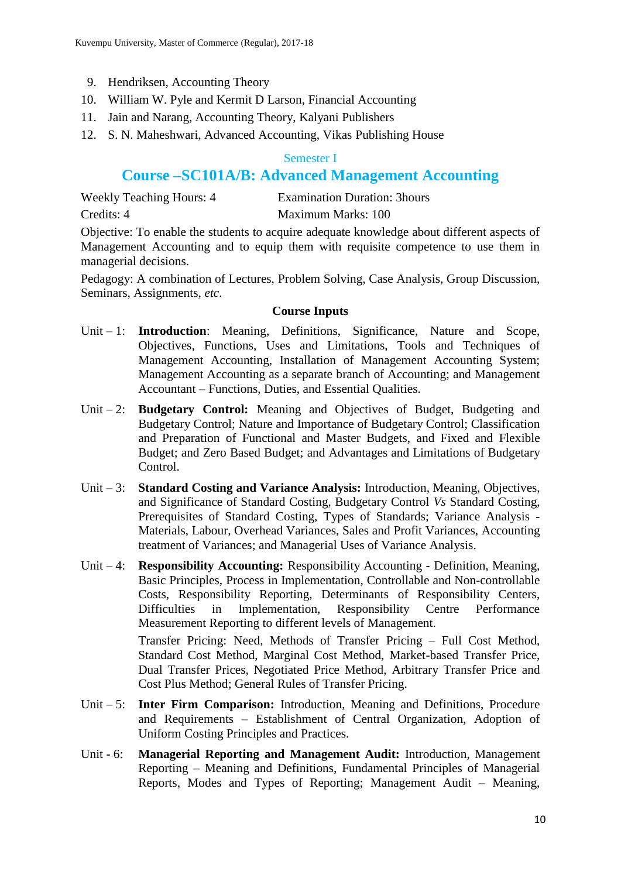9. Hendriksen, Accounting Theory
10. William W. Pyle and Kermit D Larson, Financial Accounting
11. Jain and Narang, Accounting Theory, Kalyani Publishers
12. S. N. Maheshwari, Advanced Accounting, Vikas Publishing House

### Semester I

## Course –SC101A/B: Advanced Management Accounting

Weekly Teaching Hours: 4 Examination Duration: 3hours
Credits: 4 Maximum Marks: 100

Objective: To enable the students to acquire adequate knowledge about different aspects of Management Accounting and to equip them with requisite competence to use them in managerial decisions.

Pedagogy: A combination of Lectures, Problem Solving, Case Analysis, Group Discussion, Seminars, Assignments, *etc*.

**Course Inputs**

Unit – 1: **Introduction**: Meaning, Definitions, Significance, Nature and Scope, Objectives, Functions, Uses and Limitations, Tools and Techniques of Management Accounting, Installation of Management Accounting System; Management Accounting as a separate branch of Accounting; and Management Accountant – Functions, Duties, and Essential Qualities.

Unit – 2: **Budgetary Control:** Meaning and Objectives of Budget, Budgeting and Budgetary Control; Nature and Importance of Budgetary Control; Classification and Preparation of Functional and Master Budgets, and Fixed and Flexible Budget; and Zero Based Budget; and Advantages and Limitations of Budgetary Control.

Unit – 3: **Standard Costing and Variance Analysis:** Introduction, Meaning, Objectives, and Significance of Standard Costing, Budgetary Control *Vs* Standard Costing, Prerequisites of Standard Costing, Types of Standards; Variance Analysis - Materials, Labour, Overhead Variances, Sales and Profit Variances, Accounting treatment of Variances; and Managerial Uses of Variance Analysis.

Unit – 4: **Responsibility Accounting:** Responsibility Accounting - Definition, Meaning, Basic Principles, Process in Implementation, Controllable and Non-controllable Costs, Responsibility Reporting, Determinants of Responsibility Centers, Difficulties in Implementation, Responsibility Centre Performance Measurement Reporting to different levels of Management.

Transfer Pricing: Need, Methods of Transfer Pricing – Full Cost Method, Standard Cost Method, Marginal Cost Method, Market-based Transfer Price, Dual Transfer Prices, Negotiated Price Method, Arbitrary Transfer Price and Cost Plus Method; General Rules of Transfer Pricing.

Unit – 5: **Inter Firm Comparison:** Introduction, Meaning and Definitions, Procedure and Requirements – Establishment of Central Organization, Adoption of Uniform Costing Principles and Practices.

Unit - 6: **Managerial Reporting and Management Audit:** Introduction, Management Reporting – Meaning and Definitions, Fundamental Principles of Managerial Reports, Modes and Types of Reporting; Management Audit – Meaning,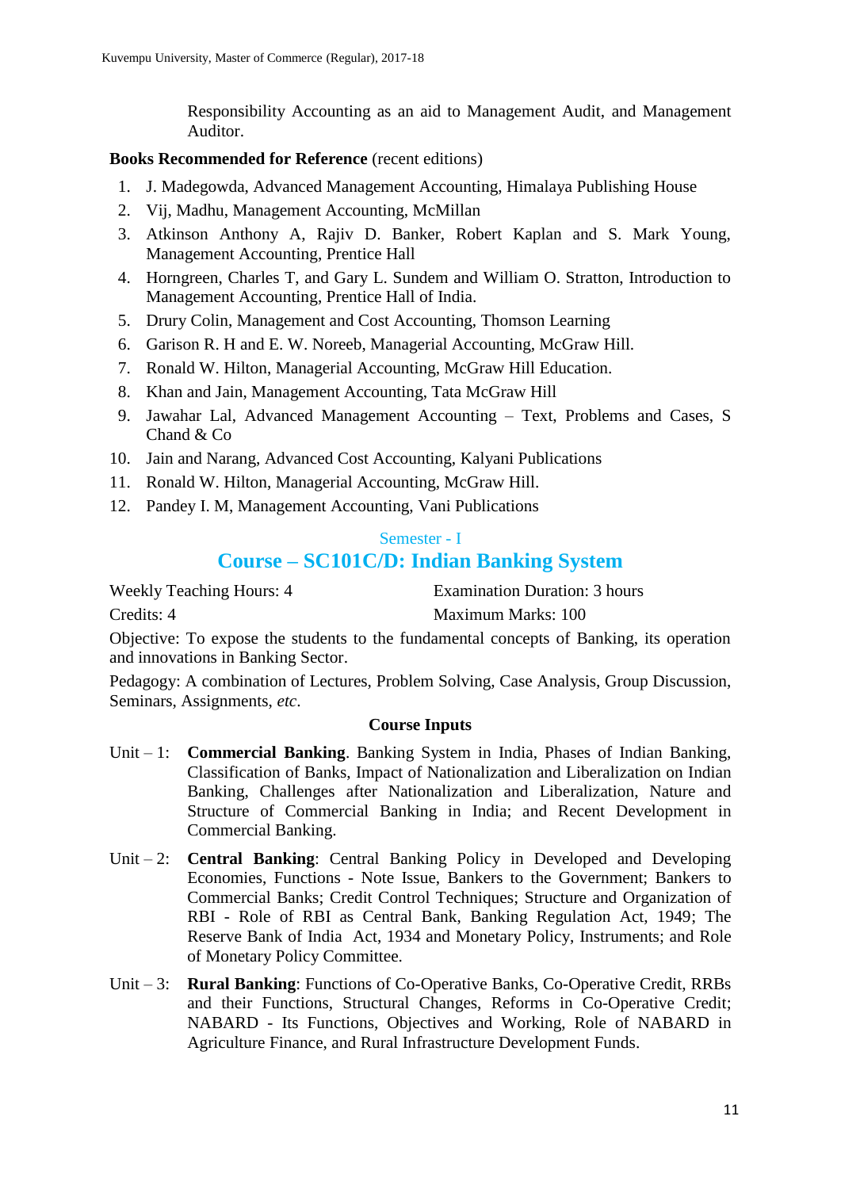Responsibility Accounting as an aid to Management Audit, and Management Auditor.

**Books Recommended for Reference** (recent editions)

1. J. Madegowda, Advanced Management Accounting, Himalaya Publishing House
2. Vij, Madhu, Management Accounting, McMillan
3. Atkinson Anthony A, Rajiv D. Banker, Robert Kaplan and S. Mark Young, Management Accounting, Prentice Hall
4. Horngreen, Charles T, and Gary L. Sundem and William O. Stratton, Introduction to Management Accounting, Prentice Hall of India.
5. Drury Colin, Management and Cost Accounting, Thomson Learning
6. Garison R. H and E. W. Noreeb, Managerial Accounting, McGraw Hill.
7. Ronald W. Hilton, Managerial Accounting, McGraw Hill Education.
8. Khan and Jain, Management Accounting, Tata McGraw Hill
9. Jawahar Lal, Advanced Management Accounting – Text, Problems and Cases, S Chand & Co
10. Jain and Narang, Advanced Cost Accounting, Kalyani Publications
11. Ronald W. Hilton, Managerial Accounting, McGraw Hill.
12. Pandey I. M, Management Accounting, Vani Publications

Semester - I

## Course – SC101C/D: Indian Banking System

Weekly Teaching Hours: 4 Examination Duration: 3 hours

Credits: 4 Maximum Marks: 100

Objective: To expose the students to the fundamental concepts of Banking, its operation and innovations in Banking Sector.

Pedagogy: A combination of Lectures, Problem Solving, Case Analysis, Group Discussion, Seminars, Assignments, *etc*.

**Course Inputs**

Unit – 1: **Commercial Banking**. Banking System in India, Phases of Indian Banking, Classification of Banks, Impact of Nationalization and Liberalization on Indian Banking, Challenges after Nationalization and Liberalization, Nature and Structure of Commercial Banking in India; and Recent Development in Commercial Banking.

Unit – 2: **Central Banking**: Central Banking Policy in Developed and Developing Economies, Functions - Note Issue, Bankers to the Government; Bankers to Commercial Banks; Credit Control Techniques; Structure and Organization of RBI - Role of RBI as Central Bank, Banking Regulation Act, 1949; The Reserve Bank of India Act, 1934 and Monetary Policy, Instruments; and Role of Monetary Policy Committee.

Unit – 3: **Rural Banking**: Functions of Co-Operative Banks, Co-Operative Credit, RRBs and their Functions, Structural Changes, Reforms in Co-Operative Credit; NABARD - Its Functions, Objectives and Working, Role of NABARD in Agriculture Finance, and Rural Infrastructure Development Funds.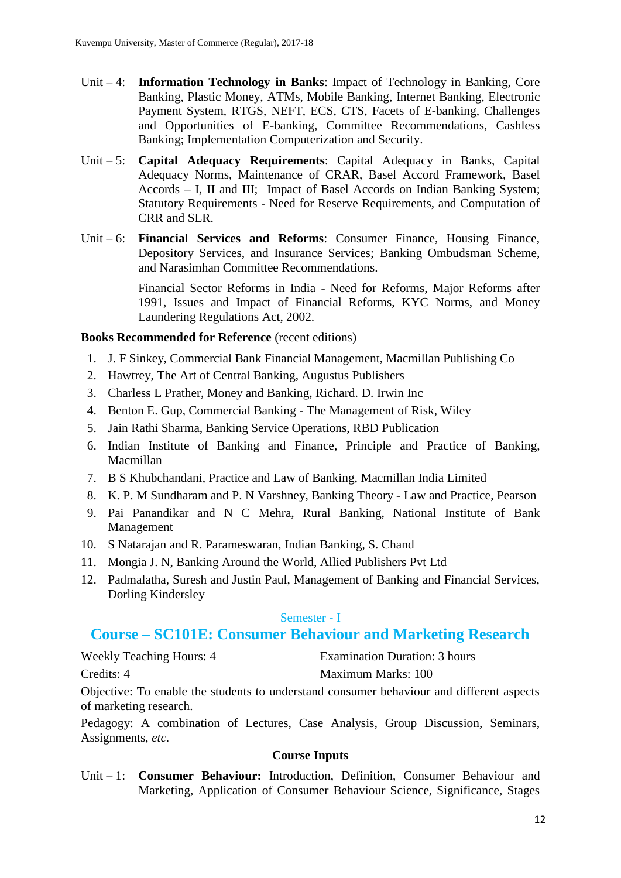Unit – 4: **Information Technology in Banks**: Impact of Technology in Banking, Core Banking, Plastic Money, ATMs, Mobile Banking, Internet Banking, Electronic Payment System, RTGS, NEFT, ECS, CTS, Facets of E-banking, Challenges and Opportunities of E-banking, Committee Recommendations, Cashless Banking; Implementation Computerization and Security.

Unit – 5: **Capital Adequacy Requirements**: Capital Adequacy in Banks, Capital Adequacy Norms, Maintenance of CRAR, Basel Accord Framework, Basel Accords – I, II and III; Impact of Basel Accords on Indian Banking System; Statutory Requirements - Need for Reserve Requirements, and Computation of CRR and SLR.

Unit – 6: **Financial Services and Reforms**: Consumer Finance, Housing Finance, Depository Services, and Insurance Services; Banking Ombudsman Scheme, and Narasimhan Committee Recommendations.

Financial Sector Reforms in India - Need for Reforms, Major Reforms after 1991, Issues and Impact of Financial Reforms, KYC Norms, and Money Laundering Regulations Act, 2002.

**Books Recommended for Reference** (recent editions)

1. J. F Sinkey, Commercial Bank Financial Management, Macmillan Publishing Co
2. Hawtrey, The Art of Central Banking, Augustus Publishers
3. Charless L Prather, Money and Banking, Richard. D. Irwin Inc
4. Benton E. Gup, Commercial Banking - The Management of Risk, Wiley
5. Jain Rathi Sharma, Banking Service Operations, RBD Publication
6. Indian Institute of Banking and Finance, Principle and Practice of Banking, Macmillan
7. B S Khubchandani, Practice and Law of Banking, Macmillan India Limited
8. K. P. M Sundharam and P. N Varshney, Banking Theory - Law and Practice, Pearson
9. Pai Panandikar and N C Mehra, Rural Banking, National Institute of Bank Management
10. S Natarajan and R. Parameswaran, Indian Banking, S. Chand
11. Mongia J. N, Banking Around the World, Allied Publishers Pvt Ltd
12. Padmalatha, Suresh and Justin Paul, Management of Banking and Financial Services, Dorling Kindersley

Semester - I

## Course – SC101E: Consumer Behaviour and Marketing Research

Weekly Teaching Hours: 4 | Examination Duration: 3 hours

Credits: 4 | Maximum Marks: 100

Objective: To enable the students to understand consumer behaviour and different aspects of marketing research.

Pedagogy: A combination of Lectures, Case Analysis, Group Discussion, Seminars, Assignments, *etc.*

**Course Inputs**

Unit – 1: **Consumer Behaviour:** Introduction, Definition, Consumer Behaviour and Marketing, Application of Consumer Behaviour Science, Significance, Stages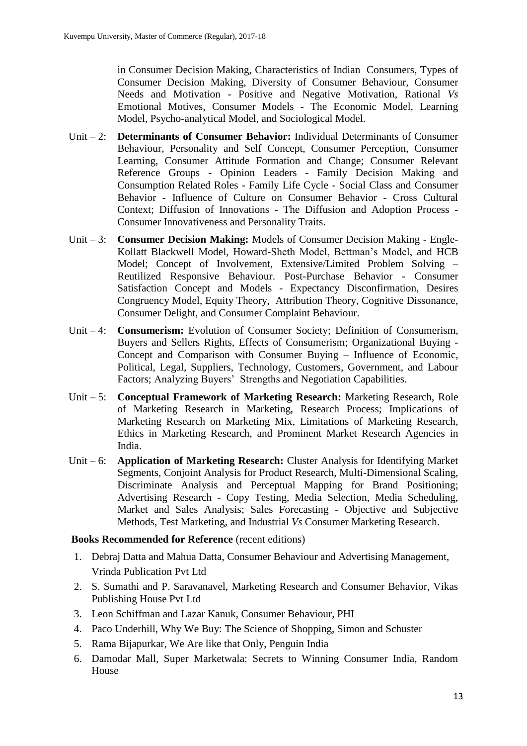in Consumer Decision Making, Characteristics of Indian Consumers, Types of Consumer Decision Making, Diversity of Consumer Behaviour, Consumer Needs and Motivation - Positive and Negative Motivation, Rational *Vs* Emotional Motives, Consumer Models - The Economic Model, Learning Model, Psycho-analytical Model, and Sociological Model.

Unit – 2: **Determinants of Consumer Behavior:** Individual Determinants of Consumer Behaviour, Personality and Self Concept, Consumer Perception, Consumer Learning, Consumer Attitude Formation and Change; Consumer Relevant Reference Groups - Opinion Leaders - Family Decision Making and Consumption Related Roles - Family Life Cycle - Social Class and Consumer Behavior - Influence of Culture on Consumer Behavior - Cross Cultural Context; Diffusion of Innovations - The Diffusion and Adoption Process - Consumer Innovativeness and Personality Traits.

Unit – 3: **Consumer Decision Making:** Models of Consumer Decision Making - Engle-Kollatt Blackwell Model, Howard-Sheth Model, Bettman's Model, and HCB Model; Concept of Involvement, Extensive/Limited Problem Solving – Reutilized Responsive Behaviour. Post-Purchase Behavior - Consumer Satisfaction Concept and Models - Expectancy Disconfirmation, Desires Congruency Model, Equity Theory, Attribution Theory, Cognitive Dissonance, Consumer Delight, and Consumer Complaint Behaviour.

Unit – 4: **Consumerism:** Evolution of Consumer Society; Definition of Consumerism, Buyers and Sellers Rights, Effects of Consumerism; Organizational Buying - Concept and Comparison with Consumer Buying – Influence of Economic, Political, Legal, Suppliers, Technology, Customers, Government, and Labour Factors; Analyzing Buyers' Strengths and Negotiation Capabilities.

Unit – 5: **Conceptual Framework of Marketing Research:** Marketing Research, Role of Marketing Research in Marketing, Research Process; Implications of Marketing Research on Marketing Mix, Limitations of Marketing Research, Ethics in Marketing Research, and Prominent Market Research Agencies in India.

Unit – 6: **Application of Marketing Research:** Cluster Analysis for Identifying Market Segments, Conjoint Analysis for Product Research, Multi-Dimensional Scaling, Discriminate Analysis and Perceptual Mapping for Brand Positioning; Advertising Research - Copy Testing, Media Selection, Media Scheduling, Market and Sales Analysis; Sales Forecasting - Objective and Subjective Methods, Test Marketing, and Industrial *Vs* Consumer Marketing Research.

**Books Recommended for Reference** (recent editions)

1. Debraj Datta and Mahua Datta, Consumer Behaviour and Advertising Management, Vrinda Publication Pvt Ltd
2. S. Sumathi and P. Saravanavel, Marketing Research and Consumer Behavior, Vikas Publishing House Pvt Ltd
3. Leon Schiffman and Lazar Kanuk, Consumer Behaviour, PHI
4. Paco Underhill, Why We Buy: The Science of Shopping, Simon and Schuster
5. Rama Bijapurkar, We Are like that Only, Penguin India
6. Damodar Mall, Super Marketwala: Secrets to Winning Consumer India, Random House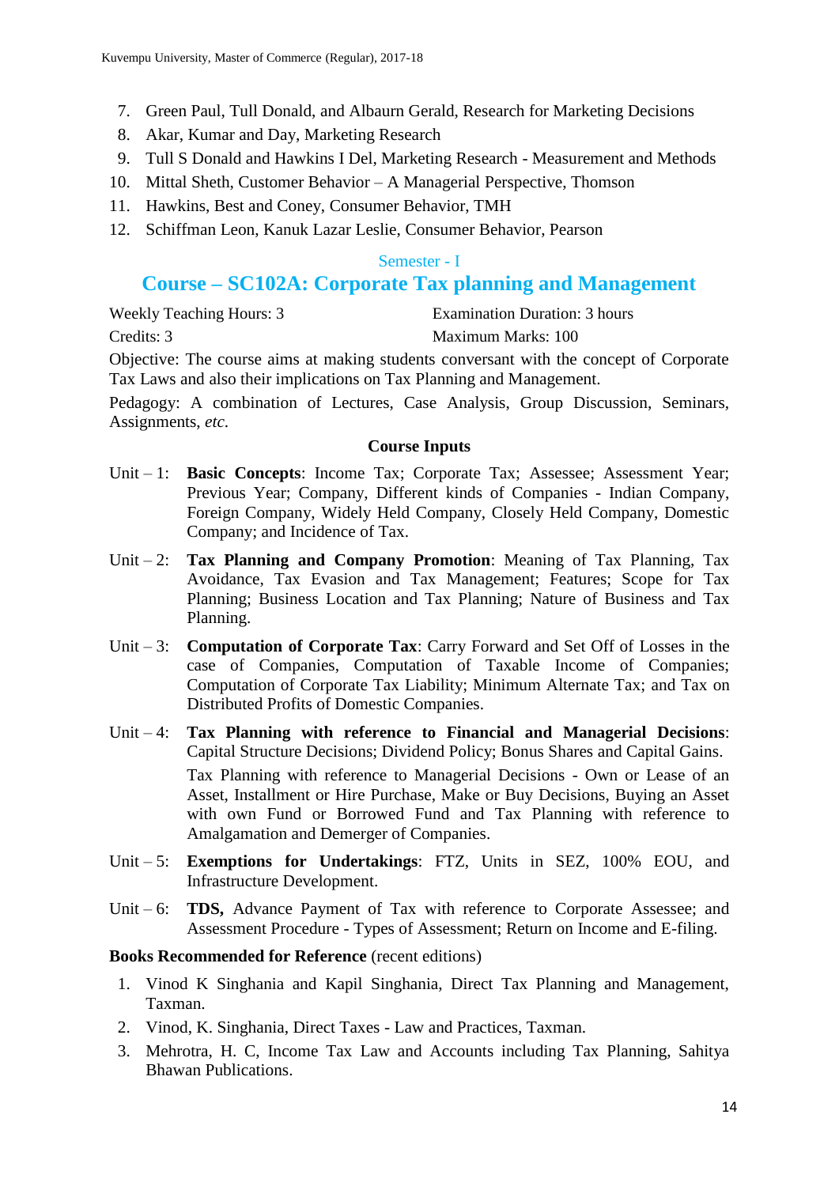7. Green Paul, Tull Donald, and Albaurn Gerald, Research for Marketing Decisions
8. Akar, Kumar and Day, Marketing Research
9. Tull S Donald and Hawkins I Del, Marketing Research - Measurement and Methods
10. Mittal Sheth, Customer Behavior – A Managerial Perspective, Thomson
11. Hawkins, Best and Coney, Consumer Behavior, TMH
12. Schiffman Leon, Kanuk Lazar Leslie, Consumer Behavior, Pearson

### Semester - I

## Course – SC102A: Corporate Tax planning and Management

Weekly Teaching Hours: 3 | Examination Duration: 3 hours

Credits: 3 | Maximum Marks: 100

Objective: The course aims at making students conversant with the concept of Corporate Tax Laws and also their implications on Tax Planning and Management.

Pedagogy: A combination of Lectures, Case Analysis, Group Discussion, Seminars, Assignments, *etc.*

**Course Inputs**

Unit – 1: **Basic Concepts**: Income Tax; Corporate Tax; Assessee; Assessment Year; Previous Year; Company, Different kinds of Companies - Indian Company, Foreign Company, Widely Held Company, Closely Held Company, Domestic Company; and Incidence of Tax.

Unit – 2: **Tax Planning and Company Promotion**: Meaning of Tax Planning, Tax Avoidance, Tax Evasion and Tax Management; Features; Scope for Tax Planning; Business Location and Tax Planning; Nature of Business and Tax Planning.

Unit – 3: **Computation of Corporate Tax**: Carry Forward and Set Off of Losses in the case of Companies, Computation of Taxable Income of Companies; Computation of Corporate Tax Liability; Minimum Alternate Tax; and Tax on Distributed Profits of Domestic Companies.

Unit – 4: **Tax Planning with reference to Financial and Managerial Decisions**: Capital Structure Decisions; Dividend Policy; Bonus Shares and Capital Gains.

Tax Planning with reference to Managerial Decisions - Own or Lease of an Asset, Installment or Hire Purchase, Make or Buy Decisions, Buying an Asset with own Fund or Borrowed Fund and Tax Planning with reference to Amalgamation and Demerger of Companies.

Unit – 5: **Exemptions for Undertakings**: FTZ, Units in SEZ, 100% EOU, and Infrastructure Development.

Unit – 6: **TDS,** Advance Payment of Tax with reference to Corporate Assessee; and Assessment Procedure - Types of Assessment; Return on Income and E-filing.

**Books Recommended for Reference** (recent editions)

1. Vinod K Singhania and Kapil Singhania, Direct Tax Planning and Management, Taxman.
2. Vinod, K. Singhania, Direct Taxes - Law and Practices, Taxman.
3. Mehrotra, H. C, Income Tax Law and Accounts including Tax Planning, Sahitya Bhawan Publications.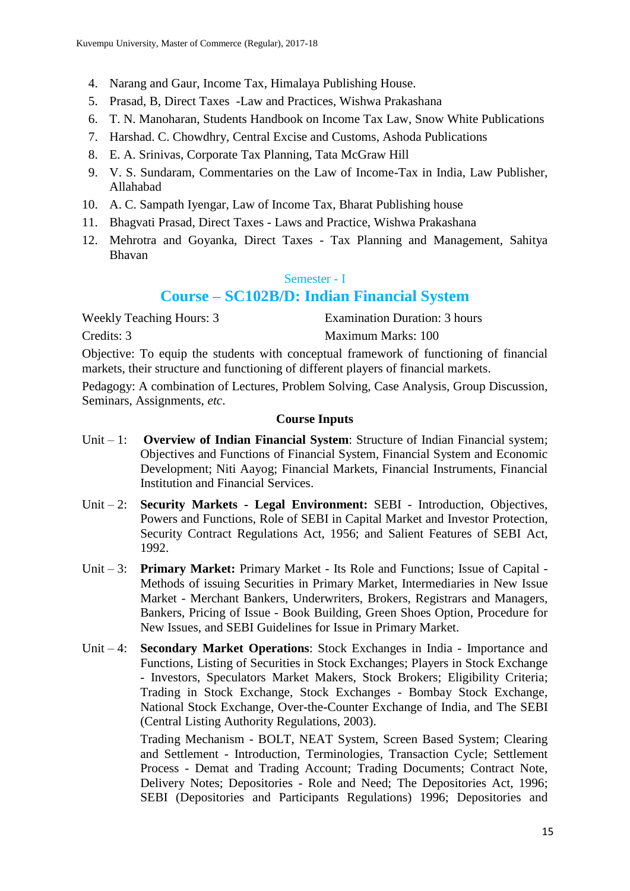4. Narang and Gaur, Income Tax, Himalaya Publishing House.
5. Prasad, B, Direct Taxes -Law and Practices, Wishwa Prakashana
6. T. N. Manoharan, Students Handbook on Income Tax Law, Snow White Publications
7. Harshad. C. Chowdhry, Central Excise and Customs, Ashoda Publications
8. E. A. Srinivas, Corporate Tax Planning, Tata McGraw Hill
9. V. S. Sundaram, Commentaries on the Law of Income-Tax in India, Law Publisher, Allahabad
10. A. C. Sampath Iyengar, Law of Income Tax, Bharat Publishing house
11. Bhagvati Prasad, Direct Taxes - Laws and Practice, Wishwa Prakashana
12. Mehrotra and Goyanka, Direct Taxes - Tax Planning and Management, Sahitya Bhavan

### Semester - I

## Course – SC102B/D: Indian Financial System

Weekly Teaching Hours: 3 Examination Duration: 3 hours

Credits: 3 Maximum Marks: 100

Objective: To equip the students with conceptual framework of functioning of financial markets, their structure and functioning of different players of financial markets.

Pedagogy: A combination of Lectures, Problem Solving, Case Analysis, Group Discussion, Seminars, Assignments, *etc*.

**Course Inputs**

Unit – 1: **Overview of Indian Financial System**: Structure of Indian Financial system; Objectives and Functions of Financial System, Financial System and Economic Development; Niti Aayog; Financial Markets, Financial Instruments, Financial Institution and Financial Services.

Unit – 2: **Security Markets - Legal Environment:** SEBI - Introduction, Objectives, Powers and Functions, Role of SEBI in Capital Market and Investor Protection, Security Contract Regulations Act, 1956; and Salient Features of SEBI Act, 1992.

Unit – 3: **Primary Market:** Primary Market - Its Role and Functions; Issue of Capital - Methods of issuing Securities in Primary Market, Intermediaries in New Issue Market - Merchant Bankers, Underwriters, Brokers, Registrars and Managers, Bankers, Pricing of Issue - Book Building, Green Shoes Option, Procedure for New Issues, and SEBI Guidelines for Issue in Primary Market.

Unit – 4: **Secondary Market Operations**: Stock Exchanges in India - Importance and Functions, Listing of Securities in Stock Exchanges; Players in Stock Exchange - Investors, Speculators Market Makers, Stock Brokers; Eligibility Criteria; Trading in Stock Exchange, Stock Exchanges - Bombay Stock Exchange, National Stock Exchange, Over-the-Counter Exchange of India, and The SEBI (Central Listing Authority Regulations, 2003).

Trading Mechanism - BOLT, NEAT System, Screen Based System; Clearing and Settlement - Introduction, Terminologies, Transaction Cycle; Settlement Process - Demat and Trading Account; Trading Documents; Contract Note, Delivery Notes; Depositories - Role and Need; The Depositories Act, 1996; SEBI (Depositories and Participants Regulations) 1996; Depositories and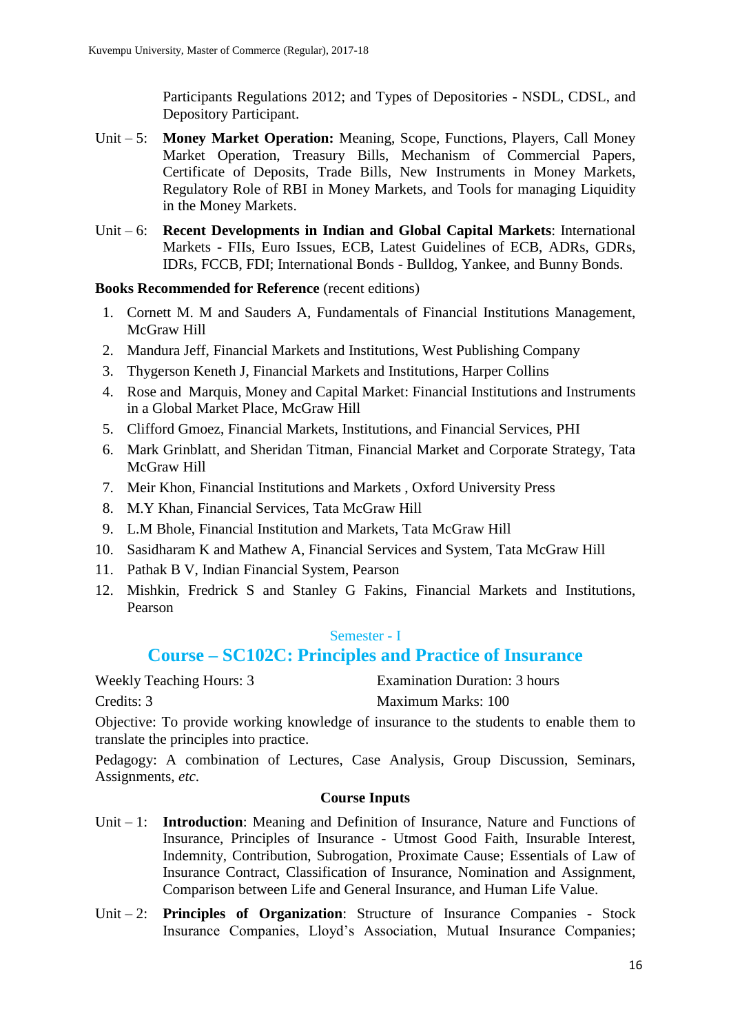Participants Regulations 2012; and Types of Depositories - NSDL, CDSL, and Depository Participant.

Unit – 5: **Money Market Operation:** Meaning, Scope, Functions, Players, Call Money Market Operation, Treasury Bills, Mechanism of Commercial Papers, Certificate of Deposits, Trade Bills, New Instruments in Money Markets, Regulatory Role of RBI in Money Markets, and Tools for managing Liquidity in the Money Markets.

Unit – 6: **Recent Developments in Indian and Global Capital Markets**: International Markets - FIIs, Euro Issues, ECB, Latest Guidelines of ECB, ADRs, GDRs, IDRs, FCCB, FDI; International Bonds - Bulldog, Yankee, and Bunny Bonds.

**Books Recommended for Reference** (recent editions)

1. Cornett M. M and Sauders A, Fundamentals of Financial Institutions Management, McGraw Hill
2. Mandura Jeff, Financial Markets and Institutions, West Publishing Company
3. Thygerson Keneth J, Financial Markets and Institutions, Harper Collins
4. Rose and Marquis, Money and Capital Market: Financial Institutions and Instruments in a Global Market Place, McGraw Hill
5. Clifford Gmoez, Financial Markets, Institutions, and Financial Services, PHI
6. Mark Grinblatt, and Sheridan Titman, Financial Market and Corporate Strategy, Tata McGraw Hill
7. Meir Khon, Financial Institutions and Markets , Oxford University Press
8. M.Y Khan, Financial Services, Tata McGraw Hill
9. L.M Bhole, Financial Institution and Markets, Tata McGraw Hill
10. Sasidharam K and Mathew A, Financial Services and System, Tata McGraw Hill
11. Pathak B V, Indian Financial System, Pearson
12. Mishkin, Fredrick S and Stanley G Fakins, Financial Markets and Institutions, Pearson

Semester - I

## Course – SC102C: Principles and Practice of Insurance

Weekly Teaching Hours: 3 Examination Duration: 3 hours

Credits: 3 Maximum Marks: 100

Objective: To provide working knowledge of insurance to the students to enable them to translate the principles into practice.

Pedagogy: A combination of Lectures, Case Analysis, Group Discussion, Seminars, Assignments, *etc.*

**Course Inputs**

Unit – 1: **Introduction**: Meaning and Definition of Insurance, Nature and Functions of Insurance, Principles of Insurance - Utmost Good Faith, Insurable Interest, Indemnity, Contribution, Subrogation, Proximate Cause; Essentials of Law of Insurance Contract, Classification of Insurance, Nomination and Assignment, Comparison between Life and General Insurance, and Human Life Value.

Unit – 2: **Principles of Organization**: Structure of Insurance Companies - Stock Insurance Companies, Lloyd's Association, Mutual Insurance Companies;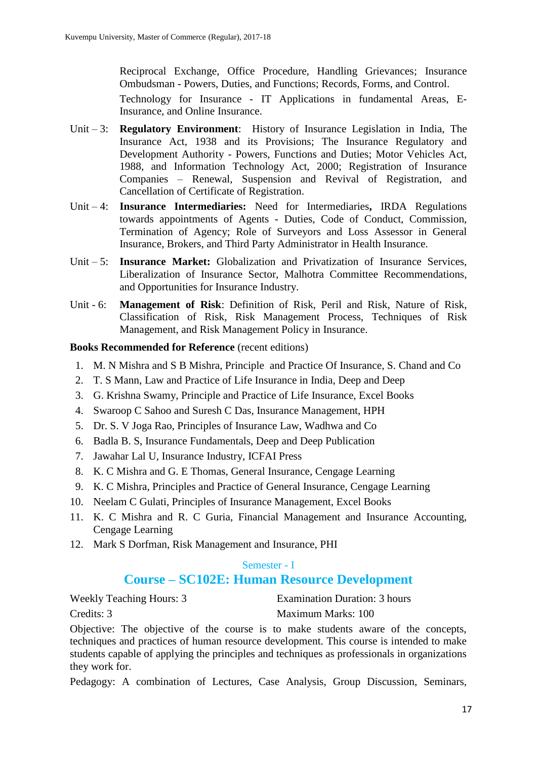Reciprocal Exchange, Office Procedure, Handling Grievances; Insurance Ombudsman - Powers, Duties, and Functions; Records, Forms, and Control.

Technology for Insurance - IT Applications in fundamental Areas, E-Insurance, and Online Insurance.

Unit – 3: **Regulatory Environment**: History of Insurance Legislation in India, The Insurance Act, 1938 and its Provisions; The Insurance Regulatory and Development Authority - Powers, Functions and Duties; Motor Vehicles Act, 1988, and Information Technology Act, 2000; Registration of Insurance Companies – Renewal, Suspension and Revival of Registration, and Cancellation of Certificate of Registration.

Unit – 4: **Insurance Intermediaries:** Need for Intermediaries**,** IRDA Regulations towards appointments of Agents - Duties, Code of Conduct, Commission, Termination of Agency; Role of Surveyors and Loss Assessor in General Insurance, Brokers, and Third Party Administrator in Health Insurance.

Unit – 5: **Insurance Market:** Globalization and Privatization of Insurance Services, Liberalization of Insurance Sector, Malhotra Committee Recommendations, and Opportunities for Insurance Industry.

Unit - 6: **Management of Risk**: Definition of Risk, Peril and Risk, Nature of Risk, Classification of Risk, Risk Management Process, Techniques of Risk Management, and Risk Management Policy in Insurance.

**Books Recommended for Reference** (recent editions)

1. M. N Mishra and S B Mishra, Principle and Practice Of Insurance, S. Chand and Co
2. T. S Mann, Law and Practice of Life Insurance in India, Deep and Deep
3. G. Krishna Swamy, Principle and Practice of Life Insurance, Excel Books
4. Swaroop C Sahoo and Suresh C Das, Insurance Management, HPH
5. Dr. S. V Joga Rao, Principles of Insurance Law, Wadhwa and Co
6. Badla B. S, Insurance Fundamentals, Deep and Deep Publication
7. Jawahar Lal U, Insurance Industry, ICFAI Press
8. K. C Mishra and G. E Thomas, General Insurance, Cengage Learning
9. K. C Mishra, Principles and Practice of General Insurance, Cengage Learning
10. Neelam C Gulati, Principles of Insurance Management, Excel Books
11. K. C Mishra and R. C Guria, Financial Management and Insurance Accounting, Cengage Learning
12. Mark S Dorfman, Risk Management and Insurance, PHI

Semester - I

## Course – SC102E: Human Resource Development

Weekly Teaching Hours: 3 | Examination Duration: 3 hours

Credits: 3 | Maximum Marks: 100

Objective: The objective of the course is to make students aware of the concepts, techniques and practices of human resource development. This course is intended to make students capable of applying the principles and techniques as professionals in organizations they work for.

Pedagogy: A combination of Lectures, Case Analysis, Group Discussion, Seminars,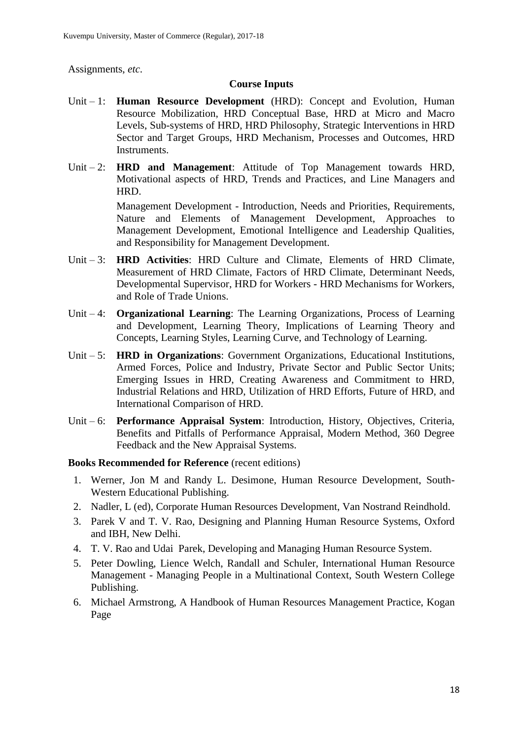Assignments, *etc.*

### Course Inputs

Unit – 1: **Human Resource Development** (HRD): Concept and Evolution, Human Resource Mobilization, HRD Conceptual Base, HRD at Micro and Macro Levels, Sub-systems of HRD, HRD Philosophy, Strategic Interventions in HRD Sector and Target Groups, HRD Mechanism, Processes and Outcomes, HRD Instruments.

Unit – 2: **HRD and Management**: Attitude of Top Management towards HRD, Motivational aspects of HRD, Trends and Practices, and Line Managers and HRD.

Management Development - Introduction, Needs and Priorities, Requirements, Nature and Elements of Management Development, Approaches to Management Development, Emotional Intelligence and Leadership Qualities, and Responsibility for Management Development.

Unit – 3: **HRD Activities**: HRD Culture and Climate, Elements of HRD Climate, Measurement of HRD Climate, Factors of HRD Climate, Determinant Needs, Developmental Supervisor, HRD for Workers - HRD Mechanisms for Workers, and Role of Trade Unions.

Unit – 4: **Organizational Learning**: The Learning Organizations, Process of Learning and Development, Learning Theory, Implications of Learning Theory and Concepts, Learning Styles, Learning Curve, and Technology of Learning.

Unit – 5: **HRD in Organizations**: Government Organizations, Educational Institutions, Armed Forces, Police and Industry, Private Sector and Public Sector Units; Emerging Issues in HRD, Creating Awareness and Commitment to HRD, Industrial Relations and HRD, Utilization of HRD Efforts, Future of HRD, and International Comparison of HRD.

Unit – 6: **Performance Appraisal System**: Introduction, History, Objectives, Criteria, Benefits and Pitfalls of Performance Appraisal, Modern Method, 360 Degree Feedback and the New Appraisal Systems.

**Books Recommended for Reference** (recent editions)

1. Werner, Jon M and Randy L. Desimone, Human Resource Development, South-Western Educational Publishing.
2. Nadler, L (ed), Corporate Human Resources Development, Van Nostrand Reindhold.
3. Parek V and T. V. Rao, Designing and Planning Human Resource Systems, Oxford and IBH, New Delhi.
4. T. V. Rao and Udai Parek, Developing and Managing Human Resource System.
5. Peter Dowling, Lience Welch, Randall and Schuler, International Human Resource Management - Managing People in a Multinational Context, South Western College Publishing.
6. Michael Armstrong, A Handbook of Human Resources Management Practice, Kogan Page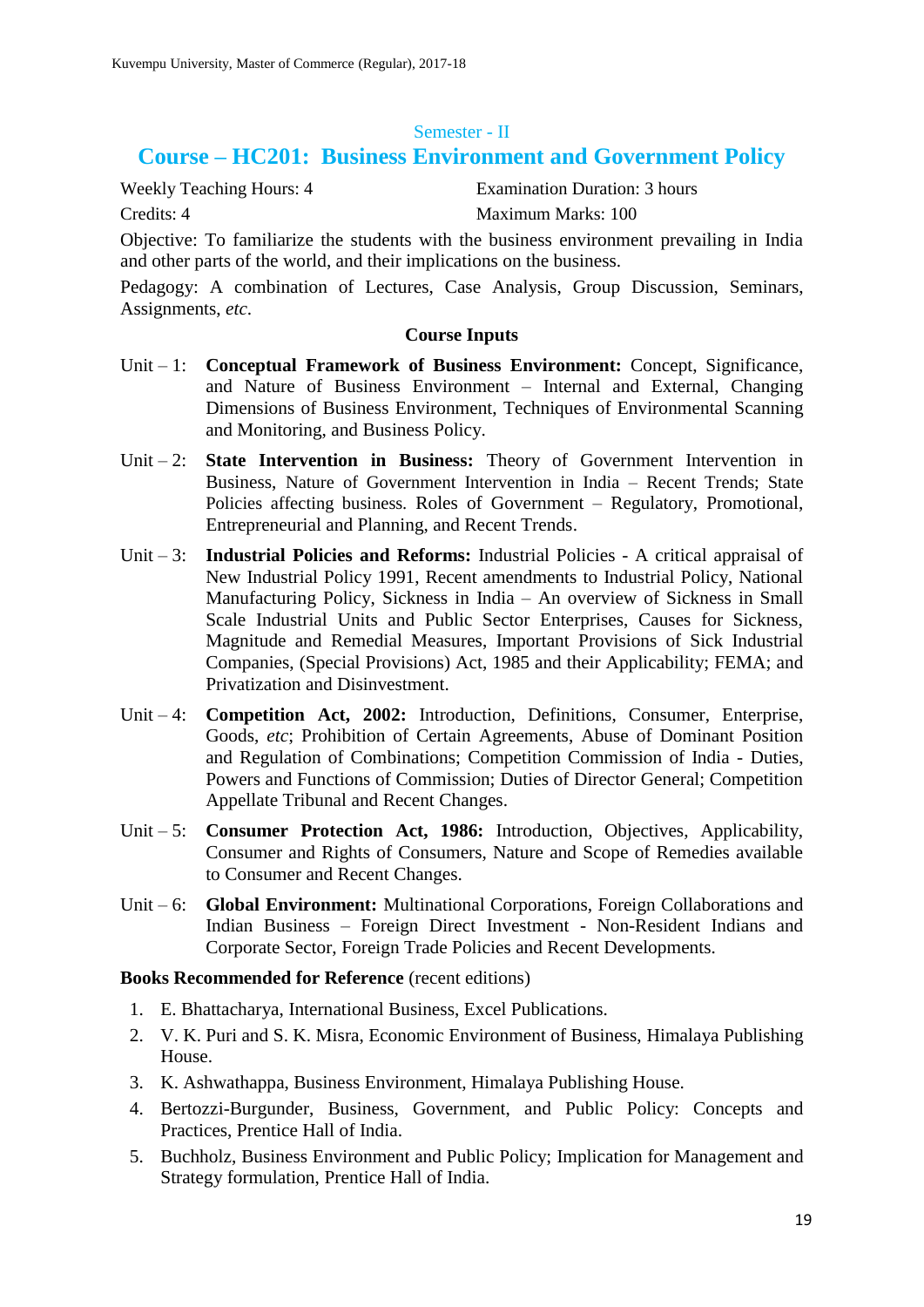Semester - II

## Course – HC201: Business Environment and Government Policy

Weekly Teaching Hours: 4 | Examination Duration: 3 hours

Credits: 4 | Maximum Marks: 100

Objective: To familiarize the students with the business environment prevailing in India and other parts of the world, and their implications on the business.

Pedagogy: A combination of Lectures, Case Analysis, Group Discussion, Seminars, Assignments, *etc.*

### Course Inputs

Unit – 1: **Conceptual Framework of Business Environment:** Concept, Significance, and Nature of Business Environment – Internal and External, Changing Dimensions of Business Environment, Techniques of Environmental Scanning and Monitoring, and Business Policy.

Unit – 2: **State Intervention in Business:** Theory of Government Intervention in Business, Nature of Government Intervention in India – Recent Trends; State Policies affecting business. Roles of Government – Regulatory, Promotional, Entrepreneurial and Planning, and Recent Trends.

Unit – 3: **Industrial Policies and Reforms:** Industrial Policies - A critical appraisal of New Industrial Policy 1991, Recent amendments to Industrial Policy, National Manufacturing Policy, Sickness in India – An overview of Sickness in Small Scale Industrial Units and Public Sector Enterprises, Causes for Sickness, Magnitude and Remedial Measures, Important Provisions of Sick Industrial Companies, (Special Provisions) Act, 1985 and their Applicability; FEMA; and Privatization and Disinvestment.

Unit – 4: **Competition Act, 2002:** Introduction, Definitions, Consumer, Enterprise, Goods, *etc*; Prohibition of Certain Agreements, Abuse of Dominant Position and Regulation of Combinations; Competition Commission of India - Duties, Powers and Functions of Commission; Duties of Director General; Competition Appellate Tribunal and Recent Changes.

Unit – 5: **Consumer Protection Act, 1986:** Introduction, Objectives, Applicability, Consumer and Rights of Consumers, Nature and Scope of Remedies available to Consumer and Recent Changes.

Unit – 6: **Global Environment:** Multinational Corporations, Foreign Collaborations and Indian Business – Foreign Direct Investment - Non-Resident Indians and Corporate Sector, Foreign Trade Policies and Recent Developments.

**Books Recommended for Reference** (recent editions)

1. E. Bhattacharya, International Business, Excel Publications.
2. V. K. Puri and S. K. Misra, Economic Environment of Business, Himalaya Publishing House.
3. K. Ashwathappa, Business Environment, Himalaya Publishing House.
4. Bertozzi-Burgunder, Business, Government, and Public Policy: Concepts and Practices, Prentice Hall of India.
5. Buchholz, Business Environment and Public Policy; Implication for Management and Strategy formulation, Prentice Hall of India.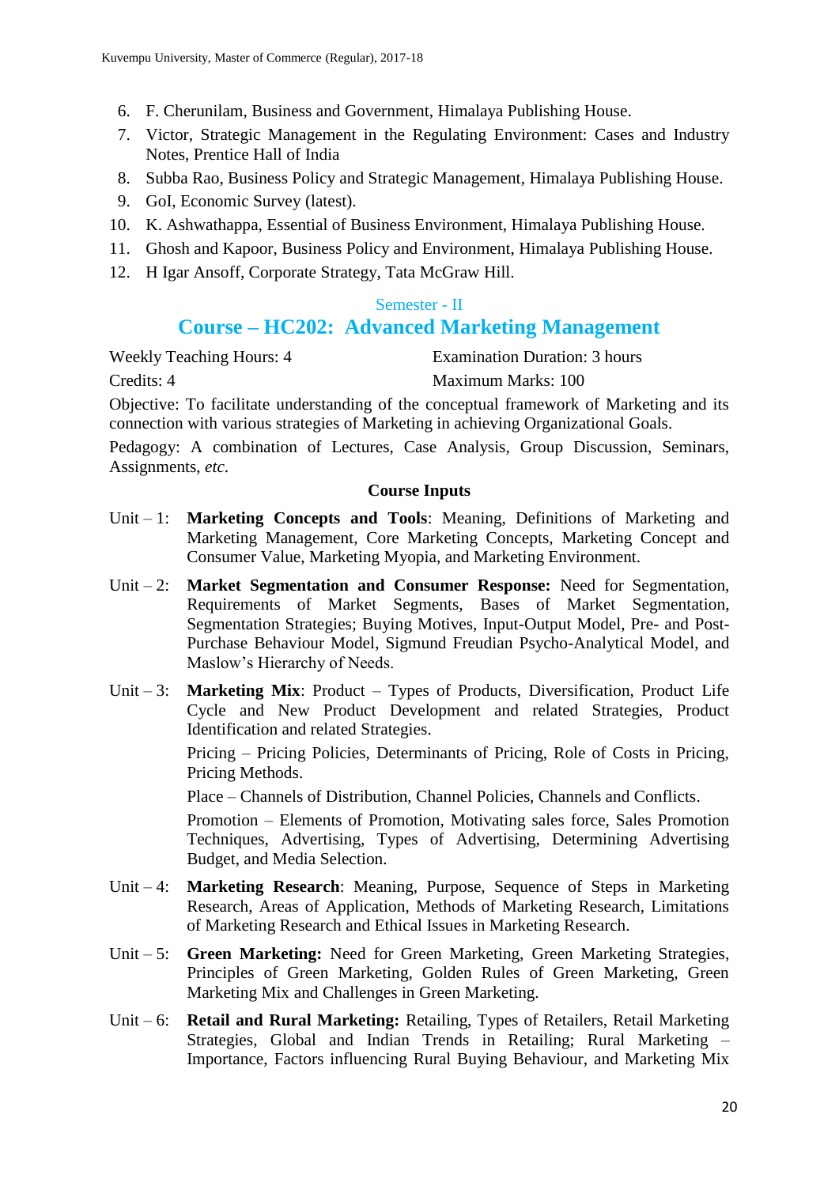6. F. Cherunilam, Business and Government, Himalaya Publishing House.
7. Victor, Strategic Management in the Regulating Environment: Cases and Industry Notes, Prentice Hall of India
8. Subba Rao, Business Policy and Strategic Management, Himalaya Publishing House.
9. GoI, Economic Survey (latest).
10. K. Ashwathappa, Essential of Business Environment, Himalaya Publishing House.
11. Ghosh and Kapoor, Business Policy and Environment, Himalaya Publishing House.
12. H Igar Ansoff, Corporate Strategy, Tata McGraw Hill.

### Semester - II

## Course – HC202: Advanced Marketing Management

| | |
|---|---|
| Weekly Teaching Hours: 4 | Examination Duration: 3 hours |
| Credits: 4 | Maximum Marks: 100 |

Objective: To facilitate understanding of the conceptual framework of Marketing and its connection with various strategies of Marketing in achieving Organizational Goals.

Pedagogy: A combination of Lectures, Case Analysis, Group Discussion, Seminars, Assignments, *etc.*

**Course Inputs**

Unit – 1: **Marketing Concepts and Tools**: Meaning, Definitions of Marketing and Marketing Management, Core Marketing Concepts, Marketing Concept and Consumer Value, Marketing Myopia, and Marketing Environment.

Unit – 2: **Market Segmentation and Consumer Response:** Need for Segmentation, Requirements of Market Segments, Bases of Market Segmentation, Segmentation Strategies; Buying Motives, Input-Output Model, Pre- and Post-Purchase Behaviour Model, Sigmund Freudian Psycho-Analytical Model, and Maslow's Hierarchy of Needs.

Unit – 3: **Marketing Mix**: Product – Types of Products, Diversification, Product Life Cycle and New Product Development and related Strategies, Product Identification and related Strategies.

Pricing – Pricing Policies, Determinants of Pricing, Role of Costs in Pricing, Pricing Methods.

Place – Channels of Distribution, Channel Policies, Channels and Conflicts.

Promotion – Elements of Promotion, Motivating sales force, Sales Promotion Techniques, Advertising, Types of Advertising, Determining Advertising Budget, and Media Selection.

Unit – 4: **Marketing Research**: Meaning, Purpose, Sequence of Steps in Marketing Research, Areas of Application, Methods of Marketing Research, Limitations of Marketing Research and Ethical Issues in Marketing Research.

Unit – 5: **Green Marketing:** Need for Green Marketing, Green Marketing Strategies, Principles of Green Marketing, Golden Rules of Green Marketing, Green Marketing Mix and Challenges in Green Marketing.

Unit – 6: **Retail and Rural Marketing:** Retailing, Types of Retailers, Retail Marketing Strategies, Global and Indian Trends in Retailing; Rural Marketing – Importance, Factors influencing Rural Buying Behaviour, and Marketing Mix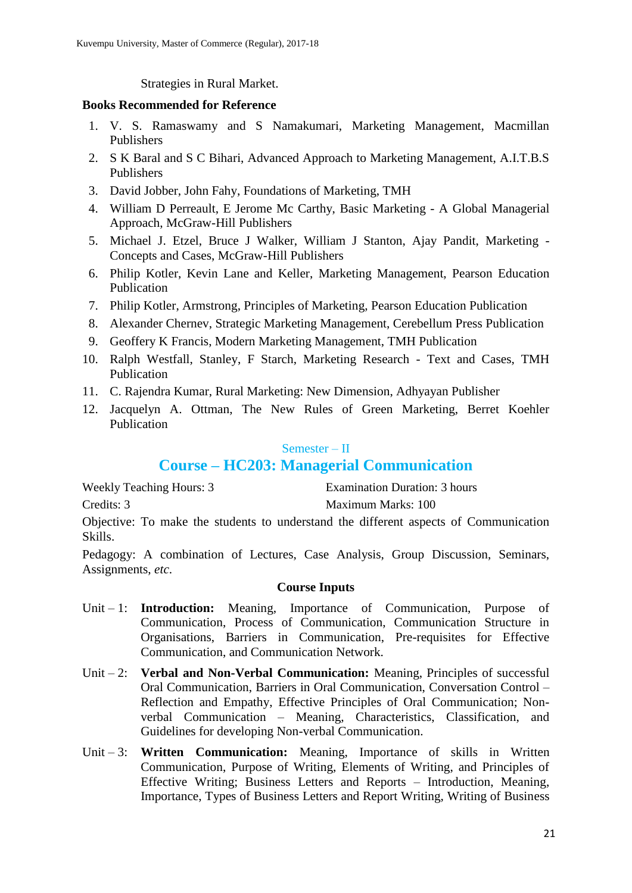Strategies in Rural Market.

**Books Recommended for Reference**

1. V. S. Ramaswamy and S Namakumari, Marketing Management, Macmillan Publishers
2. S K Baral and S C Bihari, Advanced Approach to Marketing Management, A.I.T.B.S Publishers
3. David Jobber, John Fahy, Foundations of Marketing, TMH
4. William D Perreault, E Jerome Mc Carthy, Basic Marketing - A Global Managerial Approach, McGraw-Hill Publishers
5. Michael J. Etzel, Bruce J Walker, William J Stanton, Ajay Pandit, Marketing - Concepts and Cases, McGraw-Hill Publishers
6. Philip Kotler, Kevin Lane and Keller, Marketing Management, Pearson Education Publication
7. Philip Kotler, Armstrong, Principles of Marketing, Pearson Education Publication
8. Alexander Chernev, Strategic Marketing Management, Cerebellum Press Publication
9. Geoffery K Francis, Modern Marketing Management, TMH Publication
10. Ralph Westfall, Stanley, F Starch, Marketing Research - Text and Cases, TMH Publication
11. C. Rajendra Kumar, Rural Marketing: New Dimension, Adhyayan Publisher
12. Jacquelyn A. Ottman, The New Rules of Green Marketing, Berret Koehler Publication

## Semester – II

## Course – HC203: Managerial Communication

Weekly Teaching Hours: 3 | Examination Duration: 3 hours

Credits: 3 | Maximum Marks: 100

Objective: To make the students to understand the different aspects of Communication Skills.

Pedagogy: A combination of Lectures, Case Analysis, Group Discussion, Seminars, Assignments, *etc.*

**Course Inputs**

Unit – 1: **Introduction:** Meaning, Importance of Communication, Purpose of Communication, Process of Communication, Communication Structure in Organisations, Barriers in Communication, Pre-requisites for Effective Communication, and Communication Network.

Unit – 2: **Verbal and Non-Verbal Communication:** Meaning, Principles of successful Oral Communication, Barriers in Oral Communication, Conversation Control – Reflection and Empathy, Effective Principles of Oral Communication; Non-verbal Communication – Meaning, Characteristics, Classification, and Guidelines for developing Non-verbal Communication.

Unit – 3: **Written Communication:** Meaning, Importance of skills in Written Communication, Purpose of Writing, Elements of Writing, and Principles of Effective Writing; Business Letters and Reports – Introduction, Meaning, Importance, Types of Business Letters and Report Writing, Writing of Business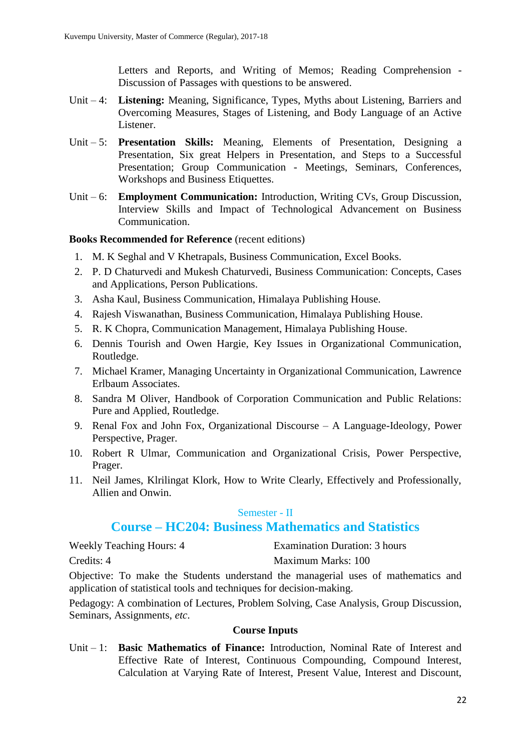Letters and Reports, and Writing of Memos; Reading Comprehension - Discussion of Passages with questions to be answered.

Unit – 4: **Listening:** Meaning, Significance, Types, Myths about Listening, Barriers and Overcoming Measures, Stages of Listening, and Body Language of an Active Listener.

Unit – 5: **Presentation Skills:** Meaning, Elements of Presentation, Designing a Presentation, Six great Helpers in Presentation, and Steps to a Successful Presentation; Group Communication - Meetings, Seminars, Conferences, Workshops and Business Etiquettes.

Unit – 6: **Employment Communication:** Introduction, Writing CVs, Group Discussion, Interview Skills and Impact of Technological Advancement on Business Communication.

**Books Recommended for Reference** (recent editions)

1. M. K Seghal and V Khetrapals, Business Communication, Excel Books.
2. P. D Chaturvedi and Mukesh Chaturvedi, Business Communication: Concepts, Cases and Applications, Person Publications.
3. Asha Kaul, Business Communication, Himalaya Publishing House.
4. Rajesh Viswanathan, Business Communication, Himalaya Publishing House.
5. R. K Chopra, Communication Management, Himalaya Publishing House.
6. Dennis Tourish and Owen Hargie, Key Issues in Organizational Communication, Routledge.
7. Michael Kramer, Managing Uncertainty in Organizational Communication, Lawrence Erlbaum Associates.
8. Sandra M Oliver, Handbook of Corporation Communication and Public Relations: Pure and Applied, Routledge.
9. Renal Fox and John Fox, Organizational Discourse – A Language-Ideology, Power Perspective, Prager.
10. Robert R Ulmar, Communication and Organizational Crisis, Power Perspective, Prager.
11. Neil James, Klrilingat Klork, How to Write Clearly, Effectively and Professionally, Allien and Onwin.

### Semester - II

## Course – HC204: Business Mathematics and Statistics

Weekly Teaching Hours: 4 | Examination Duration: 3 hours

Credits: 4 | Maximum Marks: 100

Objective: To make the Students understand the managerial uses of mathematics and application of statistical tools and techniques for decision-making.

Pedagogy: A combination of Lectures, Problem Solving, Case Analysis, Group Discussion, Seminars, Assignments, *etc*.

**Course Inputs**

Unit – 1: **Basic Mathematics of Finance:** Introduction, Nominal Rate of Interest and Effective Rate of Interest, Continuous Compounding, Compound Interest, Calculation at Varying Rate of Interest, Present Value, Interest and Discount,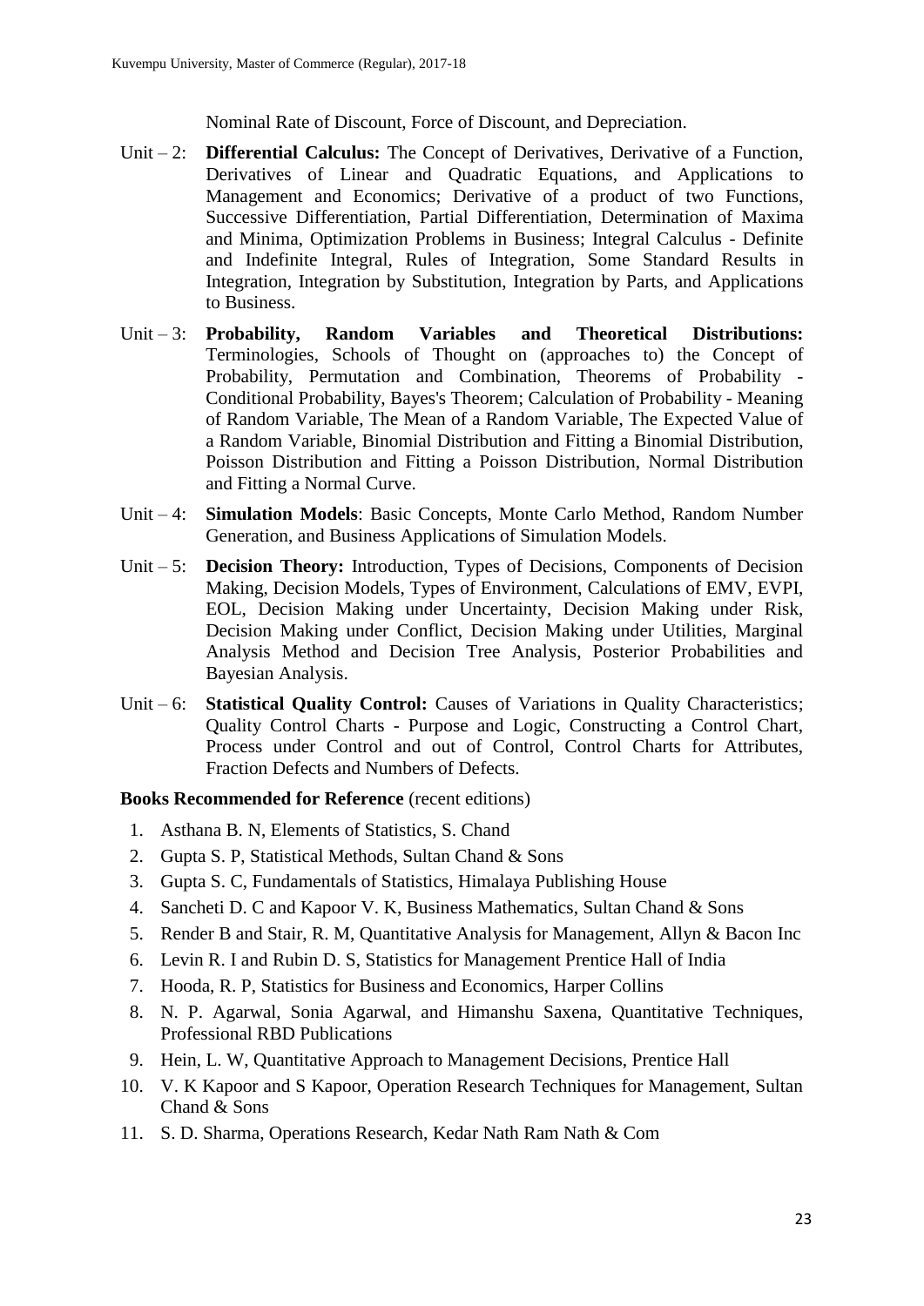Nominal Rate of Discount, Force of Discount, and Depreciation.

Unit – 2: **Differential Calculus:** The Concept of Derivatives, Derivative of a Function, Derivatives of Linear and Quadratic Equations, and Applications to Management and Economics; Derivative of a product of two Functions, Successive Differentiation, Partial Differentiation, Determination of Maxima and Minima, Optimization Problems in Business; Integral Calculus - Definite and Indefinite Integral, Rules of Integration, Some Standard Results in Integration, Integration by Substitution, Integration by Parts, and Applications to Business.

Unit – 3: **Probability, Random Variables and Theoretical Distributions:** Terminologies, Schools of Thought on (approaches to) the Concept of Probability, Permutation and Combination, Theorems of Probability - Conditional Probability, Bayes's Theorem; Calculation of Probability - Meaning of Random Variable, The Mean of a Random Variable, The Expected Value of a Random Variable, Binomial Distribution and Fitting a Binomial Distribution, Poisson Distribution and Fitting a Poisson Distribution, Normal Distribution and Fitting a Normal Curve.

Unit – 4: **Simulation Models**: Basic Concepts, Monte Carlo Method, Random Number Generation, and Business Applications of Simulation Models.

Unit – 5: **Decision Theory:** Introduction, Types of Decisions, Components of Decision Making, Decision Models, Types of Environment, Calculations of EMV, EVPI, EOL, Decision Making under Uncertainty, Decision Making under Risk, Decision Making under Conflict, Decision Making under Utilities, Marginal Analysis Method and Decision Tree Analysis, Posterior Probabilities and Bayesian Analysis.

Unit – 6: **Statistical Quality Control:** Causes of Variations in Quality Characteristics; Quality Control Charts - Purpose and Logic, Constructing a Control Chart, Process under Control and out of Control, Control Charts for Attributes, Fraction Defects and Numbers of Defects.

**Books Recommended for Reference** (recent editions)

1. Asthana B. N, Elements of Statistics, S. Chand
2. Gupta S. P, Statistical Methods, Sultan Chand & Sons
3. Gupta S. C, Fundamentals of Statistics, Himalaya Publishing House
4. Sancheti D. C and Kapoor V. K, Business Mathematics, Sultan Chand & Sons
5. Render B and Stair, R. M, Quantitative Analysis for Management, Allyn & Bacon Inc
6. Levin R. I and Rubin D. S, Statistics for Management Prentice Hall of India
7. Hooda, R. P, Statistics for Business and Economics, Harper Collins
8. N. P. Agarwal, Sonia Agarwal, and Himanshu Saxena, Quantitative Techniques, Professional RBD Publications
9. Hein, L. W, Quantitative Approach to Management Decisions, Prentice Hall
10. V. K Kapoor and S Kapoor, Operation Research Techniques for Management, Sultan Chand & Sons
11. S. D. Sharma, Operations Research, Kedar Nath Ram Nath & Com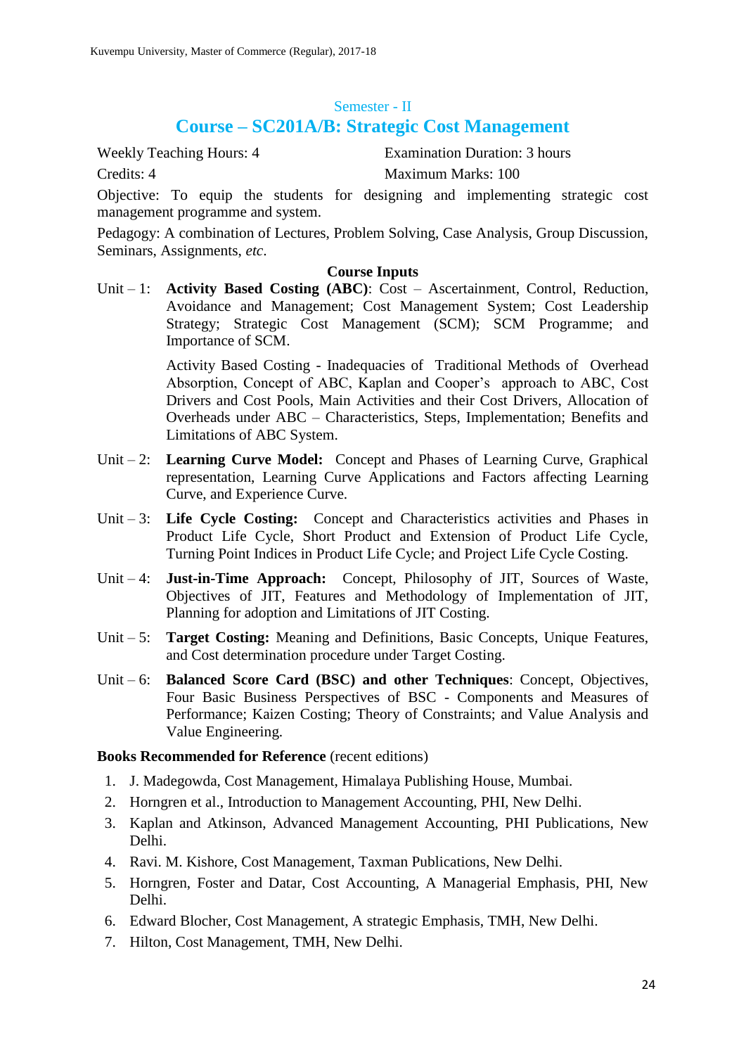## Semester - II

# Course – SC201A/B: Strategic Cost Management

Weekly Teaching Hours: 4 | Examination Duration: 3 hours

Credits: 4 | Maximum Marks: 100

Objective: To equip the students for designing and implementing strategic cost management programme and system.

Pedagogy: A combination of Lectures, Problem Solving, Case Analysis, Group Discussion, Seminars, Assignments, *etc*.

### Course Inputs

Unit – 1: **Activity Based Costing (ABC)**: Cost – Ascertainment, Control, Reduction, Avoidance and Management; Cost Management System; Cost Leadership Strategy; Strategic Cost Management (SCM); SCM Programme; and Importance of SCM.

Activity Based Costing - Inadequacies of Traditional Methods of Overhead Absorption, Concept of ABC, Kaplan and Cooper's approach to ABC, Cost Drivers and Cost Pools, Main Activities and their Cost Drivers, Allocation of Overheads under ABC – Characteristics, Steps, Implementation; Benefits and Limitations of ABC System.

Unit – 2: **Learning Curve Model:** Concept and Phases of Learning Curve, Graphical representation, Learning Curve Applications and Factors affecting Learning Curve, and Experience Curve.

Unit – 3: **Life Cycle Costing:** Concept and Characteristics activities and Phases in Product Life Cycle, Short Product and Extension of Product Life Cycle, Turning Point Indices in Product Life Cycle; and Project Life Cycle Costing.

Unit – 4: **Just-in-Time Approach:** Concept, Philosophy of JIT, Sources of Waste, Objectives of JIT, Features and Methodology of Implementation of JIT, Planning for adoption and Limitations of JIT Costing.

Unit – 5: **Target Costing:** Meaning and Definitions, Basic Concepts, Unique Features, and Cost determination procedure under Target Costing.

Unit – 6: **Balanced Score Card (BSC) and other Techniques**: Concept, Objectives, Four Basic Business Perspectives of BSC - Components and Measures of Performance; Kaizen Costing; Theory of Constraints; and Value Analysis and Value Engineering.

**Books Recommended for Reference** (recent editions)

1. J. Madegowda, Cost Management, Himalaya Publishing House, Mumbai.
2. Horngren et al., Introduction to Management Accounting, PHI, New Delhi.
3. Kaplan and Atkinson, Advanced Management Accounting, PHI Publications, New Delhi.
4. Ravi. M. Kishore, Cost Management, Taxman Publications, New Delhi.
5. Horngren, Foster and Datar, Cost Accounting, A Managerial Emphasis, PHI, New Delhi.
6. Edward Blocher, Cost Management, A strategic Emphasis, TMH, New Delhi.
7. Hilton, Cost Management, TMH, New Delhi.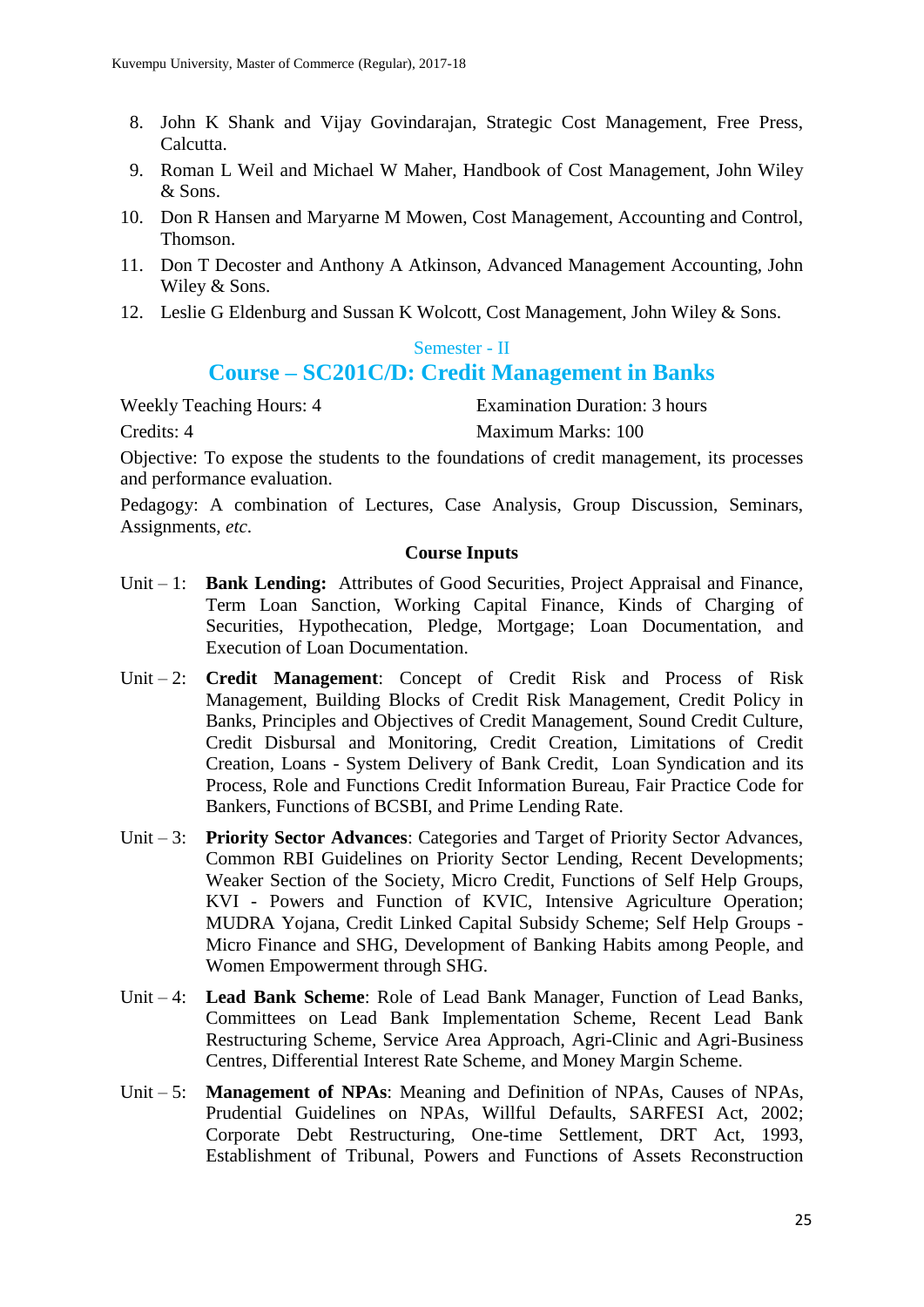8. John K Shank and Vijay Govindarajan, Strategic Cost Management, Free Press, Calcutta.
9. Roman L Weil and Michael W Maher, Handbook of Cost Management, John Wiley & Sons.
10. Don R Hansen and Maryarne M Mowen, Cost Management, Accounting and Control, Thomson.
11. Don T Decoster and Anthony A Atkinson, Advanced Management Accounting, John Wiley & Sons.
12. Leslie G Eldenburg and Sussan K Wolcott, Cost Management, John Wiley & Sons.

### Semester - II

## Course – SC201C/D: Credit Management in Banks

Weekly Teaching Hours: 4 Examination Duration: 3 hours

Credits: 4 Maximum Marks: 100

Objective: To expose the students to the foundations of credit management, its processes and performance evaluation.

Pedagogy: A combination of Lectures, Case Analysis, Group Discussion, Seminars, Assignments, *etc.*

**Course Inputs**

Unit – 1: **Bank Lending:** Attributes of Good Securities, Project Appraisal and Finance, Term Loan Sanction, Working Capital Finance, Kinds of Charging of Securities, Hypothecation, Pledge, Mortgage; Loan Documentation, and Execution of Loan Documentation.

Unit – 2: **Credit Management**: Concept of Credit Risk and Process of Risk Management, Building Blocks of Credit Risk Management, Credit Policy in Banks, Principles and Objectives of Credit Management, Sound Credit Culture, Credit Disbursal and Monitoring, Credit Creation, Limitations of Credit Creation, Loans - System Delivery of Bank Credit, Loan Syndication and its Process, Role and Functions Credit Information Bureau, Fair Practice Code for Bankers, Functions of BCSBI, and Prime Lending Rate.

Unit – 3: **Priority Sector Advances**: Categories and Target of Priority Sector Advances, Common RBI Guidelines on Priority Sector Lending, Recent Developments; Weaker Section of the Society, Micro Credit, Functions of Self Help Groups, KVI - Powers and Function of KVIC, Intensive Agriculture Operation; MUDRA Yojana, Credit Linked Capital Subsidy Scheme; Self Help Groups - Micro Finance and SHG, Development of Banking Habits among People, and Women Empowerment through SHG.

Unit – 4: **Lead Bank Scheme**: Role of Lead Bank Manager, Function of Lead Banks, Committees on Lead Bank Implementation Scheme, Recent Lead Bank Restructuring Scheme, Service Area Approach, Agri-Clinic and Agri-Business Centres, Differential Interest Rate Scheme, and Money Margin Scheme.

Unit – 5: **Management of NPAs**: Meaning and Definition of NPAs, Causes of NPAs, Prudential Guidelines on NPAs, Willful Defaults, SARFESI Act, 2002; Corporate Debt Restructuring, One-time Settlement, DRT Act, 1993, Establishment of Tribunal, Powers and Functions of Assets Reconstruction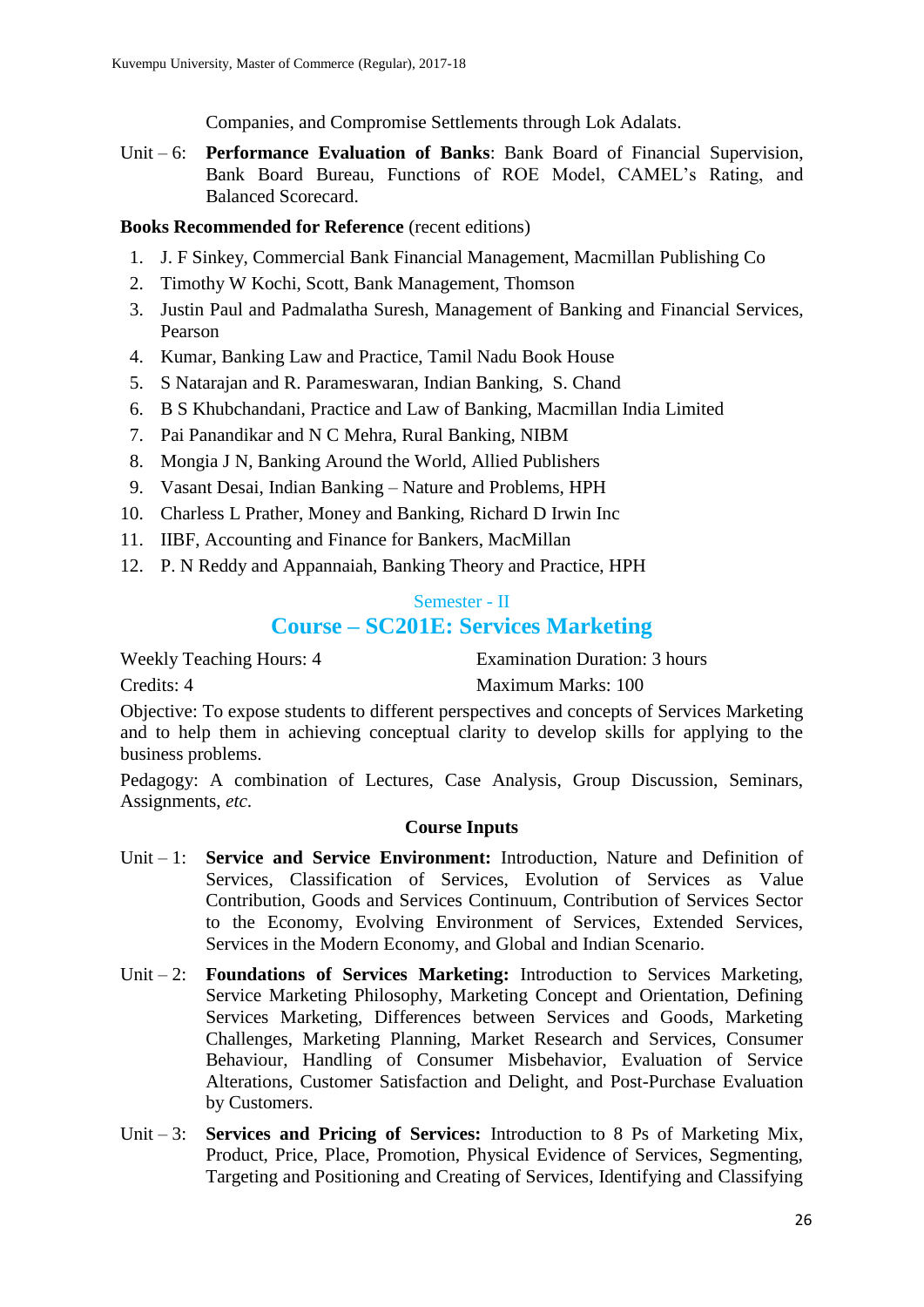Companies, and Compromise Settlements through Lok Adalats.

Unit – 6: **Performance Evaluation of Banks**: Bank Board of Financial Supervision, Bank Board Bureau, Functions of ROE Model, CAMEL's Rating, and Balanced Scorecard.

**Books Recommended for Reference** (recent editions)

1. J. F Sinkey, Commercial Bank Financial Management, Macmillan Publishing Co
2. Timothy W Kochi, Scott, Bank Management, Thomson
3. Justin Paul and Padmalatha Suresh, Management of Banking and Financial Services, Pearson
4. Kumar, Banking Law and Practice, Tamil Nadu Book House
5. S Natarajan and R. Parameswaran, Indian Banking, S. Chand
6. B S Khubchandani, Practice and Law of Banking, Macmillan India Limited
7. Pai Panandikar and N C Mehra, Rural Banking, NIBM
8. Mongia J N, Banking Around the World, Allied Publishers
9. Vasant Desai, Indian Banking – Nature and Problems, HPH
10. Charless L Prather, Money and Banking, Richard D Irwin Inc
11. IIBF, Accounting and Finance for Bankers, MacMillan
12. P. N Reddy and Appannaiah, Banking Theory and Practice, HPH

## Semester - II

## Course – SC201E: Services Marketing

Weekly Teaching Hours: 4 — Examination Duration: 3 hours

Credits: 4 — Maximum Marks: 100

Objective: To expose students to different perspectives and concepts of Services Marketing and to help them in achieving conceptual clarity to develop skills for applying to the business problems.

Pedagogy: A combination of Lectures, Case Analysis, Group Discussion, Seminars, Assignments, *etc.*

### Course Inputs

Unit – 1: **Service and Service Environment:** Introduction, Nature and Definition of Services, Classification of Services, Evolution of Services as Value Contribution, Goods and Services Continuum, Contribution of Services Sector to the Economy, Evolving Environment of Services, Extended Services, Services in the Modern Economy, and Global and Indian Scenario.

Unit – 2: **Foundations of Services Marketing:** Introduction to Services Marketing, Service Marketing Philosophy, Marketing Concept and Orientation, Defining Services Marketing, Differences between Services and Goods, Marketing Challenges, Marketing Planning, Market Research and Services, Consumer Behaviour, Handling of Consumer Misbehavior, Evaluation of Service Alterations, Customer Satisfaction and Delight, and Post-Purchase Evaluation by Customers.

Unit – 3: **Services and Pricing of Services:** Introduction to 8 Ps of Marketing Mix, Product, Price, Place, Promotion, Physical Evidence of Services, Segmenting, Targeting and Positioning and Creating of Services, Identifying and Classifying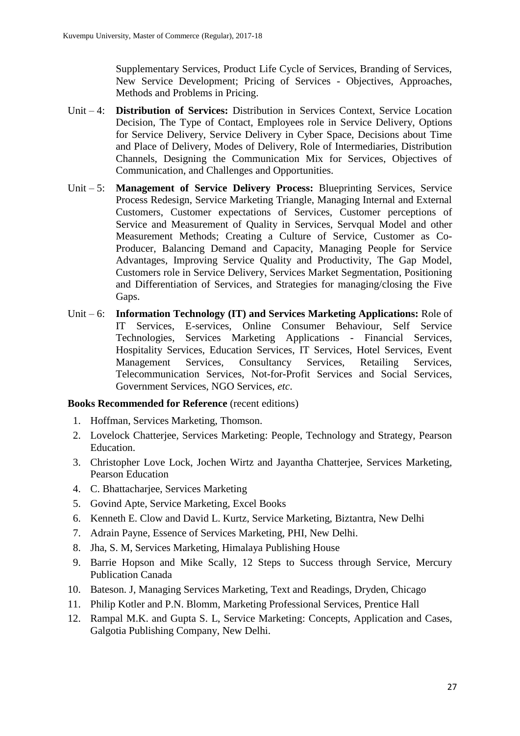Supplementary Services, Product Life Cycle of Services, Branding of Services, New Service Development; Pricing of Services - Objectives, Approaches, Methods and Problems in Pricing.

Unit – 4: **Distribution of Services:** Distribution in Services Context, Service Location Decision, The Type of Contact, Employees role in Service Delivery, Options for Service Delivery, Service Delivery in Cyber Space, Decisions about Time and Place of Delivery, Modes of Delivery, Role of Intermediaries, Distribution Channels, Designing the Communication Mix for Services, Objectives of Communication, and Challenges and Opportunities.

Unit – 5: **Management of Service Delivery Process:** Blueprinting Services, Service Process Redesign, Service Marketing Triangle, Managing Internal and External Customers, Customer expectations of Services, Customer perceptions of Service and Measurement of Quality in Services, Servqual Model and other Measurement Methods; Creating a Culture of Service, Customer as Co-Producer, Balancing Demand and Capacity, Managing People for Service Advantages, Improving Service Quality and Productivity, The Gap Model, Customers role in Service Delivery, Services Market Segmentation, Positioning and Differentiation of Services, and Strategies for managing/closing the Five Gaps.

Unit – 6: **Information Technology (IT) and Services Marketing Applications:** Role of IT Services, E-services, Online Consumer Behaviour, Self Service Technologies, Services Marketing Applications - Financial Services, Hospitality Services, Education Services, IT Services, Hotel Services, Event Management Services, Consultancy Services, Retailing Services, Telecommunication Services, Not-for-Profit Services and Social Services, Government Services, NGO Services, *etc*.

**Books Recommended for Reference** (recent editions)

1. Hoffman, Services Marketing, Thomson.
2. Lovelock Chatterjee, Services Marketing: People, Technology and Strategy, Pearson Education.
3. Christopher Love Lock, Jochen Wirtz and Jayantha Chatterjee, Services Marketing, Pearson Education
4. C. Bhattacharjee, Services Marketing
5. Govind Apte, Service Marketing, Excel Books
6. Kenneth E. Clow and David L. Kurtz, Service Marketing, Biztantra, New Delhi
7. Adrain Payne, Essence of Services Marketing, PHI, New Delhi.
8. Jha, S. M, Services Marketing, Himalaya Publishing House
9. Barrie Hopson and Mike Scally, 12 Steps to Success through Service, Mercury Publication Canada
10. Bateson. J, Managing Services Marketing, Text and Readings, Dryden, Chicago
11. Philip Kotler and P.N. Blomm, Marketing Professional Services, Prentice Hall
12. Rampal M.K. and Gupta S. L, Service Marketing: Concepts, Application and Cases, Galgotia Publishing Company, New Delhi.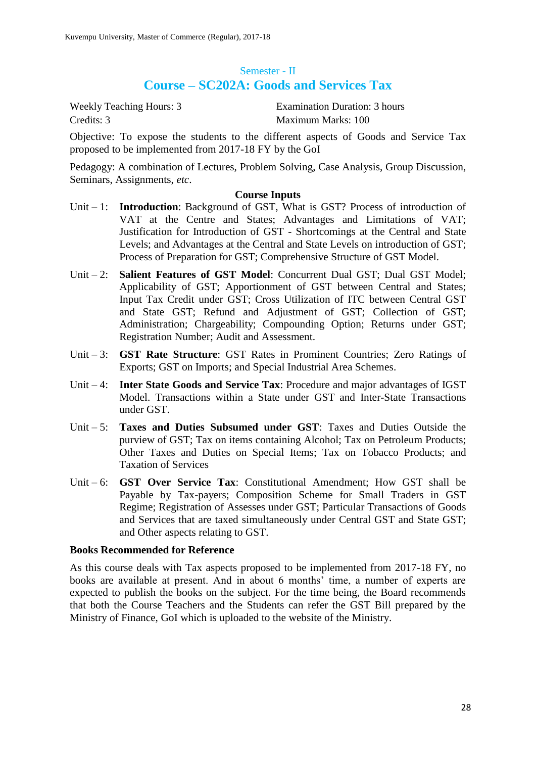## Semester - II

# Course – SC202A: Goods and Services Tax

Weekly Teaching Hours: 3 Examination Duration: 3 hours
Credits: 3 Maximum Marks: 100

Objective: To expose the students to the different aspects of Goods and Service Tax proposed to be implemented from 2017-18 FY by the GoI

Pedagogy: A combination of Lectures, Problem Solving, Case Analysis, Group Discussion, Seminars, Assignments, *etc*.

**Course Inputs**

Unit – 1: **Introduction**: Background of GST, What is GST? Process of introduction of VAT at the Centre and States; Advantages and Limitations of VAT; Justification for Introduction of GST - Shortcomings at the Central and State Levels; and Advantages at the Central and State Levels on introduction of GST; Process of Preparation for GST; Comprehensive Structure of GST Model.

Unit – 2: **Salient Features of GST Model**: Concurrent Dual GST; Dual GST Model; Applicability of GST; Apportionment of GST between Central and States; Input Tax Credit under GST; Cross Utilization of ITC between Central GST and State GST; Refund and Adjustment of GST; Collection of GST; Administration; Chargeability; Compounding Option; Returns under GST; Registration Number; Audit and Assessment.

Unit – 3: **GST Rate Structure**: GST Rates in Prominent Countries; Zero Ratings of Exports; GST on Imports; and Special Industrial Area Schemes.

Unit – 4: **Inter State Goods and Service Tax**: Procedure and major advantages of IGST Model. Transactions within a State under GST and Inter-State Transactions under GST.

Unit – 5: **Taxes and Duties Subsumed under GST**: Taxes and Duties Outside the purview of GST; Tax on items containing Alcohol; Tax on Petroleum Products; Other Taxes and Duties on Special Items; Tax on Tobacco Products; and Taxation of Services

Unit – 6: **GST Over Service Tax**: Constitutional Amendment; How GST shall be Payable by Tax-payers; Composition Scheme for Small Traders in GST Regime; Registration of Assesses under GST; Particular Transactions of Goods and Services that are taxed simultaneously under Central GST and State GST; and Other aspects relating to GST.

**Books Recommended for Reference**

As this course deals with Tax aspects proposed to be implemented from 2017-18 FY, no books are available at present. And in about 6 months' time, a number of experts are expected to publish the books on the subject. For the time being, the Board recommends that both the Course Teachers and the Students can refer the GST Bill prepared by the Ministry of Finance, GoI which is uploaded to the website of the Ministry.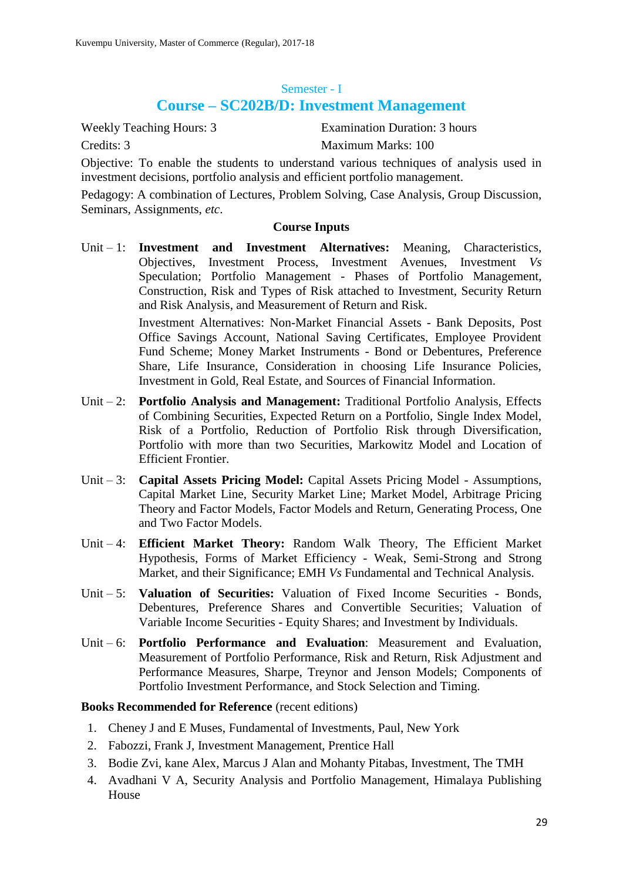Semester - I

## Course – SC202B/D: Investment Management

Weekly Teaching Hours: 3 Examination Duration: 3 hours

Credits: 3 Maximum Marks: 100

Objective: To enable the students to understand various techniques of analysis used in investment decisions, portfolio analysis and efficient portfolio management.

Pedagogy: A combination of Lectures, Problem Solving, Case Analysis, Group Discussion, Seminars, Assignments, *etc*.

### Course Inputs

Unit – 1: **Investment and Investment Alternatives:** Meaning, Characteristics, Objectives, Investment Process, Investment Avenues, Investment *Vs* Speculation; Portfolio Management - Phases of Portfolio Management, Construction, Risk and Types of Risk attached to Investment, Security Return and Risk Analysis, and Measurement of Return and Risk.

Investment Alternatives: Non-Market Financial Assets - Bank Deposits, Post Office Savings Account, National Saving Certificates, Employee Provident Fund Scheme; Money Market Instruments - Bond or Debentures, Preference Share, Life Insurance, Consideration in choosing Life Insurance Policies, Investment in Gold, Real Estate, and Sources of Financial Information.

Unit – 2: **Portfolio Analysis and Management:** Traditional Portfolio Analysis, Effects of Combining Securities, Expected Return on a Portfolio, Single Index Model, Risk of a Portfolio, Reduction of Portfolio Risk through Diversification, Portfolio with more than two Securities, Markowitz Model and Location of Efficient Frontier.

Unit – 3: **Capital Assets Pricing Model:** Capital Assets Pricing Model - Assumptions, Capital Market Line, Security Market Line; Market Model, Arbitrage Pricing Theory and Factor Models, Factor Models and Return, Generating Process, One and Two Factor Models.

Unit – 4: **Efficient Market Theory:** Random Walk Theory, The Efficient Market Hypothesis, Forms of Market Efficiency - Weak, Semi-Strong and Strong Market, and their Significance; EMH *Vs* Fundamental and Technical Analysis.

Unit – 5: **Valuation of Securities:** Valuation of Fixed Income Securities - Bonds, Debentures, Preference Shares and Convertible Securities; Valuation of Variable Income Securities - Equity Shares; and Investment by Individuals.

Unit – 6: **Portfolio Performance and Evaluation**: Measurement and Evaluation, Measurement of Portfolio Performance, Risk and Return, Risk Adjustment and Performance Measures, Sharpe, Treynor and Jenson Models; Components of Portfolio Investment Performance, and Stock Selection and Timing.

**Books Recommended for Reference** (recent editions)

1. Cheney J and E Muses, Fundamental of Investments, Paul, New York
2. Fabozzi, Frank J, Investment Management, Prentice Hall
3. Bodie Zvi, kane Alex, Marcus J Alan and Mohanty Pitabas, Investment, The TMH
4. Avadhani V A, Security Analysis and Portfolio Management, Himalaya Publishing House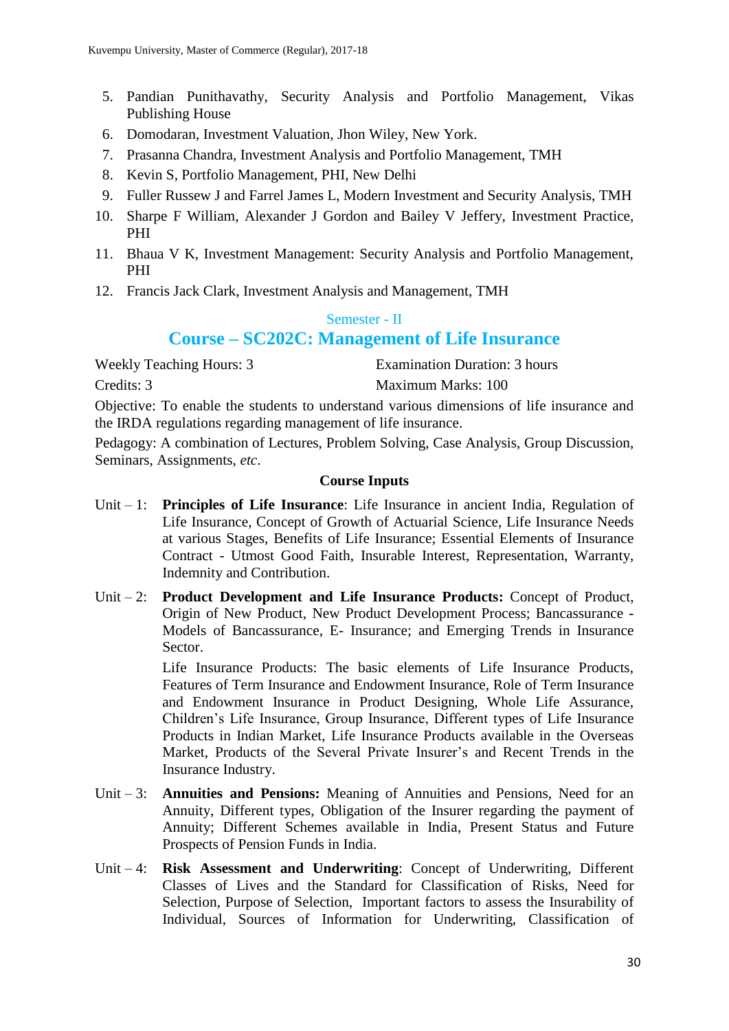5. Pandian Punithavathy, Security Analysis and Portfolio Management, Vikas Publishing House
6. Domodaran, Investment Valuation, Jhon Wiley, New York.
7. Prasanna Chandra, Investment Analysis and Portfolio Management, TMH
8. Kevin S, Portfolio Management, PHI, New Delhi
9. Fuller Russew J and Farrel James L, Modern Investment and Security Analysis, TMH
10. Sharpe F William, Alexander J Gordon and Bailey V Jeffery, Investment Practice, PHI
11. Bhaua V K, Investment Management: Security Analysis and Portfolio Management, PHI
12. Francis Jack Clark, Investment Analysis and Management, TMH

Semester - II

## Course – SC202C: Management of Life Insurance

Weekly Teaching Hours: 3 Examination Duration: 3 hours

Credits: 3 Maximum Marks: 100

Objective: To enable the students to understand various dimensions of life insurance and the IRDA regulations regarding management of life insurance.

Pedagogy: A combination of Lectures, Problem Solving, Case Analysis, Group Discussion, Seminars, Assignments, *etc*.

### Course Inputs

Unit – 1: **Principles of Life Insurance**: Life Insurance in ancient India, Regulation of Life Insurance, Concept of Growth of Actuarial Science, Life Insurance Needs at various Stages, Benefits of Life Insurance; Essential Elements of Insurance Contract - Utmost Good Faith, Insurable Interest, Representation, Warranty, Indemnity and Contribution.

Unit – 2: **Product Development and Life Insurance Products:** Concept of Product, Origin of New Product, New Product Development Process; Bancassurance - Models of Bancassurance, E- Insurance; and Emerging Trends in Insurance Sector.

Life Insurance Products: The basic elements of Life Insurance Products, Features of Term Insurance and Endowment Insurance, Role of Term Insurance and Endowment Insurance in Product Designing, Whole Life Assurance, Children's Life Insurance, Group Insurance, Different types of Life Insurance Products in Indian Market, Life Insurance Products available in the Overseas Market, Products of the Several Private Insurer's and Recent Trends in the Insurance Industry.

Unit – 3: **Annuities and Pensions:** Meaning of Annuities and Pensions, Need for an Annuity, Different types, Obligation of the Insurer regarding the payment of Annuity; Different Schemes available in India, Present Status and Future Prospects of Pension Funds in India.

Unit – 4: **Risk Assessment and Underwriting**: Concept of Underwriting, Different Classes of Lives and the Standard for Classification of Risks, Need for Selection, Purpose of Selection, Important factors to assess the Insurability of Individual, Sources of Information for Underwriting, Classification of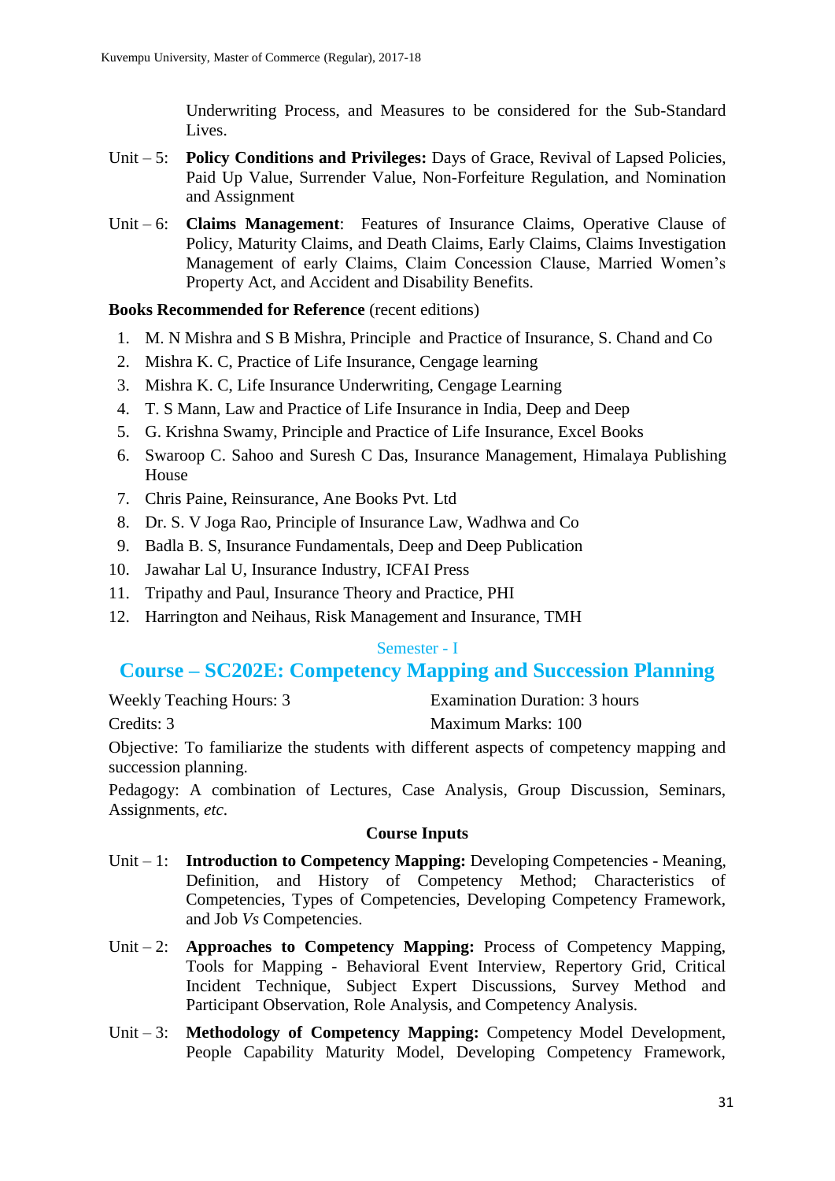Underwriting Process, and Measures to be considered for the Sub-Standard Lives.

Unit – 5: **Policy Conditions and Privileges:** Days of Grace, Revival of Lapsed Policies, Paid Up Value, Surrender Value, Non-Forfeiture Regulation, and Nomination and Assignment

Unit – 6: **Claims Management**: Features of Insurance Claims, Operative Clause of Policy, Maturity Claims, and Death Claims, Early Claims, Claims Investigation Management of early Claims, Claim Concession Clause, Married Women's Property Act, and Accident and Disability Benefits.

**Books Recommended for Reference** (recent editions)

1. M. N Mishra and S B Mishra, Principle and Practice of Insurance, S. Chand and Co
2. Mishra K. C, Practice of Life Insurance, Cengage learning
3. Mishra K. C, Life Insurance Underwriting, Cengage Learning
4. T. S Mann, Law and Practice of Life Insurance in India, Deep and Deep
5. G. Krishna Swamy, Principle and Practice of Life Insurance, Excel Books
6. Swaroop C. Sahoo and Suresh C Das, Insurance Management, Himalaya Publishing House
7. Chris Paine, Reinsurance, Ane Books Pvt. Ltd
8. Dr. S. V Joga Rao, Principle of Insurance Law, Wadhwa and Co
9. Badla B. S, Insurance Fundamentals, Deep and Deep Publication
10. Jawahar Lal U, Insurance Industry, ICFAI Press
11. Tripathy and Paul, Insurance Theory and Practice, PHI
12. Harrington and Neihaus, Risk Management and Insurance, TMH

Semester - I

## Course – SC202E: Competency Mapping and Succession Planning

Weekly Teaching Hours: 3 | Examination Duration: 3 hours

Credits: 3 | Maximum Marks: 100

Objective: To familiarize the students with different aspects of competency mapping and succession planning.

Pedagogy: A combination of Lectures, Case Analysis, Group Discussion, Seminars, Assignments, *etc.*

### Course Inputs

Unit – 1: **Introduction to Competency Mapping:** Developing Competencies - Meaning, Definition, and History of Competency Method; Characteristics of Competencies, Types of Competencies, Developing Competency Framework, and Job *Vs* Competencies.

Unit – 2: **Approaches to Competency Mapping:** Process of Competency Mapping, Tools for Mapping - Behavioral Event Interview, Repertory Grid, Critical Incident Technique, Subject Expert Discussions, Survey Method and Participant Observation, Role Analysis, and Competency Analysis.

Unit – 3: **Methodology of Competency Mapping:** Competency Model Development, People Capability Maturity Model, Developing Competency Framework,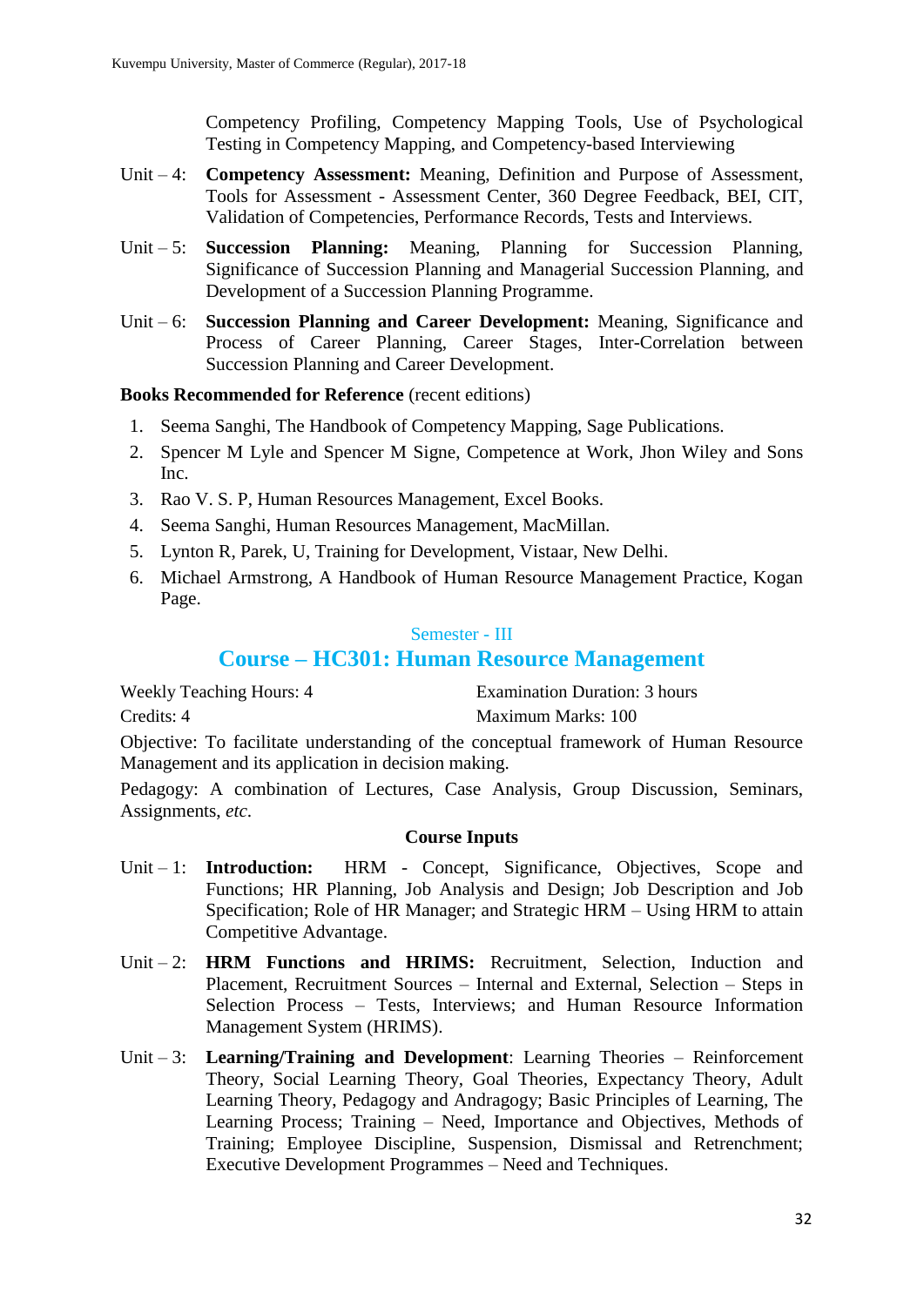Competency Profiling, Competency Mapping Tools, Use of Psychological Testing in Competency Mapping, and Competency-based Interviewing

Unit – 4: **Competency Assessment:** Meaning, Definition and Purpose of Assessment, Tools for Assessment - Assessment Center, 360 Degree Feedback, BEI, CIT, Validation of Competencies, Performance Records, Tests and Interviews.

Unit – 5: **Succession Planning:** Meaning, Planning for Succession Planning, Significance of Succession Planning and Managerial Succession Planning, and Development of a Succession Planning Programme.

Unit – 6: **Succession Planning and Career Development:** Meaning, Significance and Process of Career Planning, Career Stages, Inter-Correlation between Succession Planning and Career Development.

**Books Recommended for Reference** (recent editions)

1. Seema Sanghi, The Handbook of Competency Mapping, Sage Publications.
2. Spencer M Lyle and Spencer M Signe, Competence at Work, Jhon Wiley and Sons Inc.
3. Rao V. S. P, Human Resources Management, Excel Books.
4. Seema Sanghi, Human Resources Management, MacMillan.
5. Lynton R, Parek, U, Training for Development, Vistaar, New Delhi.
6. Michael Armstrong, A Handbook of Human Resource Management Practice, Kogan Page.

## Semester - III

## Course – HC301: Human Resource Management

Weekly Teaching Hours: 4 | Examination Duration: 3 hours

Credits: 4 | Maximum Marks: 100

Objective: To facilitate understanding of the conceptual framework of Human Resource Management and its application in decision making.

Pedagogy: A combination of Lectures, Case Analysis, Group Discussion, Seminars, Assignments, *etc.*

**Course Inputs**

Unit – 1: **Introduction:** HRM - Concept, Significance, Objectives, Scope and Functions; HR Planning, Job Analysis and Design; Job Description and Job Specification; Role of HR Manager; and Strategic HRM – Using HRM to attain Competitive Advantage.

Unit – 2: **HRM Functions and HRIMS:** Recruitment, Selection, Induction and Placement, Recruitment Sources – Internal and External, Selection – Steps in Selection Process – Tests, Interviews; and Human Resource Information Management System (HRIMS).

Unit – 3: **Learning/Training and Development**: Learning Theories – Reinforcement Theory, Social Learning Theory, Goal Theories, Expectancy Theory, Adult Learning Theory, Pedagogy and Andragogy; Basic Principles of Learning, The Learning Process; Training – Need, Importance and Objectives, Methods of Training; Employee Discipline, Suspension, Dismissal and Retrenchment; Executive Development Programmes – Need and Techniques.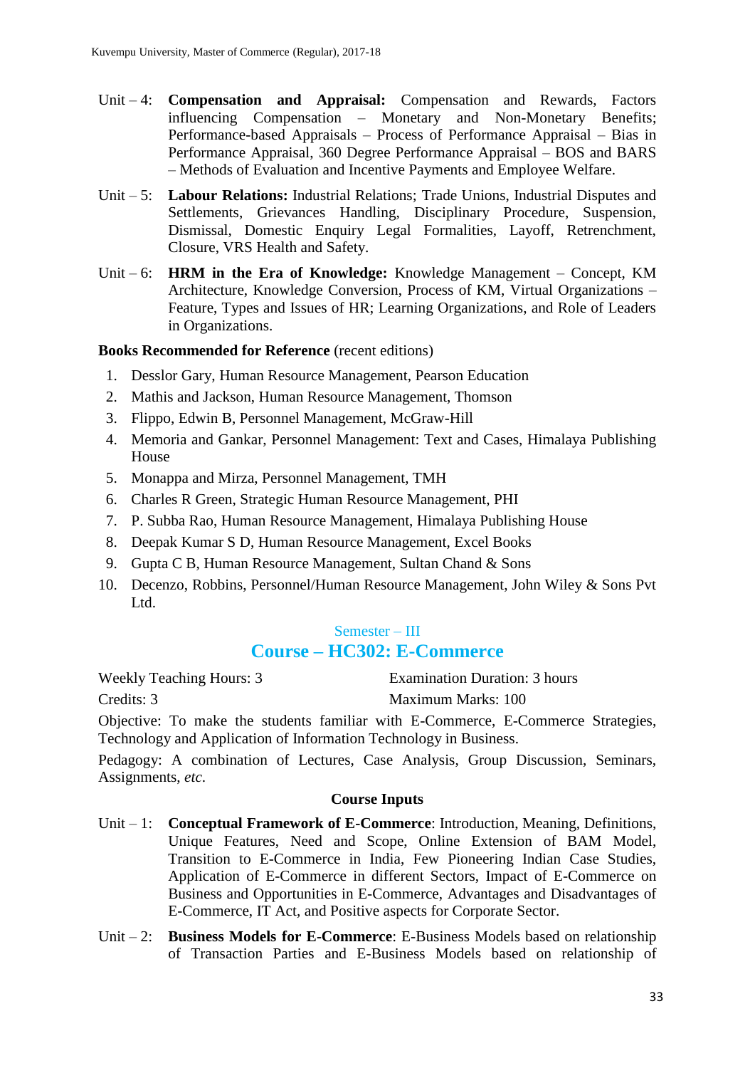Unit – 4: **Compensation and Appraisal:** Compensation and Rewards, Factors influencing Compensation – Monetary and Non-Monetary Benefits; Performance-based Appraisals – Process of Performance Appraisal – Bias in Performance Appraisal, 360 Degree Performance Appraisal – BOS and BARS – Methods of Evaluation and Incentive Payments and Employee Welfare.

Unit – 5: **Labour Relations:** Industrial Relations; Trade Unions, Industrial Disputes and Settlements, Grievances Handling, Disciplinary Procedure, Suspension, Dismissal, Domestic Enquiry Legal Formalities, Layoff, Retrenchment, Closure, VRS Health and Safety.

Unit – 6: **HRM in the Era of Knowledge:** Knowledge Management – Concept, KM Architecture, Knowledge Conversion, Process of KM, Virtual Organizations – Feature, Types and Issues of HR; Learning Organizations, and Role of Leaders in Organizations.

**Books Recommended for Reference** (recent editions)

1. Desslor Gary, Human Resource Management, Pearson Education
2. Mathis and Jackson, Human Resource Management, Thomson
3. Flippo, Edwin B, Personnel Management, McGraw-Hill
4. Memoria and Gankar, Personnel Management: Text and Cases, Himalaya Publishing House
5. Monappa and Mirza, Personnel Management, TMH
6. Charles R Green, Strategic Human Resource Management, PHI
7. P. Subba Rao, Human Resource Management, Himalaya Publishing House
8. Deepak Kumar S D, Human Resource Management, Excel Books
9. Gupta C B, Human Resource Management, Sultan Chand & Sons
10. Decenzo, Robbins, Personnel/Human Resource Management, John Wiley & Sons Pvt Ltd.

## Semester – III

## Course – HC302: E-Commerce

Weekly Teaching Hours: 3 | Examination Duration: 3 hours

Credits: 3 | Maximum Marks: 100

Objective: To make the students familiar with E-Commerce, E-Commerce Strategies, Technology and Application of Information Technology in Business.

Pedagogy: A combination of Lectures, Case Analysis, Group Discussion, Seminars, Assignments, *etc.*

### Course Inputs

Unit – 1: **Conceptual Framework of E-Commerce**: Introduction, Meaning, Definitions, Unique Features, Need and Scope, Online Extension of BAM Model, Transition to E-Commerce in India, Few Pioneering Indian Case Studies, Application of E-Commerce in different Sectors, Impact of E-Commerce on Business and Opportunities in E-Commerce, Advantages and Disadvantages of E-Commerce, IT Act, and Positive aspects for Corporate Sector.

Unit – 2: **Business Models for E-Commerce**: E-Business Models based on relationship of Transaction Parties and E-Business Models based on relationship of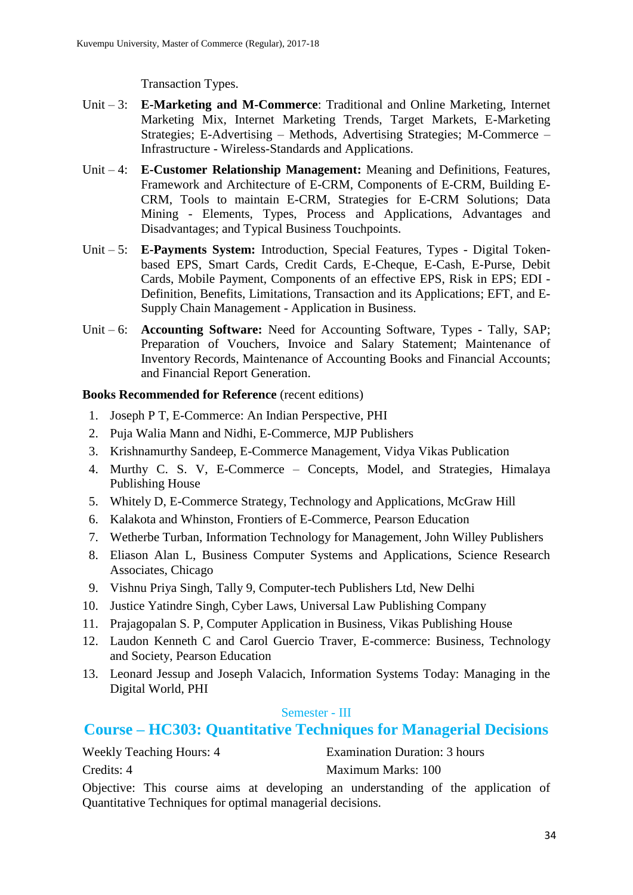Transaction Types.

Unit – 3: **E-Marketing and M-Commerce**: Traditional and Online Marketing, Internet Marketing Mix, Internet Marketing Trends, Target Markets, E-Marketing Strategies; E-Advertising – Methods, Advertising Strategies; M-Commerce – Infrastructure - Wireless-Standards and Applications.

Unit – 4: **E-Customer Relationship Management:** Meaning and Definitions, Features, Framework and Architecture of E-CRM, Components of E-CRM, Building E-CRM, Tools to maintain E-CRM, Strategies for E-CRM Solutions; Data Mining - Elements, Types, Process and Applications, Advantages and Disadvantages; and Typical Business Touchpoints.

Unit – 5: **E-Payments System:** Introduction, Special Features, Types - Digital Token-based EPS, Smart Cards, Credit Cards, E-Cheque, E-Cash, E-Purse, Debit Cards, Mobile Payment, Components of an effective EPS, Risk in EPS; EDI - Definition, Benefits, Limitations, Transaction and its Applications; EFT, and E-Supply Chain Management - Application in Business.

Unit – 6: **Accounting Software:** Need for Accounting Software, Types - Tally, SAP; Preparation of Vouchers, Invoice and Salary Statement; Maintenance of Inventory Records, Maintenance of Accounting Books and Financial Accounts; and Financial Report Generation.

**Books Recommended for Reference** (recent editions)

1. Joseph P T, E-Commerce: An Indian Perspective, PHI
2. Puja Walia Mann and Nidhi, E-Commerce, MJP Publishers
3. Krishnamurthy Sandeep, E-Commerce Management, Vidya Vikas Publication
4. Murthy C. S. V, E-Commerce – Concepts, Model, and Strategies, Himalaya Publishing House
5. Whitely D, E-Commerce Strategy, Technology and Applications, McGraw Hill
6. Kalakota and Whinston, Frontiers of E-Commerce, Pearson Education
7. Wetherbe Turban, Information Technology for Management, John Willey Publishers
8. Eliason Alan L, Business Computer Systems and Applications, Science Research Associates, Chicago
9. Vishnu Priya Singh, Tally 9, Computer-tech Publishers Ltd, New Delhi
10. Justice Yatindre Singh, Cyber Laws, Universal Law Publishing Company
11. Prajagopalan S. P, Computer Application in Business, Vikas Publishing House
12. Laudon Kenneth C and Carol Guercio Traver, E-commerce: Business, Technology and Society, Pearson Education
13. Leonard Jessup and Joseph Valacich, Information Systems Today: Managing in the Digital World, PHI

Semester - III

## Course – HC303: Quantitative Techniques for Managerial Decisions

Weekly Teaching Hours: 4 Examination Duration: 3 hours

Credits: 4 Maximum Marks: 100

Objective: This course aims at developing an understanding of the application of Quantitative Techniques for optimal managerial decisions.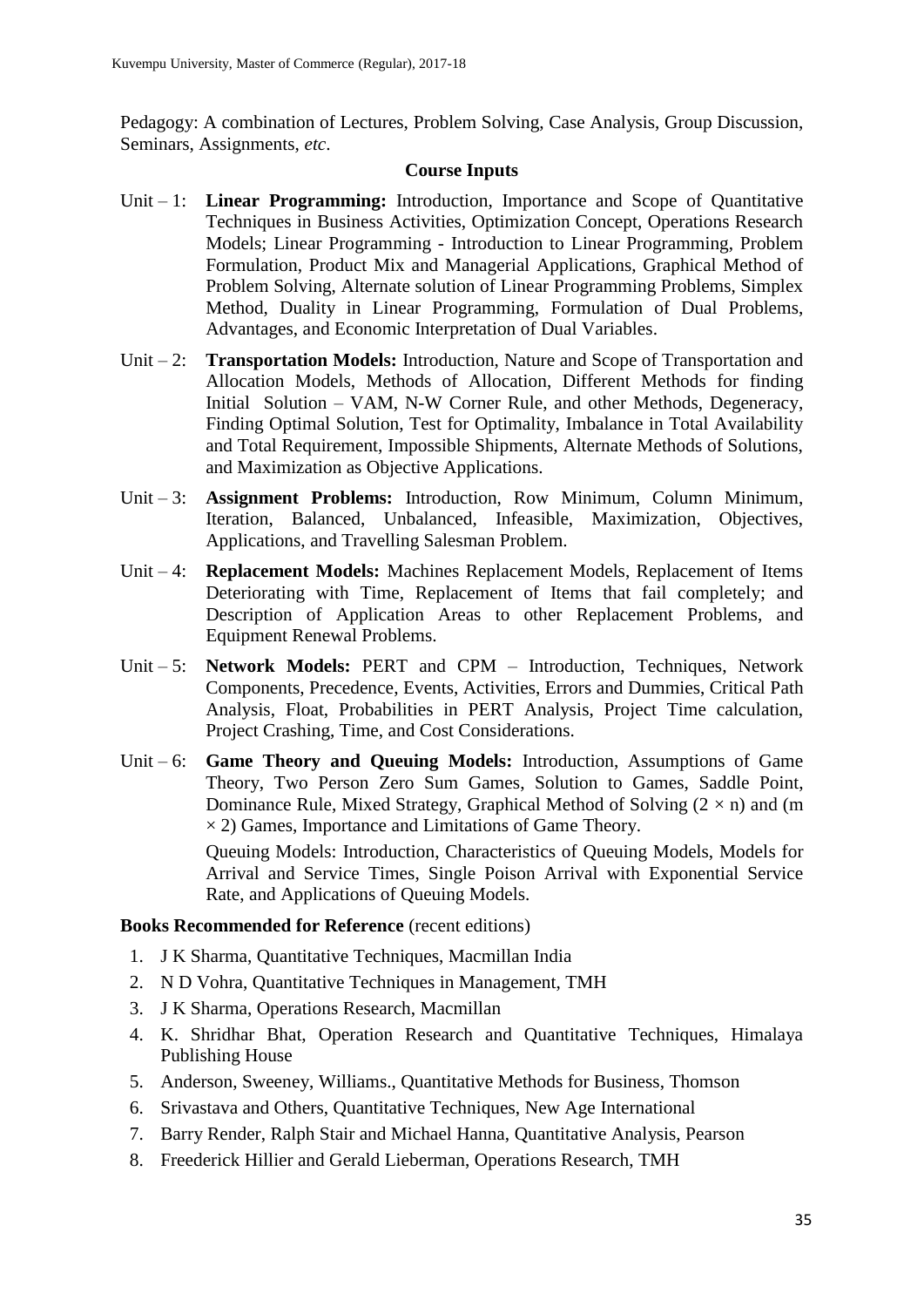Pedagogy: A combination of Lectures, Problem Solving, Case Analysis, Group Discussion, Seminars, Assignments, *etc*.

### Course Inputs

Unit – 1: **Linear Programming:** Introduction, Importance and Scope of Quantitative Techniques in Business Activities, Optimization Concept, Operations Research Models; Linear Programming - Introduction to Linear Programming, Problem Formulation, Product Mix and Managerial Applications, Graphical Method of Problem Solving, Alternate solution of Linear Programming Problems, Simplex Method, Duality in Linear Programming, Formulation of Dual Problems, Advantages, and Economic Interpretation of Dual Variables.

Unit – 2: **Transportation Models:** Introduction, Nature and Scope of Transportation and Allocation Models, Methods of Allocation, Different Methods for finding Initial Solution – VAM, N-W Corner Rule, and other Methods, Degeneracy, Finding Optimal Solution, Test for Optimality, Imbalance in Total Availability and Total Requirement, Impossible Shipments, Alternate Methods of Solutions, and Maximization as Objective Applications.

Unit – 3: **Assignment Problems:** Introduction, Row Minimum, Column Minimum, Iteration, Balanced, Unbalanced, Infeasible, Maximization, Objectives, Applications, and Travelling Salesman Problem.

Unit – 4: **Replacement Models:** Machines Replacement Models, Replacement of Items Deteriorating with Time, Replacement of Items that fail completely; and Description of Application Areas to other Replacement Problems, and Equipment Renewal Problems.

Unit – 5: **Network Models:** PERT and CPM – Introduction, Techniques, Network Components, Precedence, Events, Activities, Errors and Dummies, Critical Path Analysis, Float, Probabilities in PERT Analysis, Project Time calculation, Project Crashing, Time, and Cost Considerations.

Unit – 6: **Game Theory and Queuing Models:** Introduction, Assumptions of Game Theory, Two Person Zero Sum Games, Solution to Games, Saddle Point, Dominance Rule, Mixed Strategy, Graphical Method of Solving ($2 \times n$) and ($m \times 2$) Games, Importance and Limitations of Game Theory.

Queuing Models: Introduction, Characteristics of Queuing Models, Models for Arrival and Service Times, Single Poison Arrival with Exponential Service Rate, and Applications of Queuing Models.

**Books Recommended for Reference** (recent editions)

1. J K Sharma, Quantitative Techniques, Macmillan India
2. N D Vohra, Quantitative Techniques in Management, TMH
3. J K Sharma, Operations Research, Macmillan
4. K. Shridhar Bhat, Operation Research and Quantitative Techniques, Himalaya Publishing House
5. Anderson, Sweeney, Williams., Quantitative Methods for Business, Thomson
6. Srivastava and Others, Quantitative Techniques, New Age International
7. Barry Render, Ralph Stair and Michael Hanna, Quantitative Analysis, Pearson
8. Freederick Hillier and Gerald Lieberman, Operations Research, TMH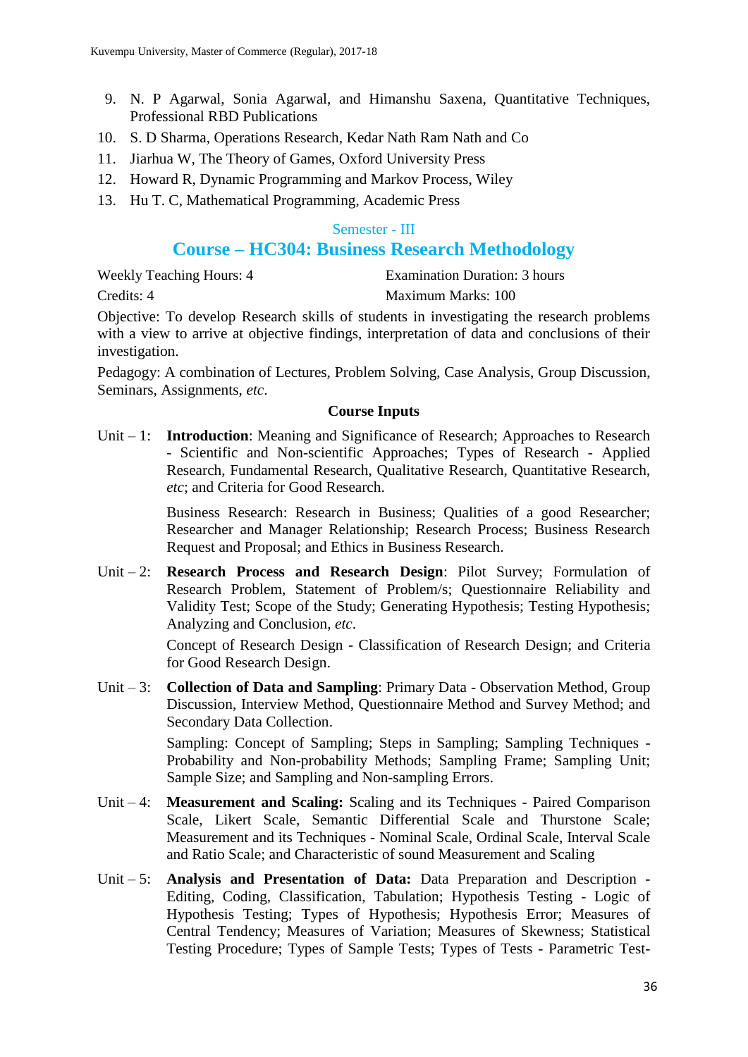9. N. P Agarwal, Sonia Agarwal, and Himanshu Saxena, Quantitative Techniques, Professional RBD Publications
10. S. D Sharma, Operations Research, Kedar Nath Ram Nath and Co
11. Jiarhua W, The Theory of Games, Oxford University Press
12. Howard R, Dynamic Programming and Markov Process, Wiley
13. Hu T. C, Mathematical Programming, Academic Press

### Semester - III

## Course – HC304: Business Research Methodology

Weekly Teaching Hours: 4 | Examination Duration: 3 hours

Credits: 4 | Maximum Marks: 100

Objective: To develop Research skills of students in investigating the research problems with a view to arrive at objective findings, interpretation of data and conclusions of their investigation.

Pedagogy: A combination of Lectures, Problem Solving, Case Analysis, Group Discussion, Seminars, Assignments, *etc*.

**Course Inputs**

Unit – 1: **Introduction**: Meaning and Significance of Research; Approaches to Research - Scientific and Non-scientific Approaches; Types of Research - Applied Research, Fundamental Research, Qualitative Research, Quantitative Research, *etc*; and Criteria for Good Research.

Business Research: Research in Business; Qualities of a good Researcher; Researcher and Manager Relationship; Research Process; Business Research Request and Proposal; and Ethics in Business Research.

Unit – 2: **Research Process and Research Design**: Pilot Survey; Formulation of Research Problem, Statement of Problem/s; Questionnaire Reliability and Validity Test; Scope of the Study; Generating Hypothesis; Testing Hypothesis; Analyzing and Conclusion, *etc*.

Concept of Research Design - Classification of Research Design; and Criteria for Good Research Design.

Unit – 3: **Collection of Data and Sampling**: Primary Data - Observation Method, Group Discussion, Interview Method, Questionnaire Method and Survey Method; and Secondary Data Collection.

Sampling: Concept of Sampling; Steps in Sampling; Sampling Techniques - Probability and Non-probability Methods; Sampling Frame; Sampling Unit; Sample Size; and Sampling and Non-sampling Errors.

Unit – 4: **Measurement and Scaling:** Scaling and its Techniques - Paired Comparison Scale, Likert Scale, Semantic Differential Scale and Thurstone Scale; Measurement and its Techniques - Nominal Scale, Ordinal Scale, Interval Scale and Ratio Scale; and Characteristic of sound Measurement and Scaling

Unit – 5: **Analysis and Presentation of Data:** Data Preparation and Description - Editing, Coding, Classification, Tabulation; Hypothesis Testing - Logic of Hypothesis Testing; Types of Hypothesis; Hypothesis Error; Measures of Central Tendency; Measures of Variation; Measures of Skewness; Statistical Testing Procedure; Types of Sample Tests; Types of Tests - Parametric Test-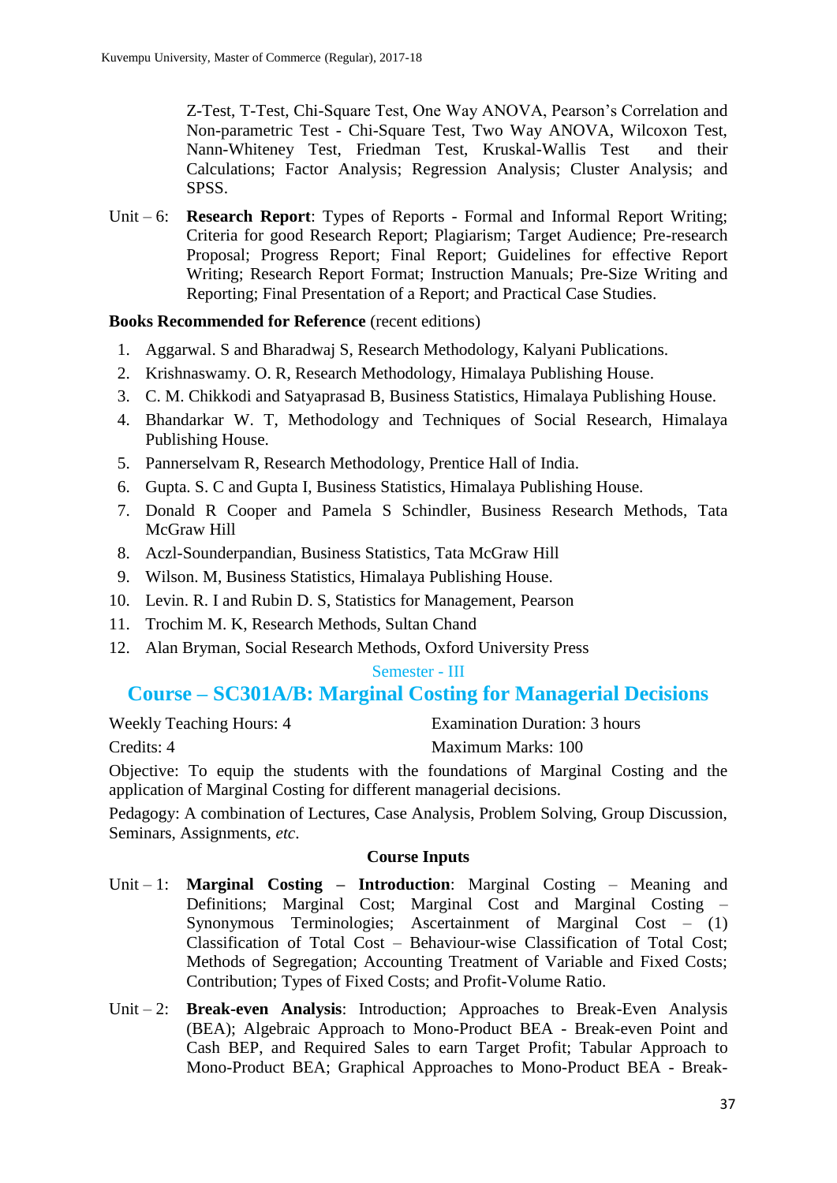Z-Test, T-Test, Chi-Square Test, One Way ANOVA, Pearson's Correlation and Non-parametric Test - Chi-Square Test, Two Way ANOVA, Wilcoxon Test, Nann-Whiteney Test, Friedman Test, Kruskal-Wallis Test and their Calculations; Factor Analysis; Regression Analysis; Cluster Analysis; and SPSS.

Unit – 6: **Research Report**: Types of Reports - Formal and Informal Report Writing; Criteria for good Research Report; Plagiarism; Target Audience; Pre-research Proposal; Progress Report; Final Report; Guidelines for effective Report Writing; Research Report Format; Instruction Manuals; Pre-Size Writing and Reporting; Final Presentation of a Report; and Practical Case Studies.

**Books Recommended for Reference** (recent editions)

1. Aggarwal. S and Bharadwaj S, Research Methodology, Kalyani Publications.
2. Krishnaswamy. O. R, Research Methodology, Himalaya Publishing House.
3. C. M. Chikkodi and Satyaprasad B, Business Statistics, Himalaya Publishing House.
4. Bhandarkar W. T, Methodology and Techniques of Social Research, Himalaya Publishing House.
5. Pannerselvam R, Research Methodology, Prentice Hall of India.
6. Gupta. S. C and Gupta I, Business Statistics, Himalaya Publishing House.
7. Donald R Cooper and Pamela S Schindler, Business Research Methods, Tata McGraw Hill
8. Aczl-Sounderpandian, Business Statistics, Tata McGraw Hill
9. Wilson. M, Business Statistics, Himalaya Publishing House.
10. Levin. R. I and Rubin D. S, Statistics for Management, Pearson
11. Trochim M. K, Research Methods, Sultan Chand
12. Alan Bryman, Social Research Methods, Oxford University Press

Semester - III

## Course – SC301A/B: Marginal Costing for Managerial Decisions

Weekly Teaching Hours: 4 Examination Duration: 3 hours

Credits: 4 Maximum Marks: 100

Objective: To equip the students with the foundations of Marginal Costing and the application of Marginal Costing for different managerial decisions.

Pedagogy: A combination of Lectures, Case Analysis, Problem Solving, Group Discussion, Seminars, Assignments, *etc*.

### Course Inputs

Unit – 1: **Marginal Costing – Introduction**: Marginal Costing – Meaning and Definitions; Marginal Cost; Marginal Cost and Marginal Costing – Synonymous Terminologies; Ascertainment of Marginal Cost – (1) Classification of Total Cost – Behaviour-wise Classification of Total Cost; Methods of Segregation; Accounting Treatment of Variable and Fixed Costs; Contribution; Types of Fixed Costs; and Profit-Volume Ratio.

Unit – 2: **Break-even Analysis**: Introduction; Approaches to Break-Even Analysis (BEA); Algebraic Approach to Mono-Product BEA - Break-even Point and Cash BEP, and Required Sales to earn Target Profit; Tabular Approach to Mono-Product BEA; Graphical Approaches to Mono-Product BEA - Break-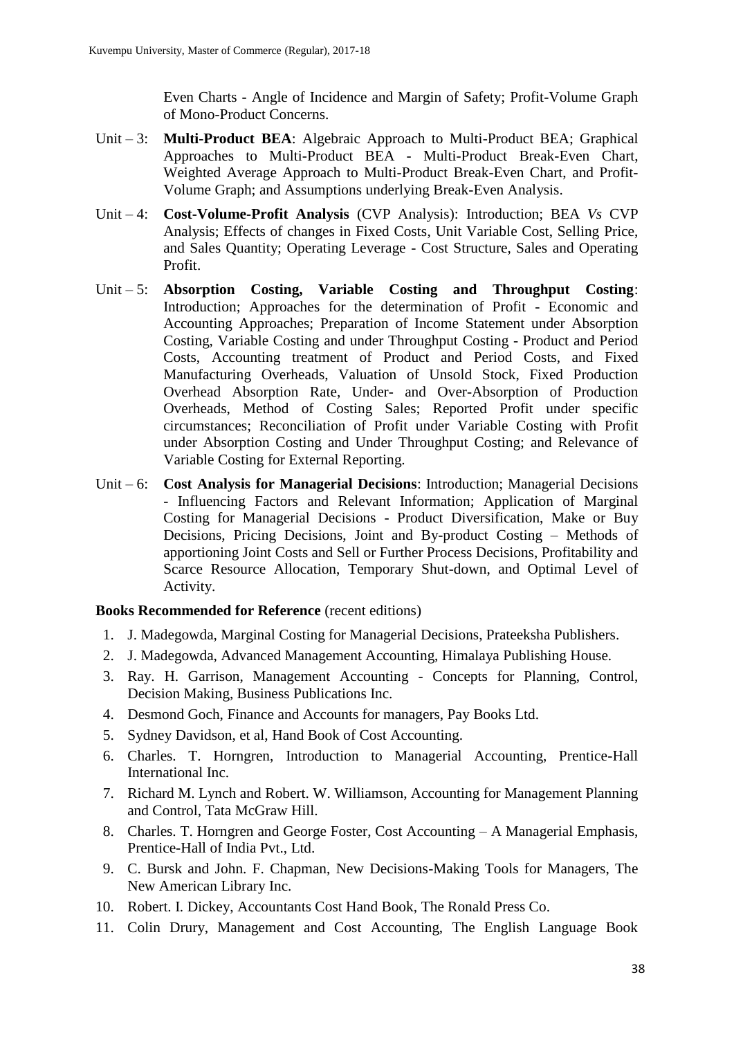Even Charts - Angle of Incidence and Margin of Safety; Profit-Volume Graph of Mono-Product Concerns.

Unit – 3: **Multi-Product BEA**: Algebraic Approach to Multi-Product BEA; Graphical Approaches to Multi-Product BEA - Multi-Product Break-Even Chart, Weighted Average Approach to Multi-Product Break-Even Chart, and Profit-Volume Graph; and Assumptions underlying Break-Even Analysis.

Unit – 4: **Cost-Volume-Profit Analysis** (CVP Analysis): Introduction; BEA *Vs* CVP Analysis; Effects of changes in Fixed Costs, Unit Variable Cost, Selling Price, and Sales Quantity; Operating Leverage - Cost Structure, Sales and Operating Profit.

Unit – 5: **Absorption Costing, Variable Costing and Throughput Costing**: Introduction; Approaches for the determination of Profit - Economic and Accounting Approaches; Preparation of Income Statement under Absorption Costing, Variable Costing and under Throughput Costing - Product and Period Costs, Accounting treatment of Product and Period Costs, and Fixed Manufacturing Overheads, Valuation of Unsold Stock, Fixed Production Overhead Absorption Rate, Under- and Over-Absorption of Production Overheads, Method of Costing Sales; Reported Profit under specific circumstances; Reconciliation of Profit under Variable Costing with Profit under Absorption Costing and Under Throughput Costing; and Relevance of Variable Costing for External Reporting.

Unit – 6: **Cost Analysis for Managerial Decisions**: Introduction; Managerial Decisions - Influencing Factors and Relevant Information; Application of Marginal Costing for Managerial Decisions - Product Diversification, Make or Buy Decisions, Pricing Decisions, Joint and By-product Costing – Methods of apportioning Joint Costs and Sell or Further Process Decisions, Profitability and Scarce Resource Allocation, Temporary Shut-down, and Optimal Level of Activity.

**Books Recommended for Reference** (recent editions)

1. J. Madegowda, Marginal Costing for Managerial Decisions, Prateeksha Publishers.
2. J. Madegowda, Advanced Management Accounting, Himalaya Publishing House.
3. Ray. H. Garrison, Management Accounting - Concepts for Planning, Control, Decision Making, Business Publications Inc.
4. Desmond Goch, Finance and Accounts for managers, Pay Books Ltd.
5. Sydney Davidson, et al, Hand Book of Cost Accounting.
6. Charles. T. Horngren, Introduction to Managerial Accounting, Prentice-Hall International Inc.
7. Richard M. Lynch and Robert. W. Williamson, Accounting for Management Planning and Control, Tata McGraw Hill.
8. Charles. T. Horngren and George Foster, Cost Accounting – A Managerial Emphasis, Prentice-Hall of India Pvt., Ltd.
9. C. Bursk and John. F. Chapman, New Decisions-Making Tools for Managers, The New American Library Inc.
10. Robert. I. Dickey, Accountants Cost Hand Book, The Ronald Press Co.
11. Colin Drury, Management and Cost Accounting, The English Language Book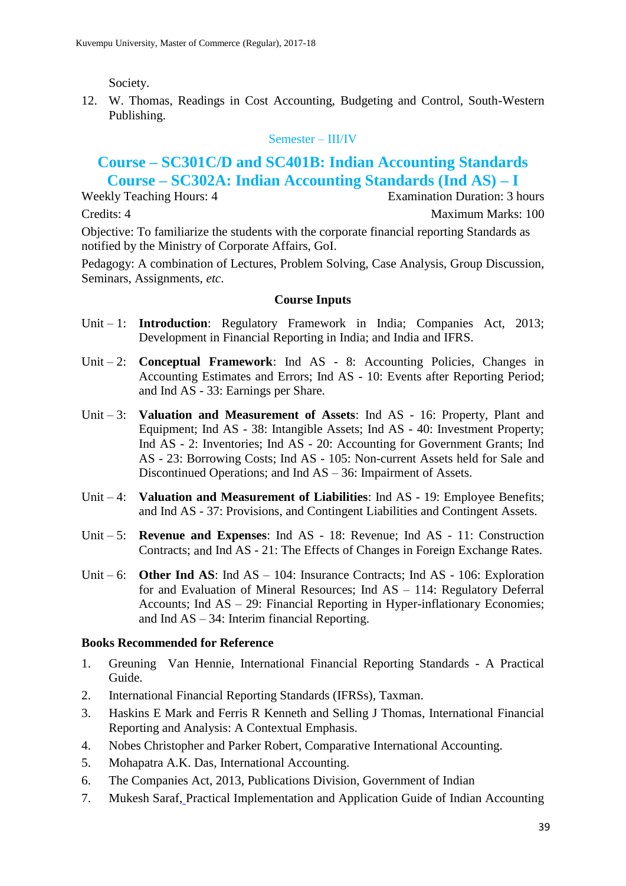Society.

12. W. Thomas, Readings in Cost Accounting, Budgeting and Control, South-Western Publishing.

Semester – III/IV

## Course – SC301C/D and SC401B: Indian Accounting Standards
## Course – SC302A: Indian Accounting Standards (Ind AS) – I

Weekly Teaching Hours: 4 | Examination Duration: 3 hours

Credits: 4 | Maximum Marks: 100

Objective: To familiarize the students with the corporate financial reporting Standards as notified by the Ministry of Corporate Affairs, GoI.

Pedagogy: A combination of Lectures, Problem Solving, Case Analysis, Group Discussion, Seminars, Assignments, *etc*.

**Course Inputs**

Unit – 1: **Introduction**: Regulatory Framework in India; Companies Act, 2013; Development in Financial Reporting in India; and India and IFRS.

Unit – 2: **Conceptual Framework**: Ind AS - 8: Accounting Policies, Changes in Accounting Estimates and Errors; Ind AS - 10: Events after Reporting Period; and Ind AS - 33: Earnings per Share.

Unit – 3: **Valuation and Measurement of Assets**: Ind AS - 16: Property, Plant and Equipment; Ind AS - 38: Intangible Assets; Ind AS - 40: Investment Property; Ind AS - 2: Inventories; Ind AS - 20: Accounting for Government Grants; Ind AS - 23: Borrowing Costs; Ind AS - 105: Non-current Assets held for Sale and Discontinued Operations; and Ind AS – 36: Impairment of Assets.

Unit – 4: **Valuation and Measurement of Liabilities**: Ind AS - 19: Employee Benefits; and Ind AS - 37: Provisions, and Contingent Liabilities and Contingent Assets.

Unit – 5: **Revenue and Expenses**: Ind AS - 18: Revenue; Ind AS - 11: Construction Contracts; and Ind AS - 21: The Effects of Changes in Foreign Exchange Rates.

Unit – 6: **Other Ind AS**: Ind AS – 104: Insurance Contracts; Ind AS - 106: Exploration for and Evaluation of Mineral Resources; Ind AS – 114: Regulatory Deferral Accounts; Ind AS – 29: Financial Reporting in Hyper-inflationary Economies; and Ind AS – 34: Interim financial Reporting.

**Books Recommended for Reference**

1. Greuning Van Hennie, International Financial Reporting Standards - A Practical Guide.
2. International Financial Reporting Standards (IFRSs), Taxman.
3. Haskins E Mark and Ferris R Kenneth and Selling J Thomas, International Financial Reporting and Analysis: A Contextual Emphasis.
4. Nobes Christopher and Parker Robert, Comparative International Accounting.
5. Mohapatra A.K. Das, International Accounting.
6. The Companies Act, 2013, Publications Division, Government of Indian
7. Mukesh Saraf, Practical Implementation and Application Guide of Indian Accounting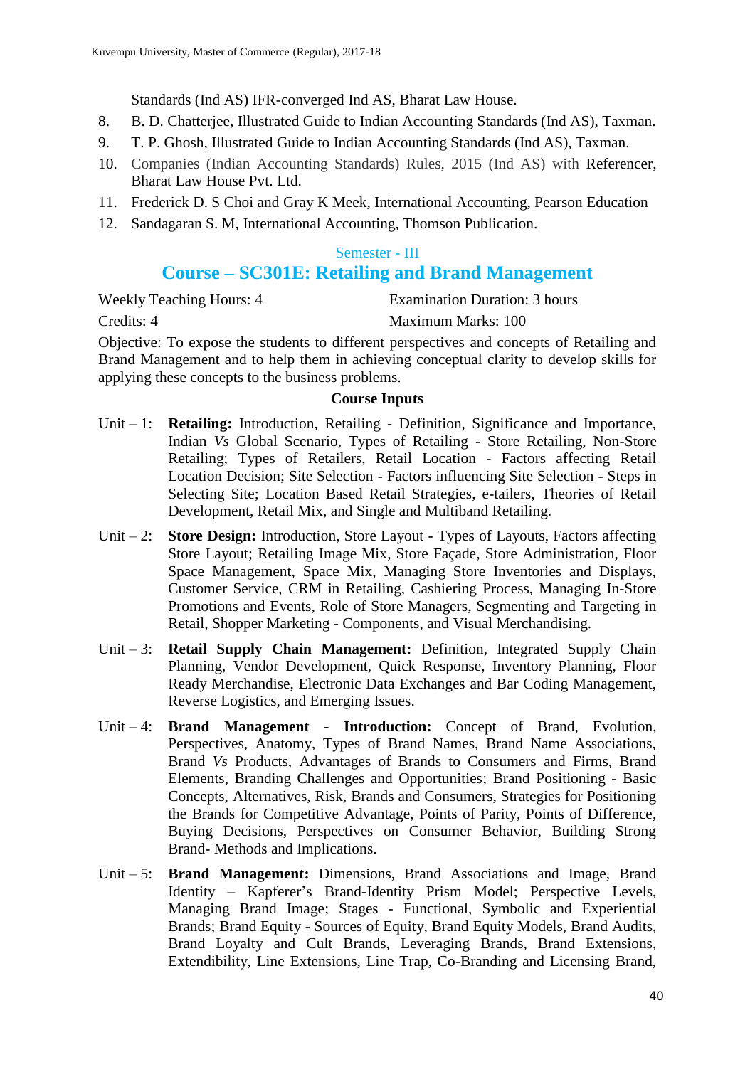Standards (Ind AS) IFR-converged Ind AS, Bharat Law House.

8. B. D. Chatterjee, Illustrated Guide to Indian Accounting Standards (Ind AS), Taxman.
9. T. P. Ghosh, Illustrated Guide to Indian Accounting Standards (Ind AS), Taxman.
10. Companies (Indian Accounting Standards) Rules, 2015 (Ind AS) with Referencer, Bharat Law House Pvt. Ltd.
11. Frederick D. S Choi and Gray K Meek, International Accounting, Pearson Education
12. Sandagaran S. M, International Accounting, Thomson Publication.

### Semester - III

## Course – SC301E: Retailing and Brand Management

Weekly Teaching Hours: 4 | Examination Duration: 3 hours

Credits: 4 | Maximum Marks: 100

Objective: To expose the students to different perspectives and concepts of Retailing and Brand Management and to help them in achieving conceptual clarity to develop skills for applying these concepts to the business problems.

**Course Inputs**

Unit – 1: **Retailing:** Introduction, Retailing - Definition, Significance and Importance, Indian *Vs* Global Scenario, Types of Retailing - Store Retailing, Non-Store Retailing; Types of Retailers, Retail Location - Factors affecting Retail Location Decision; Site Selection - Factors influencing Site Selection - Steps in Selecting Site; Location Based Retail Strategies, e-tailers, Theories of Retail Development, Retail Mix, and Single and Multiband Retailing.

Unit – 2: **Store Design:** Introduction, Store Layout - Types of Layouts, Factors affecting Store Layout; Retailing Image Mix, Store Façade, Store Administration, Floor Space Management, Space Mix, Managing Store Inventories and Displays, Customer Service, CRM in Retailing, Cashiering Process, Managing In-Store Promotions and Events, Role of Store Managers, Segmenting and Targeting in Retail, Shopper Marketing - Components, and Visual Merchandising.

Unit – 3: **Retail Supply Chain Management:** Definition, Integrated Supply Chain Planning, Vendor Development, Quick Response, Inventory Planning, Floor Ready Merchandise, Electronic Data Exchanges and Bar Coding Management, Reverse Logistics, and Emerging Issues.

Unit – 4: **Brand Management - Introduction:** Concept of Brand, Evolution, Perspectives, Anatomy, Types of Brand Names, Brand Name Associations, Brand *Vs* Products, Advantages of Brands to Consumers and Firms, Brand Elements, Branding Challenges and Opportunities; Brand Positioning - Basic Concepts, Alternatives, Risk, Brands and Consumers, Strategies for Positioning the Brands for Competitive Advantage, Points of Parity, Points of Difference, Buying Decisions, Perspectives on Consumer Behavior, Building Strong Brand- Methods and Implications.

Unit – 5: **Brand Management:** Dimensions, Brand Associations and Image, Brand Identity – Kapferer's Brand-Identity Prism Model; Perspective Levels, Managing Brand Image; Stages - Functional, Symbolic and Experiential Brands; Brand Equity - Sources of Equity, Brand Equity Models, Brand Audits, Brand Loyalty and Cult Brands, Leveraging Brands, Brand Extensions, Extendibility, Line Extensions, Line Trap, Co-Branding and Licensing Brand,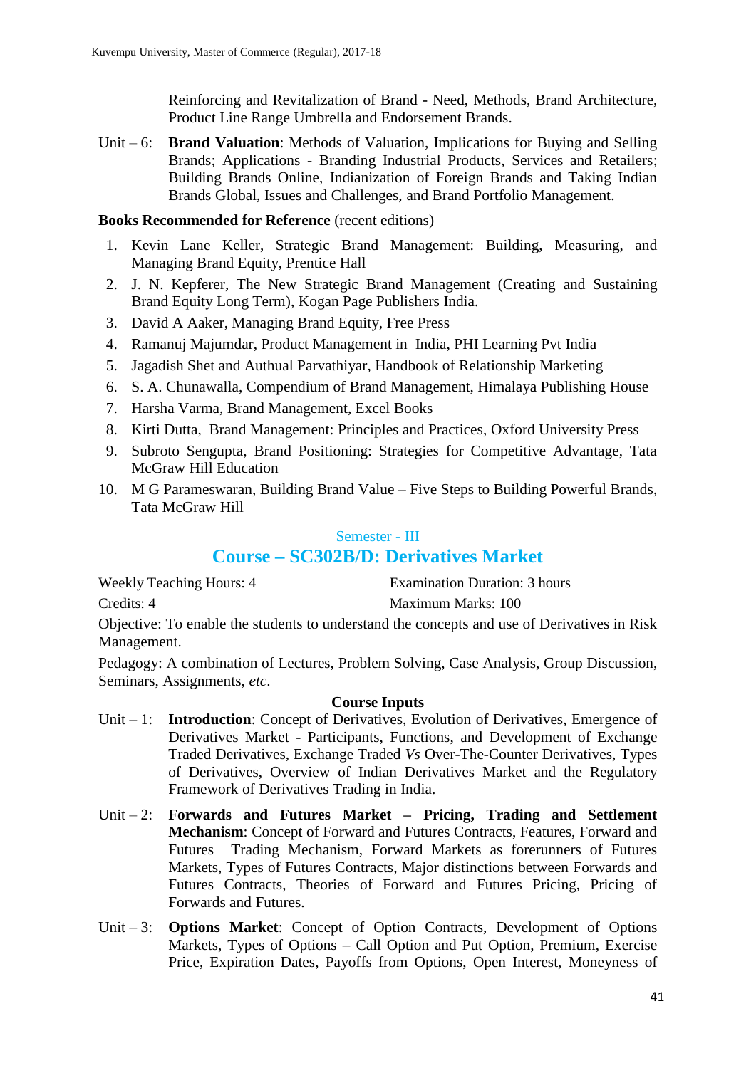Reinforcing and Revitalization of Brand - Need, Methods, Brand Architecture, Product Line Range Umbrella and Endorsement Brands.

Unit – 6: **Brand Valuation**: Methods of Valuation, Implications for Buying and Selling Brands; Applications - Branding Industrial Products, Services and Retailers; Building Brands Online, Indianization of Foreign Brands and Taking Indian Brands Global, Issues and Challenges, and Brand Portfolio Management.

**Books Recommended for Reference** (recent editions)

1. Kevin Lane Keller, Strategic Brand Management: Building, Measuring, and Managing Brand Equity, Prentice Hall
2. J. N. Kepferer, The New Strategic Brand Management (Creating and Sustaining Brand Equity Long Term), Kogan Page Publishers India.
3. David A Aaker, Managing Brand Equity, Free Press
4. Ramanuj Majumdar, Product Management in India, PHI Learning Pvt India
5. Jagadish Shet and Authual Parvathiyar, Handbook of Relationship Marketing
6. S. A. Chunawalla, Compendium of Brand Management, Himalaya Publishing House
7. Harsha Varma, Brand Management, Excel Books
8. Kirti Dutta, Brand Management: Principles and Practices, Oxford University Press
9. Subroto Sengupta, Brand Positioning: Strategies for Competitive Advantage, Tata McGraw Hill Education
10. M G Parameswaran, Building Brand Value – Five Steps to Building Powerful Brands, Tata McGraw Hill

Semester - III

## Course – SC302B/D: Derivatives Market

Weekly Teaching Hours: 4 | Examination Duration: 3 hours

Credits: 4 | Maximum Marks: 100

Objective: To enable the students to understand the concepts and use of Derivatives in Risk Management.

Pedagogy: A combination of Lectures, Problem Solving, Case Analysis, Group Discussion, Seminars, Assignments, *etc*.

**Course Inputs**

Unit – 1: **Introduction**: Concept of Derivatives, Evolution of Derivatives, Emergence of Derivatives Market - Participants, Functions, and Development of Exchange Traded Derivatives, Exchange Traded *Vs* Over-The-Counter Derivatives, Types of Derivatives, Overview of Indian Derivatives Market and the Regulatory Framework of Derivatives Trading in India.

Unit – 2: **Forwards and Futures Market – Pricing, Trading and Settlement Mechanism**: Concept of Forward and Futures Contracts, Features, Forward and Futures Trading Mechanism, Forward Markets as forerunners of Futures Markets, Types of Futures Contracts, Major distinctions between Forwards and Futures Contracts, Theories of Forward and Futures Pricing, Pricing of Forwards and Futures.

Unit – 3: **Options Market**: Concept of Option Contracts, Development of Options Markets, Types of Options – Call Option and Put Option, Premium, Exercise Price, Expiration Dates, Payoffs from Options, Open Interest, Moneyness of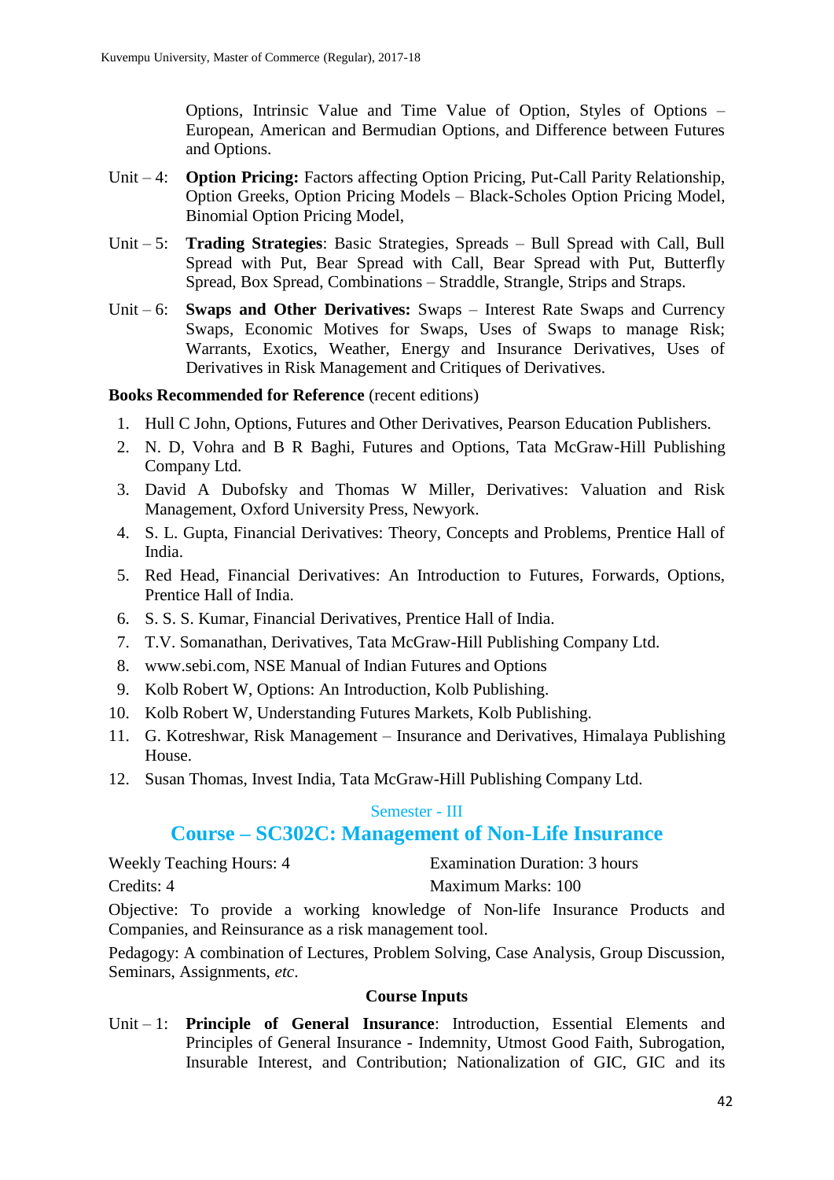Options, Intrinsic Value and Time Value of Option, Styles of Options – European, American and Bermudian Options, and Difference between Futures and Options.

Unit – 4: **Option Pricing:** Factors affecting Option Pricing, Put-Call Parity Relationship, Option Greeks, Option Pricing Models – Black-Scholes Option Pricing Model, Binomial Option Pricing Model,

Unit – 5: **Trading Strategies**: Basic Strategies, Spreads – Bull Spread with Call, Bull Spread with Put, Bear Spread with Call, Bear Spread with Put, Butterfly Spread, Box Spread, Combinations – Straddle, Strangle, Strips and Straps.

Unit – 6: **Swaps and Other Derivatives:** Swaps – Interest Rate Swaps and Currency Swaps, Economic Motives for Swaps, Uses of Swaps to manage Risk; Warrants, Exotics, Weather, Energy and Insurance Derivatives, Uses of Derivatives in Risk Management and Critiques of Derivatives.

**Books Recommended for Reference** (recent editions)

1. Hull C John, Options, Futures and Other Derivatives, Pearson Education Publishers.
2. N. D, Vohra and B R Baghi, Futures and Options, Tata McGraw-Hill Publishing Company Ltd.
3. David A Dubofsky and Thomas W Miller, Derivatives: Valuation and Risk Management, Oxford University Press, Newyork.
4. S. L. Gupta, Financial Derivatives: Theory, Concepts and Problems, Prentice Hall of India.
5. Red Head, Financial Derivatives: An Introduction to Futures, Forwards, Options, Prentice Hall of India.
6. S. S. S. Kumar, Financial Derivatives, Prentice Hall of India.
7. T.V. Somanathan, Derivatives, Tata McGraw-Hill Publishing Company Ltd.
8. www.sebi.com, NSE Manual of Indian Futures and Options
9. Kolb Robert W, Options: An Introduction, Kolb Publishing.
10. Kolb Robert W, Understanding Futures Markets, Kolb Publishing.
11. G. Kotreshwar, Risk Management – Insurance and Derivatives, Himalaya Publishing House.
12. Susan Thomas, Invest India, Tata McGraw-Hill Publishing Company Ltd.

Semester - III

## Course – SC302C: Management of Non-Life Insurance

Weekly Teaching Hours: 4 | Examination Duration: 3 hours

Credits: 4 | Maximum Marks: 100

Objective: To provide a working knowledge of Non-life Insurance Products and Companies, and Reinsurance as a risk management tool.

Pedagogy: A combination of Lectures, Problem Solving, Case Analysis, Group Discussion, Seminars, Assignments, *etc*.

**Course Inputs**

Unit – 1: **Principle of General Insurance**: Introduction, Essential Elements and Principles of General Insurance - Indemnity, Utmost Good Faith, Subrogation, Insurable Interest, and Contribution; Nationalization of GIC, GIC and its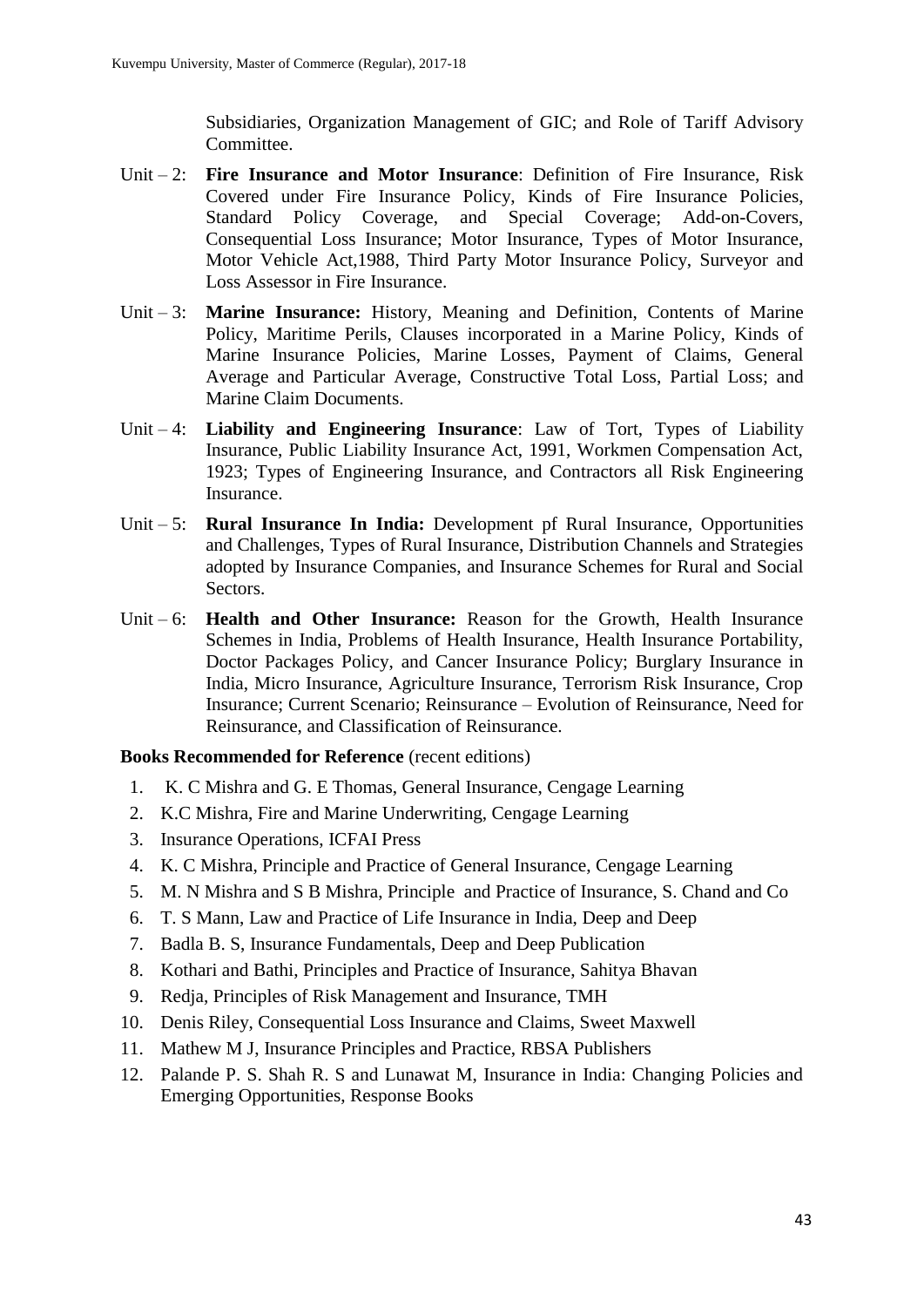Subsidiaries, Organization Management of GIC; and Role of Tariff Advisory Committee.

Unit – 2: **Fire Insurance and Motor Insurance**: Definition of Fire Insurance, Risk Covered under Fire Insurance Policy, Kinds of Fire Insurance Policies, Standard Policy Coverage, and Special Coverage; Add-on-Covers, Consequential Loss Insurance; Motor Insurance, Types of Motor Insurance, Motor Vehicle Act,1988, Third Party Motor Insurance Policy, Surveyor and Loss Assessor in Fire Insurance.

Unit – 3: **Marine Insurance:** History, Meaning and Definition, Contents of Marine Policy, Maritime Perils, Clauses incorporated in a Marine Policy, Kinds of Marine Insurance Policies, Marine Losses, Payment of Claims, General Average and Particular Average, Constructive Total Loss, Partial Loss; and Marine Claim Documents.

Unit – 4: **Liability and Engineering Insurance**: Law of Tort, Types of Liability Insurance, Public Liability Insurance Act, 1991, Workmen Compensation Act, 1923; Types of Engineering Insurance, and Contractors all Risk Engineering Insurance.

Unit – 5: **Rural Insurance In India:** Development pf Rural Insurance, Opportunities and Challenges, Types of Rural Insurance, Distribution Channels and Strategies adopted by Insurance Companies, and Insurance Schemes for Rural and Social Sectors.

Unit – 6: **Health and Other Insurance:** Reason for the Growth, Health Insurance Schemes in India, Problems of Health Insurance, Health Insurance Portability, Doctor Packages Policy, and Cancer Insurance Policy; Burglary Insurance in India, Micro Insurance, Agriculture Insurance, Terrorism Risk Insurance, Crop Insurance; Current Scenario; Reinsurance – Evolution of Reinsurance, Need for Reinsurance, and Classification of Reinsurance.

**Books Recommended for Reference** (recent editions)

1. K. C Mishra and G. E Thomas, General Insurance, Cengage Learning
2. K.C Mishra, Fire and Marine Underwriting, Cengage Learning
3. Insurance Operations, ICFAI Press
4. K. C Mishra, Principle and Practice of General Insurance, Cengage Learning
5. M. N Mishra and S B Mishra, Principle and Practice of Insurance, S. Chand and Co
6. T. S Mann, Law and Practice of Life Insurance in India, Deep and Deep
7. Badla B. S, Insurance Fundamentals, Deep and Deep Publication
8. Kothari and Bathi, Principles and Practice of Insurance, Sahitya Bhavan
9. Redja, Principles of Risk Management and Insurance, TMH
10. Denis Riley, Consequential Loss Insurance and Claims, Sweet Maxwell
11. Mathew M J, Insurance Principles and Practice, RBSA Publishers
12. Palande P. S. Shah R. S and Lunawat M, Insurance in India: Changing Policies and Emerging Opportunities, Response Books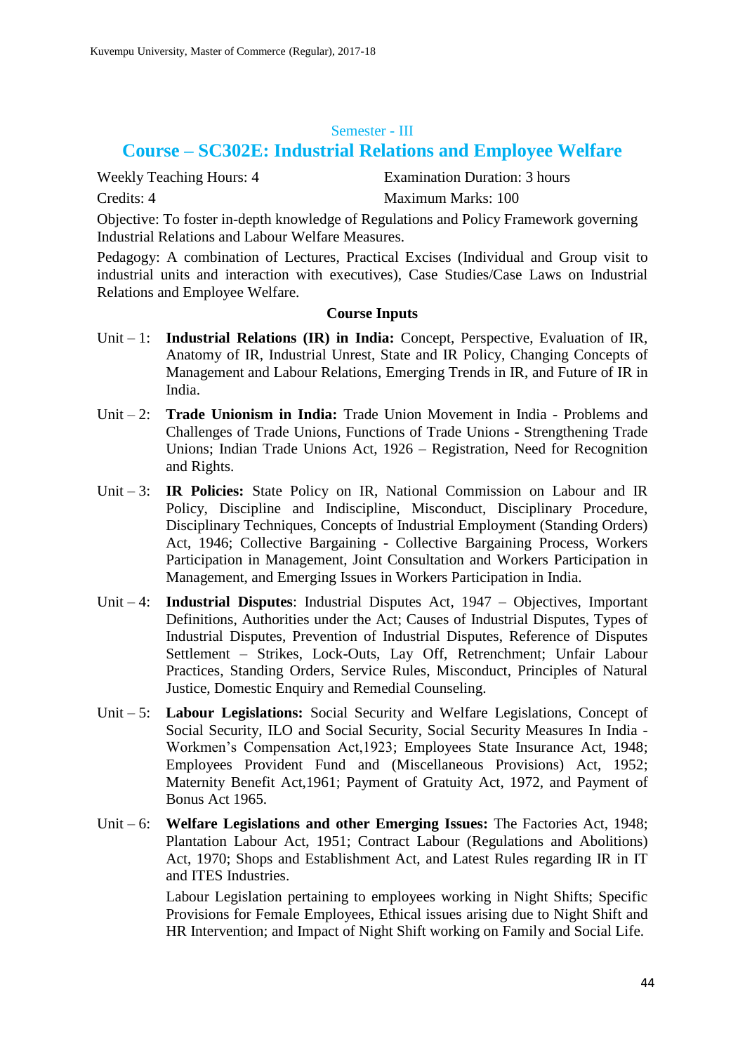## Semester - III

# Course – SC302E: Industrial Relations and Employee Welfare

Weekly Teaching Hours: 4 | Examination Duration: 3 hours

Credits: 4 | Maximum Marks: 100

Objective: To foster in-depth knowledge of Regulations and Policy Framework governing Industrial Relations and Labour Welfare Measures.

Pedagogy: A combination of Lectures, Practical Excises (Individual and Group visit to industrial units and interaction with executives), Case Studies/Case Laws on Industrial Relations and Employee Welfare.

**Course Inputs**

Unit – 1: **Industrial Relations (IR) in India:** Concept, Perspective, Evaluation of IR, Anatomy of IR, Industrial Unrest, State and IR Policy, Changing Concepts of Management and Labour Relations, Emerging Trends in IR, and Future of IR in India.

Unit – 2: **Trade Unionism in India:** Trade Union Movement in India - Problems and Challenges of Trade Unions, Functions of Trade Unions - Strengthening Trade Unions; Indian Trade Unions Act, 1926 – Registration, Need for Recognition and Rights.

Unit – 3: **IR Policies:** State Policy on IR, National Commission on Labour and IR Policy, Discipline and Indiscipline, Misconduct, Disciplinary Procedure, Disciplinary Techniques, Concepts of Industrial Employment (Standing Orders) Act, 1946; Collective Bargaining - Collective Bargaining Process, Workers Participation in Management, Joint Consultation and Workers Participation in Management, and Emerging Issues in Workers Participation in India.

Unit – 4: **Industrial Disputes**: Industrial Disputes Act, 1947 – Objectives, Important Definitions, Authorities under the Act; Causes of Industrial Disputes, Types of Industrial Disputes, Prevention of Industrial Disputes, Reference of Disputes Settlement – Strikes, Lock-Outs, Lay Off, Retrenchment; Unfair Labour Practices, Standing Orders, Service Rules, Misconduct, Principles of Natural Justice, Domestic Enquiry and Remedial Counseling.

Unit – 5: **Labour Legislations:** Social Security and Welfare Legislations, Concept of Social Security, ILO and Social Security, Social Security Measures In India - Workmen's Compensation Act,1923; Employees State Insurance Act, 1948; Employees Provident Fund and (Miscellaneous Provisions) Act, 1952; Maternity Benefit Act,1961; Payment of Gratuity Act, 1972, and Payment of Bonus Act 1965.

Unit – 6: **Welfare Legislations and other Emerging Issues:** The Factories Act, 1948; Plantation Labour Act, 1951; Contract Labour (Regulations and Abolitions) Act, 1970; Shops and Establishment Act, and Latest Rules regarding IR in IT and ITES Industries.

Labour Legislation pertaining to employees working in Night Shifts; Specific Provisions for Female Employees, Ethical issues arising due to Night Shift and HR Intervention; and Impact of Night Shift working on Family and Social Life.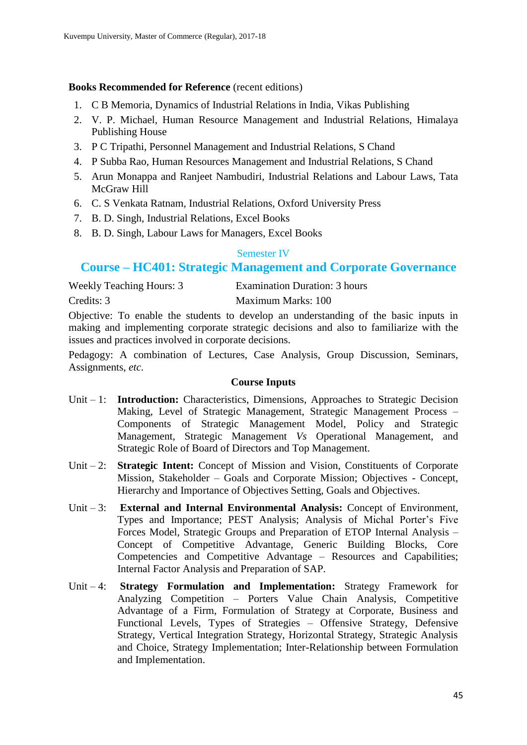**Books Recommended for Reference** (recent editions)

1. C B Memoria, Dynamics of Industrial Relations in India, Vikas Publishing
2. V. P. Michael, Human Resource Management and Industrial Relations, Himalaya Publishing House
3. P C Tripathi, Personnel Management and Industrial Relations, S Chand
4. P Subba Rao, Human Resources Management and Industrial Relations, S Chand
5. Arun Monappa and Ranjeet Nambudiri, Industrial Relations and Labour Laws, Tata McGraw Hill
6. C. S Venkata Ratnam, Industrial Relations, Oxford University Press
7. B. D. Singh, Industrial Relations, Excel Books
8. B. D. Singh, Labour Laws for Managers, Excel Books

Semester IV

## Course – HC401: Strategic Management and Corporate Governance

Weekly Teaching Hours: 3 Examination Duration: 3 hours

Credits: 3 Maximum Marks: 100

Objective: To enable the students to develop an understanding of the basic inputs in making and implementing corporate strategic decisions and also to familiarize with the issues and practices involved in corporate decisions.

Pedagogy: A combination of Lectures, Case Analysis, Group Discussion, Seminars, Assignments, *etc.*

**Course Inputs**

Unit – 1: **Introduction:** Characteristics, Dimensions, Approaches to Strategic Decision Making, Level of Strategic Management, Strategic Management Process – Components of Strategic Management Model, Policy and Strategic Management, Strategic Management *Vs* Operational Management, and Strategic Role of Board of Directors and Top Management.

Unit – 2: **Strategic Intent:** Concept of Mission and Vision, Constituents of Corporate Mission, Stakeholder – Goals and Corporate Mission; Objectives - Concept, Hierarchy and Importance of Objectives Setting, Goals and Objectives.

Unit – 3: **External and Internal Environmental Analysis:** Concept of Environment, Types and Importance; PEST Analysis; Analysis of Michal Porter's Five Forces Model, Strategic Groups and Preparation of ETOP Internal Analysis – Concept of Competitive Advantage, Generic Building Blocks, Core Competencies and Competitive Advantage – Resources and Capabilities; Internal Factor Analysis and Preparation of SAP.

Unit – 4: **Strategy Formulation and Implementation:** Strategy Framework for Analyzing Competition – Porters Value Chain Analysis, Competitive Advantage of a Firm, Formulation of Strategy at Corporate, Business and Functional Levels, Types of Strategies – Offensive Strategy, Defensive Strategy, Vertical Integration Strategy, Horizontal Strategy, Strategic Analysis and Choice, Strategy Implementation; Inter-Relationship between Formulation and Implementation.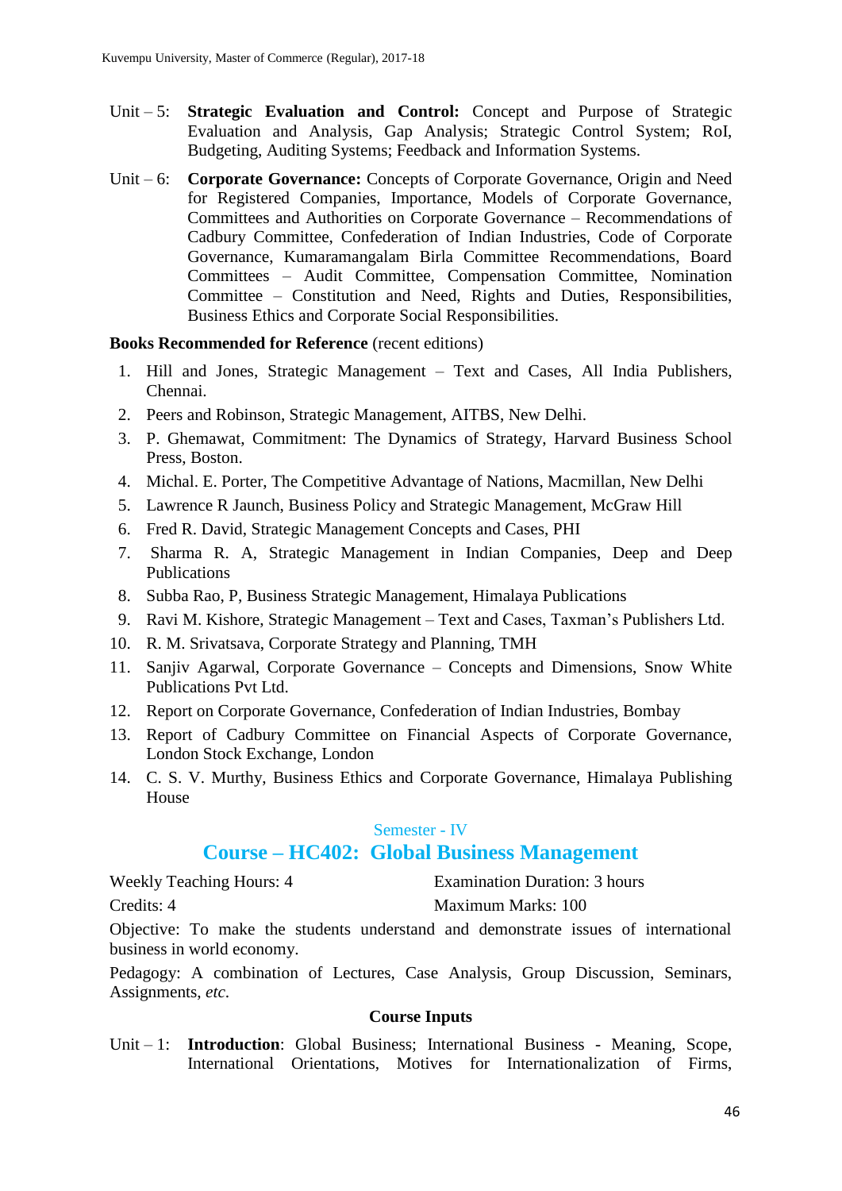Unit – 5: **Strategic Evaluation and Control:** Concept and Purpose of Strategic Evaluation and Analysis, Gap Analysis; Strategic Control System; RoI, Budgeting, Auditing Systems; Feedback and Information Systems.

Unit – 6: **Corporate Governance:** Concepts of Corporate Governance, Origin and Need for Registered Companies, Importance, Models of Corporate Governance, Committees and Authorities on Corporate Governance – Recommendations of Cadbury Committee, Confederation of Indian Industries, Code of Corporate Governance, Kumaramangalam Birla Committee Recommendations, Board Committees – Audit Committee, Compensation Committee, Nomination Committee – Constitution and Need, Rights and Duties, Responsibilities, Business Ethics and Corporate Social Responsibilities.

**Books Recommended for Reference** (recent editions)

1. Hill and Jones, Strategic Management – Text and Cases, All India Publishers, Chennai.
2. Peers and Robinson, Strategic Management, AITBS, New Delhi.
3. P. Ghemawat, Commitment: The Dynamics of Strategy, Harvard Business School Press, Boston.
4. Michal. E. Porter, The Competitive Advantage of Nations, Macmillan, New Delhi
5. Lawrence R Jaunch, Business Policy and Strategic Management, McGraw Hill
6. Fred R. David, Strategic Management Concepts and Cases, PHI
7. Sharma R. A, Strategic Management in Indian Companies, Deep and Deep Publications
8. Subba Rao, P, Business Strategic Management, Himalaya Publications
9. Ravi M. Kishore, Strategic Management – Text and Cases, Taxman's Publishers Ltd.
10. R. M. Srivatsava, Corporate Strategy and Planning, TMH
11. Sanjiv Agarwal, Corporate Governance – Concepts and Dimensions, Snow White Publications Pvt Ltd.
12. Report on Corporate Governance, Confederation of Indian Industries, Bombay
13. Report of Cadbury Committee on Financial Aspects of Corporate Governance, London Stock Exchange, London
14. C. S. V. Murthy, Business Ethics and Corporate Governance, Himalaya Publishing House

Semester - IV

## Course – HC402: Global Business Management

Weekly Teaching Hours: 4 | Examination Duration: 3 hours

Credits: 4 | Maximum Marks: 100

Objective: To make the students understand and demonstrate issues of international business in world economy.

Pedagogy: A combination of Lectures, Case Analysis, Group Discussion, Seminars, Assignments, *etc.*

**Course Inputs**

Unit – 1: **Introduction**: Global Business; International Business - Meaning, Scope, International Orientations, Motives for Internationalization of Firms,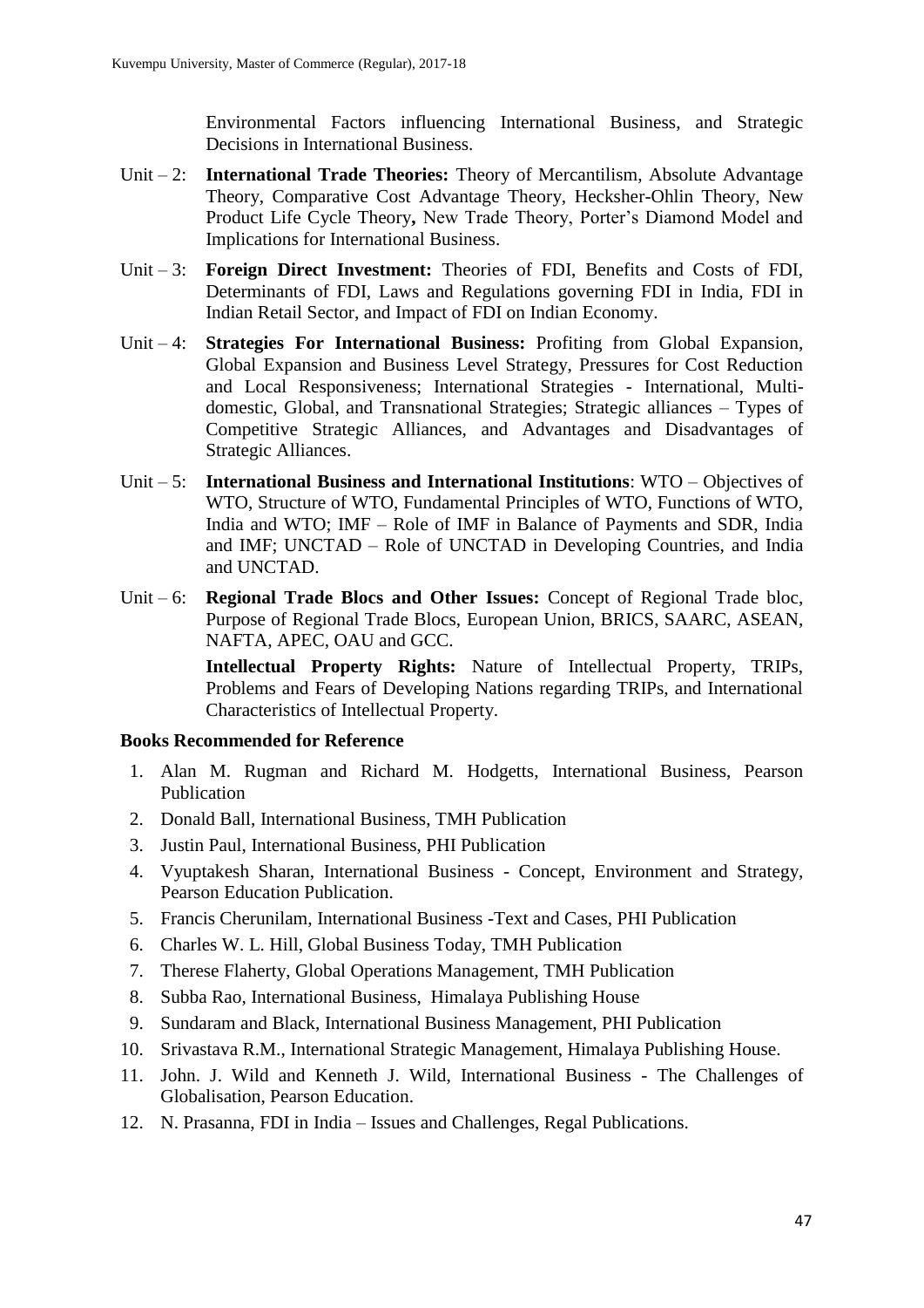Environmental Factors influencing International Business, and Strategic Decisions in International Business.

Unit – 2: **International Trade Theories:** Theory of Mercantilism, Absolute Advantage Theory, Comparative Cost Advantage Theory, Hecksher-Ohlin Theory, New Product Life Cycle Theory**,** New Trade Theory, Porter's Diamond Model and Implications for International Business.

Unit – 3: **Foreign Direct Investment:** Theories of FDI, Benefits and Costs of FDI, Determinants of FDI, Laws and Regulations governing FDI in India, FDI in Indian Retail Sector, and Impact of FDI on Indian Economy.

Unit – 4: **Strategies For International Business:** Profiting from Global Expansion, Global Expansion and Business Level Strategy, Pressures for Cost Reduction and Local Responsiveness; International Strategies - International, Multi-domestic, Global, and Transnational Strategies; Strategic alliances – Types of Competitive Strategic Alliances, and Advantages and Disadvantages of Strategic Alliances.

Unit – 5: **International Business and International Institutions**: WTO – Objectives of WTO, Structure of WTO, Fundamental Principles of WTO, Functions of WTO, India and WTO; IMF – Role of IMF in Balance of Payments and SDR, India and IMF; UNCTAD – Role of UNCTAD in Developing Countries, and India and UNCTAD.

Unit – 6: **Regional Trade Blocs and Other Issues:** Concept of Regional Trade bloc, Purpose of Regional Trade Blocs, European Union, BRICS, SAARC, ASEAN, NAFTA, APEC, OAU and GCC.

**Intellectual Property Rights:** Nature of Intellectual Property, TRIPs, Problems and Fears of Developing Nations regarding TRIPs, and International Characteristics of Intellectual Property.

**Books Recommended for Reference**

1. Alan M. Rugman and Richard M. Hodgetts, International Business, Pearson Publication
2. Donald Ball, International Business, TMH Publication
3. Justin Paul, International Business, PHI Publication
4. Vyuptakesh Sharan, International Business - Concept, Environment and Strategy, Pearson Education Publication.
5. Francis Cherunilam, International Business -Text and Cases, PHI Publication
6. Charles W. L. Hill, Global Business Today, TMH Publication
7. Therese Flaherty, Global Operations Management, TMH Publication
8. Subba Rao, International Business, Himalaya Publishing House
9. Sundaram and Black, International Business Management, PHI Publication
10. Srivastava R.M., International Strategic Management, Himalaya Publishing House.
11. John. J. Wild and Kenneth J. Wild, International Business - The Challenges of Globalisation, Pearson Education.
12. N. Prasanna, FDI in India – Issues and Challenges, Regal Publications.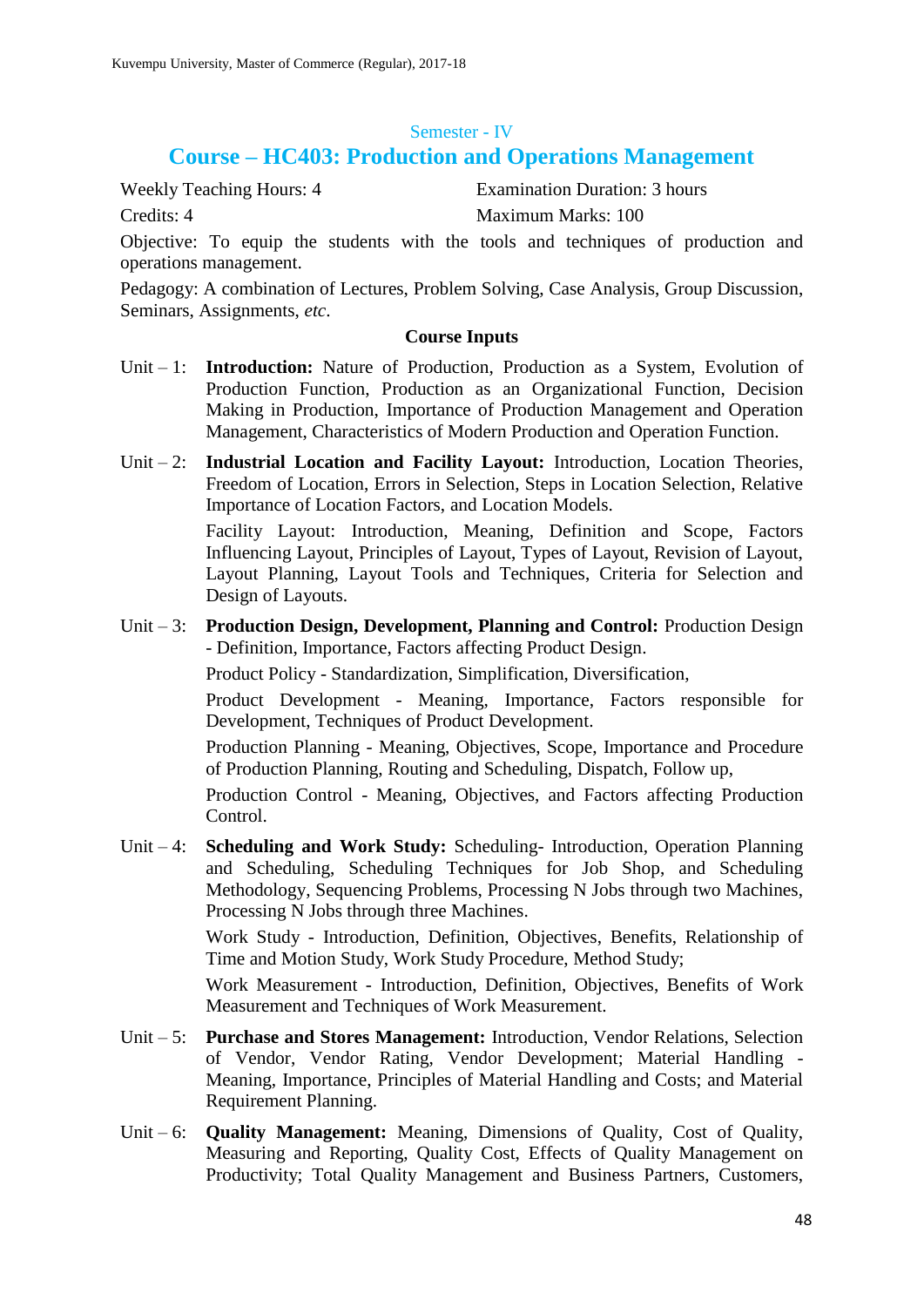Semester - IV

## Course – HC403: Production and Operations Management

Weekly Teaching Hours: 4 Examination Duration: 3 hours

Credits: 4 Maximum Marks: 100

Objective: To equip the students with the tools and techniques of production and operations management.

Pedagogy: A combination of Lectures, Problem Solving, Case Analysis, Group Discussion, Seminars, Assignments, *etc*.

**Course Inputs**

Unit – 1: **Introduction:** Nature of Production, Production as a System, Evolution of Production Function, Production as an Organizational Function, Decision Making in Production, Importance of Production Management and Operation Management, Characteristics of Modern Production and Operation Function.

Unit – 2: **Industrial Location and Facility Layout:** Introduction, Location Theories, Freedom of Location, Errors in Selection, Steps in Location Selection, Relative Importance of Location Factors, and Location Models.

Facility Layout: Introduction, Meaning, Definition and Scope, Factors Influencing Layout, Principles of Layout, Types of Layout, Revision of Layout, Layout Planning, Layout Tools and Techniques, Criteria for Selection and Design of Layouts.

Unit – 3: **Production Design, Development, Planning and Control:** Production Design - Definition, Importance, Factors affecting Product Design.

Product Policy - Standardization, Simplification, Diversification,

Product Development - Meaning, Importance, Factors responsible for Development, Techniques of Product Development.

Production Planning - Meaning, Objectives, Scope, Importance and Procedure of Production Planning, Routing and Scheduling, Dispatch, Follow up,

Production Control - Meaning, Objectives, and Factors affecting Production Control.

Unit – 4: **Scheduling and Work Study:** Scheduling- Introduction, Operation Planning and Scheduling, Scheduling Techniques for Job Shop, and Scheduling Methodology, Sequencing Problems, Processing N Jobs through two Machines, Processing N Jobs through three Machines.

Work Study - Introduction, Definition, Objectives, Benefits, Relationship of Time and Motion Study, Work Study Procedure, Method Study;

Work Measurement - Introduction, Definition, Objectives, Benefits of Work Measurement and Techniques of Work Measurement.

Unit – 5: **Purchase and Stores Management:** Introduction, Vendor Relations, Selection of Vendor, Vendor Rating, Vendor Development; Material Handling - Meaning, Importance, Principles of Material Handling and Costs; and Material Requirement Planning.

Unit – 6: **Quality Management:** Meaning, Dimensions of Quality, Cost of Quality, Measuring and Reporting, Quality Cost, Effects of Quality Management on Productivity; Total Quality Management and Business Partners, Customers,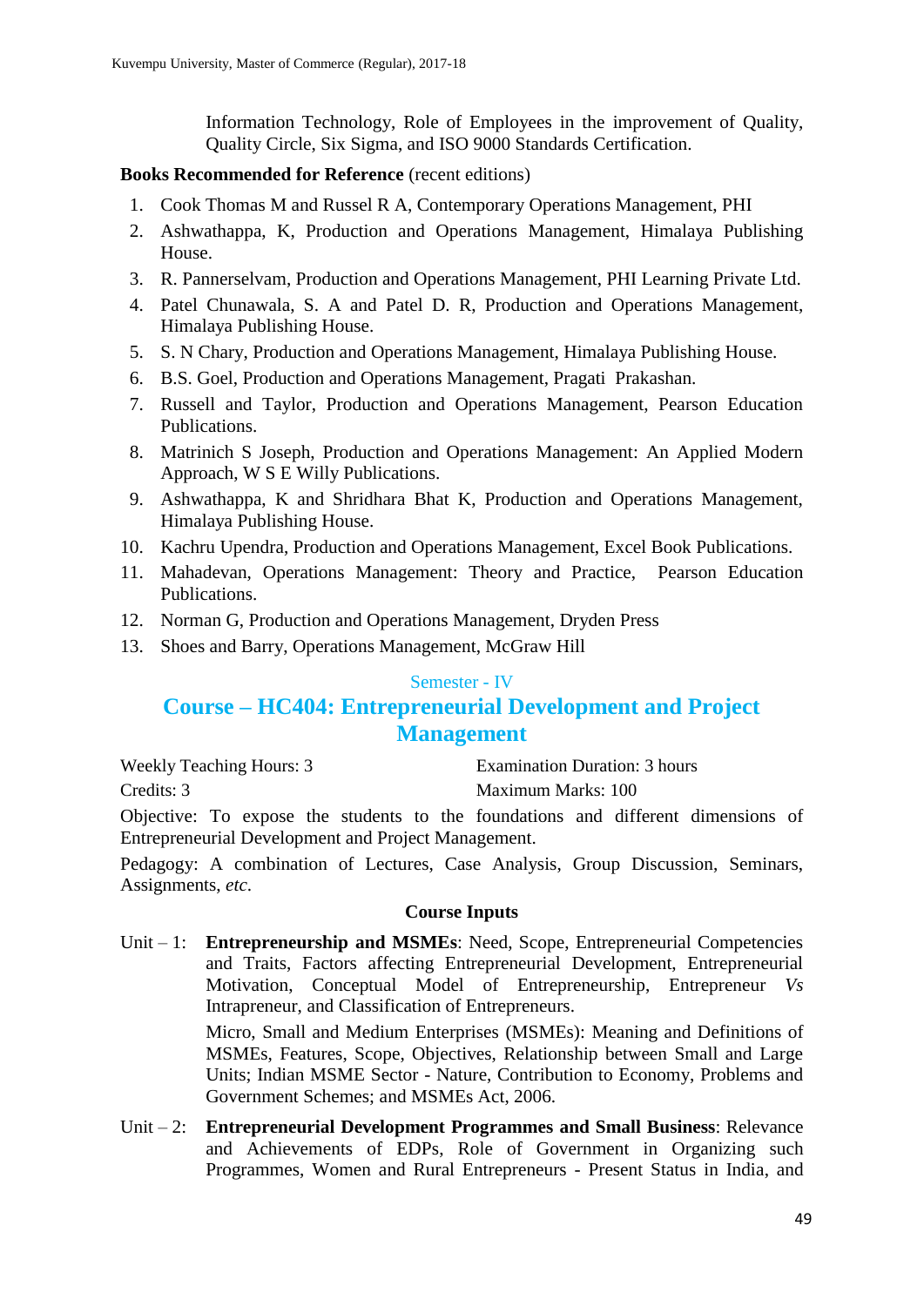Information Technology, Role of Employees in the improvement of Quality, Quality Circle, Six Sigma, and ISO 9000 Standards Certification.

**Books Recommended for Reference** (recent editions)

1. Cook Thomas M and Russel R A, Contemporary Operations Management, PHI
2. Ashwathappa, K, Production and Operations Management, Himalaya Publishing House.
3. R. Pannerselvam, Production and Operations Management, PHI Learning Private Ltd.
4. Patel Chunawala, S. A and Patel D. R, Production and Operations Management, Himalaya Publishing House.
5. S. N Chary, Production and Operations Management, Himalaya Publishing House.
6. B.S. Goel, Production and Operations Management, Pragati Prakashan.
7. Russell and Taylor, Production and Operations Management, Pearson Education Publications.
8. Matrinich S Joseph, Production and Operations Management: An Applied Modern Approach, W S E Willy Publications.
9. Ashwathappa, K and Shridhara Bhat K, Production and Operations Management, Himalaya Publishing House.
10. Kachru Upendra, Production and Operations Management, Excel Book Publications.
11. Mahadevan, Operations Management: Theory and Practice, Pearson Education Publications.
12. Norman G, Production and Operations Management, Dryden Press
13. Shoes and Barry, Operations Management, McGraw Hill

Semester - IV

## Course – HC404: Entrepreneurial Development and Project Management

Weekly Teaching Hours: 3 | Examination Duration: 3 hours

Credits: 3 | Maximum Marks: 100

Objective: To expose the students to the foundations and different dimensions of Entrepreneurial Development and Project Management.

Pedagogy: A combination of Lectures, Case Analysis, Group Discussion, Seminars, Assignments, *etc.*

### Course Inputs

Unit – 1: **Entrepreneurship and MSMEs**: Need, Scope, Entrepreneurial Competencies and Traits, Factors affecting Entrepreneurial Development, Entrepreneurial Motivation, Conceptual Model of Entrepreneurship, Entrepreneur *Vs* Intrapreneur, and Classification of Entrepreneurs.

Micro, Small and Medium Enterprises (MSMEs): Meaning and Definitions of MSMEs, Features, Scope, Objectives, Relationship between Small and Large Units; Indian MSME Sector - Nature, Contribution to Economy, Problems and Government Schemes; and MSMEs Act, 2006.

Unit – 2: **Entrepreneurial Development Programmes and Small Business**: Relevance and Achievements of EDPs, Role of Government in Organizing such Programmes, Women and Rural Entrepreneurs - Present Status in India, and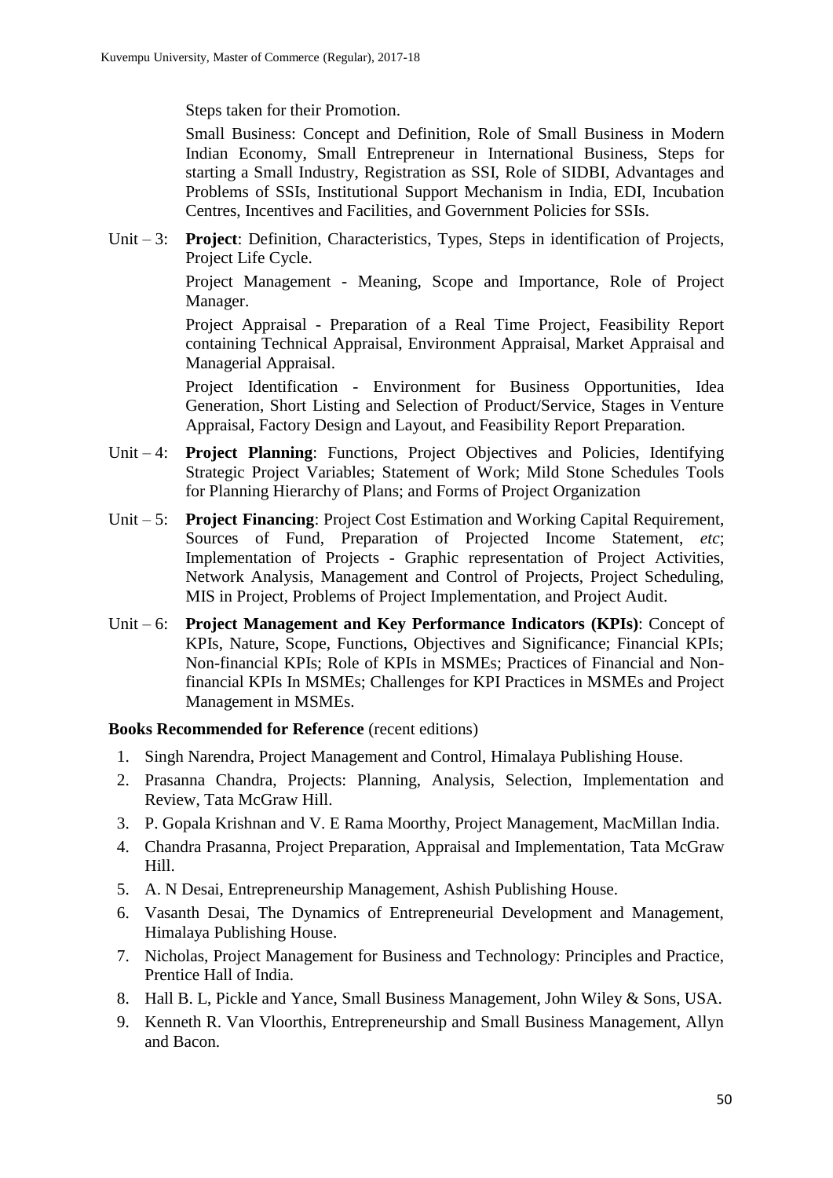Steps taken for their Promotion.

Small Business: Concept and Definition, Role of Small Business in Modern Indian Economy, Small Entrepreneur in International Business, Steps for starting a Small Industry, Registration as SSI, Role of SIDBI, Advantages and Problems of SSIs, Institutional Support Mechanism in India, EDI, Incubation Centres, Incentives and Facilities, and Government Policies for SSIs.

Unit – 3: **Project**: Definition, Characteristics, Types, Steps in identification of Projects, Project Life Cycle.

Project Management - Meaning, Scope and Importance, Role of Project Manager.

Project Appraisal - Preparation of a Real Time Project, Feasibility Report containing Technical Appraisal, Environment Appraisal, Market Appraisal and Managerial Appraisal.

Project Identification - Environment for Business Opportunities, Idea Generation, Short Listing and Selection of Product/Service, Stages in Venture Appraisal, Factory Design and Layout, and Feasibility Report Preparation.

Unit – 4: **Project Planning**: Functions, Project Objectives and Policies, Identifying Strategic Project Variables; Statement of Work; Mild Stone Schedules Tools for Planning Hierarchy of Plans; and Forms of Project Organization

Unit – 5: **Project Financing**: Project Cost Estimation and Working Capital Requirement, Sources of Fund, Preparation of Projected Income Statement, *etc*; Implementation of Projects - Graphic representation of Project Activities, Network Analysis, Management and Control of Projects, Project Scheduling, MIS in Project, Problems of Project Implementation, and Project Audit.

Unit – 6: **Project Management and Key Performance Indicators (KPIs)**: Concept of KPIs, Nature, Scope, Functions, Objectives and Significance; Financial KPIs; Non-financial KPIs; Role of KPIs in MSMEs; Practices of Financial and Non-financial KPIs In MSMEs; Challenges for KPI Practices in MSMEs and Project Management in MSMEs.

**Books Recommended for Reference** (recent editions)

1. Singh Narendra, Project Management and Control, Himalaya Publishing House.
2. Prasanna Chandra, Projects: Planning, Analysis, Selection, Implementation and Review, Tata McGraw Hill.
3. P. Gopala Krishnan and V. E Rama Moorthy, Project Management, MacMillan India.
4. Chandra Prasanna, Project Preparation, Appraisal and Implementation, Tata McGraw Hill.
5. A. N Desai, Entrepreneurship Management, Ashish Publishing House.
6. Vasanth Desai, The Dynamics of Entrepreneurial Development and Management, Himalaya Publishing House.
7. Nicholas, Project Management for Business and Technology: Principles and Practice, Prentice Hall of India.
8. Hall B. L, Pickle and Yance, Small Business Management, John Wiley & Sons, USA.
9. Kenneth R. Van Vloorthis, Entrepreneurship and Small Business Management, Allyn and Bacon.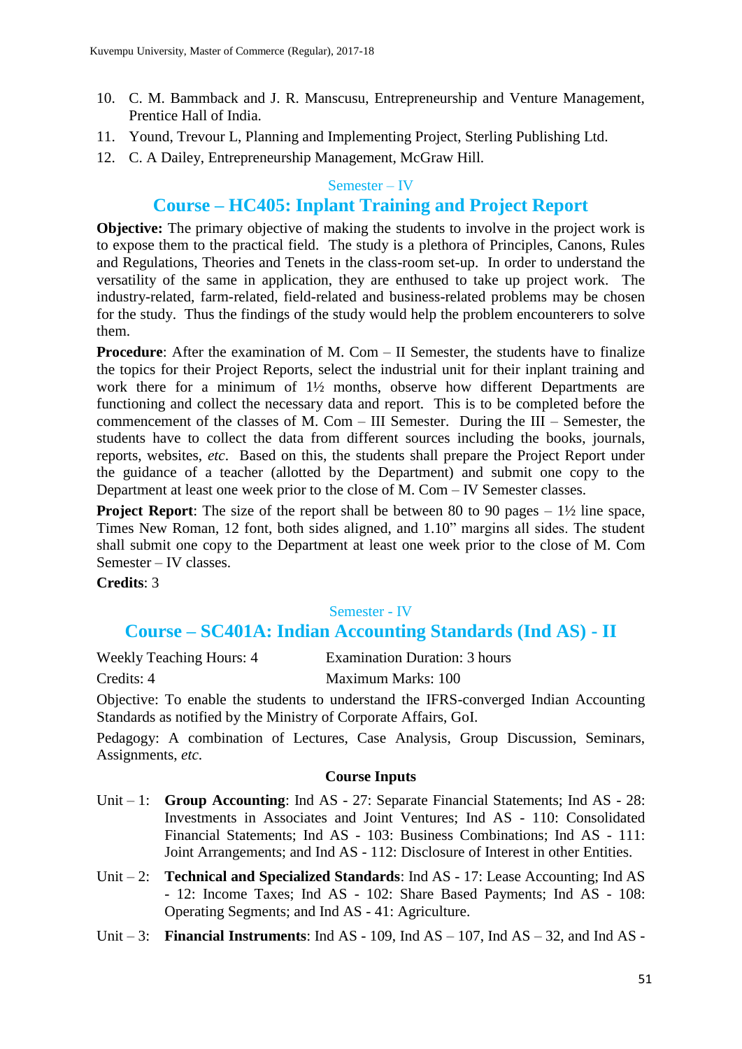10. C. M. Bammback and J. R. Manscusu, Entrepreneurship and Venture Management, Prentice Hall of India.
11. Yound, Trevour L, Planning and Implementing Project, Sterling Publishing Ltd.
12. C. A Dailey, Entrepreneurship Management, McGraw Hill.

### Semester – IV

## Course – HC405: Inplant Training and Project Report

**Objective:** The primary objective of making the students to involve in the project work is to expose them to the practical field. The study is a plethora of Principles, Canons, Rules and Regulations, Theories and Tenets in the class-room set-up. In order to understand the versatility of the same in application, they are enthused to take up project work. The industry-related, farm-related, field-related and business-related problems may be chosen for the study. Thus the findings of the study would help the problem encounterers to solve them.

**Procedure**: After the examination of M. Com – II Semester, the students have to finalize the topics for their Project Reports, select the industrial unit for their inplant training and work there for a minimum of 1½ months, observe how different Departments are functioning and collect the necessary data and report. This is to be completed before the commencement of the classes of M. Com – III Semester. During the III – Semester, the students have to collect the data from different sources including the books, journals, reports, websites, *etc*. Based on this, the students shall prepare the Project Report under the guidance of a teacher (allotted by the Department) and submit one copy to the Department at least one week prior to the close of M. Com – IV Semester classes.

**Project Report**: The size of the report shall be between 80 to 90 pages – 1½ line space, Times New Roman, 12 font, both sides aligned, and 1.10" margins all sides. The student shall submit one copy to the Department at least one week prior to the close of M. Com Semester – IV classes.

**Credits**: 3

### Semester - IV

## Course – SC401A: Indian Accounting Standards (Ind AS) - II

Weekly Teaching Hours: 4 &nbsp;&nbsp;&nbsp;&nbsp; Examination Duration: 3 hours

Credits: 4 &nbsp;&nbsp;&nbsp;&nbsp; Maximum Marks: 100

Objective: To enable the students to understand the IFRS-converged Indian Accounting Standards as notified by the Ministry of Corporate Affairs, GoI.

Pedagogy: A combination of Lectures, Case Analysis, Group Discussion, Seminars, Assignments, *etc.*

**Course Inputs**

Unit – 1: **Group Accounting**: Ind AS - 27: Separate Financial Statements; Ind AS - 28: Investments in Associates and Joint Ventures; Ind AS - 110: Consolidated Financial Statements; Ind AS - 103: Business Combinations; Ind AS - 111: Joint Arrangements; and Ind AS - 112: Disclosure of Interest in other Entities.

Unit – 2: **Technical and Specialized Standards**: Ind AS - 17: Lease Accounting; Ind AS - 12: Income Taxes; Ind AS - 102: Share Based Payments; Ind AS - 108: Operating Segments; and Ind AS - 41: Agriculture.

Unit – 3: **Financial Instruments**: Ind AS - 109, Ind AS – 107, Ind AS – 32, and Ind AS -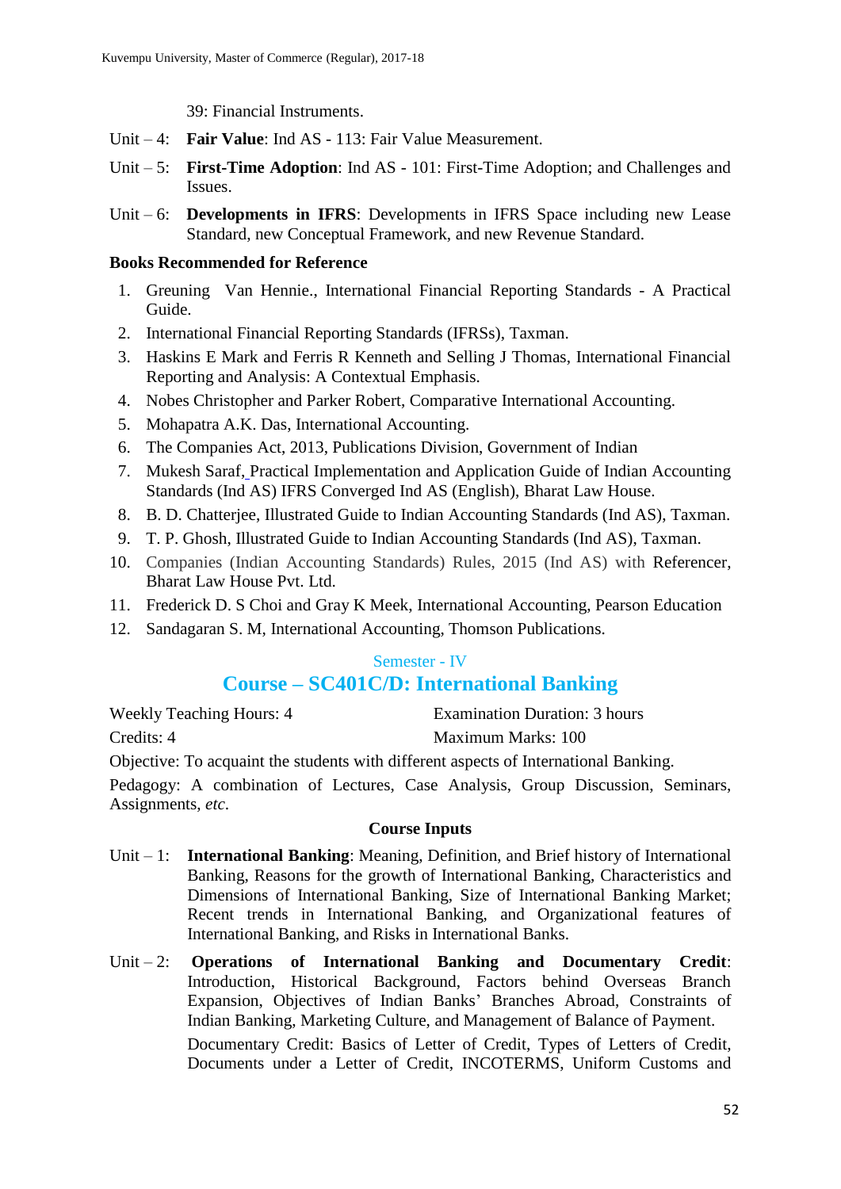39: Financial Instruments.

Unit – 4: **Fair Value**: Ind AS - 113: Fair Value Measurement.

Unit – 5: **First-Time Adoption**: Ind AS - 101: First-Time Adoption; and Challenges and Issues.

Unit – 6: **Developments in IFRS**: Developments in IFRS Space including new Lease Standard, new Conceptual Framework, and new Revenue Standard.

**Books Recommended for Reference**

1. Greuning Van Hennie., International Financial Reporting Standards - A Practical Guide.
2. International Financial Reporting Standards (IFRSs), Taxman.
3. Haskins E Mark and Ferris R Kenneth and Selling J Thomas, International Financial Reporting and Analysis: A Contextual Emphasis.
4. Nobes Christopher and Parker Robert, Comparative International Accounting.
5. Mohapatra A.K. Das, International Accounting.
6. The Companies Act, 2013, Publications Division, Government of Indian
7. Mukesh Saraf, Practical Implementation and Application Guide of Indian Accounting Standards (Ind AS) IFRS Converged Ind AS (English), Bharat Law House.
8. B. D. Chatterjee, Illustrated Guide to Indian Accounting Standards (Ind AS), Taxman.
9. T. P. Ghosh, Illustrated Guide to Indian Accounting Standards (Ind AS), Taxman.
10. Companies (Indian Accounting Standards) Rules, 2015 (Ind AS) with Referencer, Bharat Law House Pvt. Ltd.
11. Frederick D. S Choi and Gray K Meek, International Accounting, Pearson Education
12. Sandagaran S. M, International Accounting, Thomson Publications.

## Semester - IV

## Course – SC401C/D: International Banking

Weekly Teaching Hours: 4 Examination Duration: 3 hours

Credits: 4 Maximum Marks: 100

Objective: To acquaint the students with different aspects of International Banking.

Pedagogy: A combination of Lectures, Case Analysis, Group Discussion, Seminars, Assignments, *etc.*

**Course Inputs**

Unit – 1: **International Banking**: Meaning, Definition, and Brief history of International Banking, Reasons for the growth of International Banking, Characteristics and Dimensions of International Banking, Size of International Banking Market; Recent trends in International Banking, and Organizational features of International Banking, and Risks in International Banks.

Unit – 2: **Operations of International Banking and Documentary Credit**: Introduction, Historical Background, Factors behind Overseas Branch Expansion, Objectives of Indian Banks' Branches Abroad, Constraints of Indian Banking, Marketing Culture, and Management of Balance of Payment.

Documentary Credit: Basics of Letter of Credit, Types of Letters of Credit, Documents under a Letter of Credit, INCOTERMS, Uniform Customs and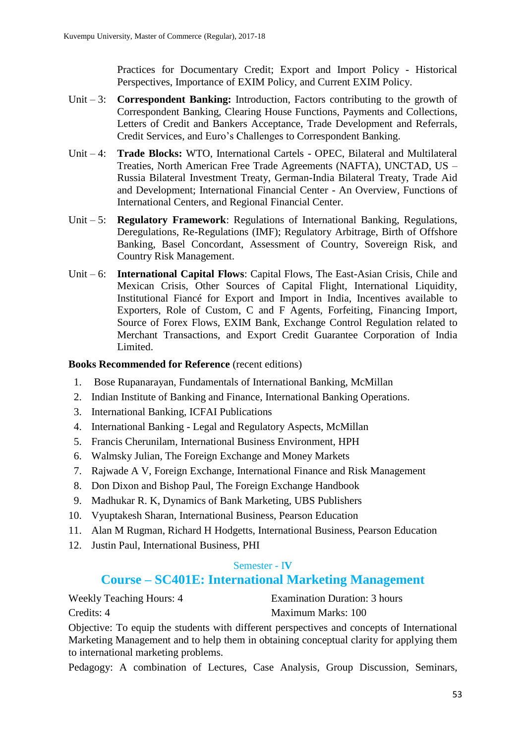Practices for Documentary Credit; Export and Import Policy - Historical Perspectives, Importance of EXIM Policy, and Current EXIM Policy.

Unit – 3: **Correspondent Banking:** Introduction, Factors contributing to the growth of Correspondent Banking, Clearing House Functions, Payments and Collections, Letters of Credit and Bankers Acceptance, Trade Development and Referrals, Credit Services, and Euro's Challenges to Correspondent Banking.

Unit – 4: **Trade Blocks:** WTO, International Cartels - OPEC, Bilateral and Multilateral Treaties, North American Free Trade Agreements (NAFTA), UNCTAD, US – Russia Bilateral Investment Treaty, German-India Bilateral Treaty, Trade Aid and Development; International Financial Center - An Overview, Functions of International Centers, and Regional Financial Center.

Unit – 5: **Regulatory Framework**: Regulations of International Banking, Regulations, Deregulations, Re-Regulations (IMF); Regulatory Arbitrage, Birth of Offshore Banking, Basel Concordant, Assessment of Country, Sovereign Risk, and Country Risk Management.

Unit – 6: **International Capital Flows**: Capital Flows, The East-Asian Crisis, Chile and Mexican Crisis, Other Sources of Capital Flight, International Liquidity, Institutional Fiancé for Export and Import in India, Incentives available to Exporters, Role of Custom, C and F Agents, Forfeiting, Financing Import, Source of Forex Flows, EXIM Bank, Exchange Control Regulation related to Merchant Transactions, and Export Credit Guarantee Corporation of India Limited.

**Books Recommended for Reference** (recent editions)

1. Bose Rupanarayan, Fundamentals of International Banking, McMillan
2. Indian Institute of Banking and Finance, International Banking Operations.
3. International Banking, ICFAI Publications
4. International Banking - Legal and Regulatory Aspects, McMillan
5. Francis Cherunilam, International Business Environment, HPH
6. Walmsky Julian, The Foreign Exchange and Money Markets
7. Rajwade A V, Foreign Exchange, International Finance and Risk Management
8. Don Dixon and Bishop Paul, The Foreign Exchange Handbook
9. Madhukar R. K, Dynamics of Bank Marketing, UBS Publishers
10. Vyuptakesh Sharan, International Business, Pearson Education
11. Alan M Rugman, Richard H Hodgetts, International Business, Pearson Education
12. Justin Paul, International Business, PHI

### Semester - IV

## Course – SC401E: International Marketing Management

Weekly Teaching Hours: 4 | Examination Duration: 3 hours

Credits: 4 | Maximum Marks: 100

Objective: To equip the students with different perspectives and concepts of International Marketing Management and to help them in obtaining conceptual clarity for applying them to international marketing problems.

Pedagogy: A combination of Lectures, Case Analysis, Group Discussion, Seminars,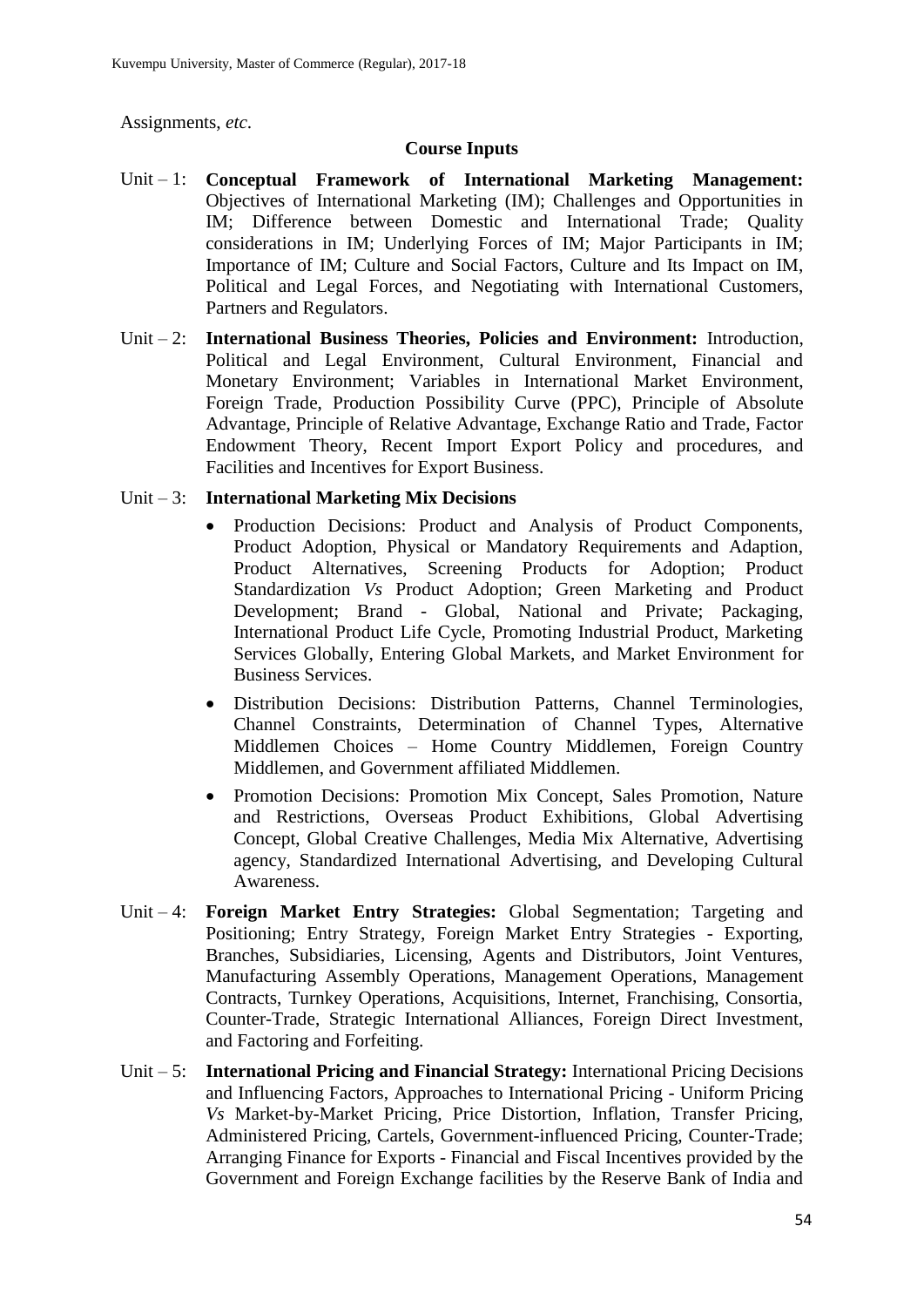Assignments, *etc.*

**Course Inputs**

Unit – 1: **Conceptual Framework of International Marketing Management:** Objectives of International Marketing (IM); Challenges and Opportunities in IM; Difference between Domestic and International Trade; Quality considerations in IM; Underlying Forces of IM; Major Participants in IM; Importance of IM; Culture and Social Factors, Culture and Its Impact on IM, Political and Legal Forces, and Negotiating with International Customers, Partners and Regulators.

Unit – 2: **International Business Theories, Policies and Environment:** Introduction, Political and Legal Environment, Cultural Environment, Financial and Monetary Environment; Variables in International Market Environment, Foreign Trade, Production Possibility Curve (PPC), Principle of Absolute Advantage, Principle of Relative Advantage, Exchange Ratio and Trade, Factor Endowment Theory, Recent Import Export Policy and procedures, and Facilities and Incentives for Export Business.

Unit – 3: **International Marketing Mix Decisions**

- Production Decisions: Product and Analysis of Product Components, Product Adoption, Physical or Mandatory Requirements and Adaption, Product Alternatives, Screening Products for Adoption; Product Standardization *Vs* Product Adoption; Green Marketing and Product Development; Brand - Global, National and Private; Packaging, International Product Life Cycle, Promoting Industrial Product, Marketing Services Globally, Entering Global Markets, and Market Environment for Business Services.
- Distribution Decisions: Distribution Patterns, Channel Terminologies, Channel Constraints, Determination of Channel Types, Alternative Middlemen Choices – Home Country Middlemen, Foreign Country Middlemen, and Government affiliated Middlemen.
- Promotion Decisions: Promotion Mix Concept, Sales Promotion, Nature and Restrictions, Overseas Product Exhibitions, Global Advertising Concept, Global Creative Challenges, Media Mix Alternative, Advertising agency, Standardized International Advertising, and Developing Cultural Awareness.

Unit – 4: **Foreign Market Entry Strategies:** Global Segmentation; Targeting and Positioning; Entry Strategy, Foreign Market Entry Strategies - Exporting, Branches, Subsidiaries, Licensing, Agents and Distributors, Joint Ventures, Manufacturing Assembly Operations, Management Operations, Management Contracts, Turnkey Operations, Acquisitions, Internet, Franchising, Consortia, Counter-Trade, Strategic International Alliances, Foreign Direct Investment, and Factoring and Forfeiting.

Unit – 5: **International Pricing and Financial Strategy:** International Pricing Decisions and Influencing Factors, Approaches to International Pricing - Uniform Pricing *Vs* Market-by-Market Pricing, Price Distortion, Inflation, Transfer Pricing, Administered Pricing, Cartels, Government-influenced Pricing, Counter-Trade; Arranging Finance for Exports - Financial and Fiscal Incentives provided by the Government and Foreign Exchange facilities by the Reserve Bank of India and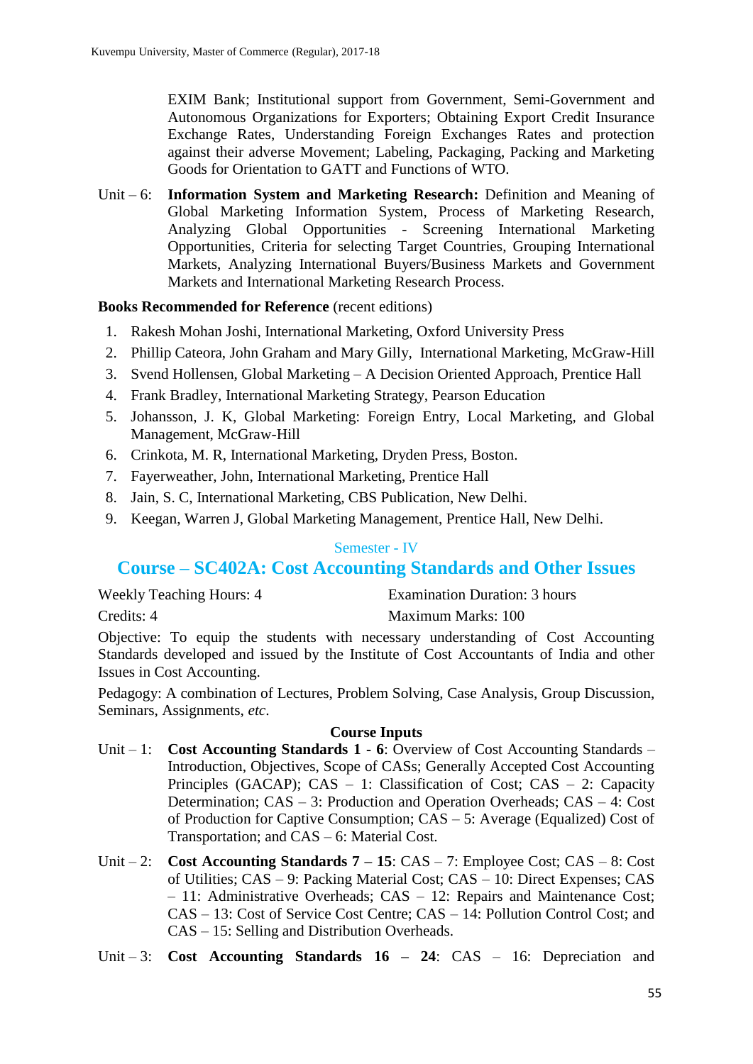EXIM Bank; Institutional support from Government, Semi-Government and Autonomous Organizations for Exporters; Obtaining Export Credit Insurance Exchange Rates, Understanding Foreign Exchanges Rates and protection against their adverse Movement; Labeling, Packaging, Packing and Marketing Goods for Orientation to GATT and Functions of WTO.

Unit – 6: **Information System and Marketing Research:** Definition and Meaning of Global Marketing Information System, Process of Marketing Research, Analyzing Global Opportunities - Screening International Marketing Opportunities, Criteria for selecting Target Countries, Grouping International Markets, Analyzing International Buyers/Business Markets and Government Markets and International Marketing Research Process.

**Books Recommended for Reference** (recent editions)

1. Rakesh Mohan Joshi, International Marketing, Oxford University Press
2. Phillip Cateora, John Graham and Mary Gilly, International Marketing, McGraw-Hill
3. Svend Hollensen, Global Marketing – A Decision Oriented Approach, Prentice Hall
4. Frank Bradley, International Marketing Strategy, Pearson Education
5. Johansson, J. K, Global Marketing: Foreign Entry, Local Marketing, and Global Management, McGraw-Hill
6. Crinkota, M. R, International Marketing, Dryden Press, Boston.
7. Fayerweather, John, International Marketing, Prentice Hall
8. Jain, S. C, International Marketing, CBS Publication, New Delhi.
9. Keegan, Warren J, Global Marketing Management, Prentice Hall, New Delhi.

### Semester - IV

## Course – SC402A: Cost Accounting Standards and Other Issues

Weekly Teaching Hours: 4 — Examination Duration: 3 hours

Credits: 4 — Maximum Marks: 100

Objective: To equip the students with necessary understanding of Cost Accounting Standards developed and issued by the Institute of Cost Accountants of India and other Issues in Cost Accounting.

Pedagogy: A combination of Lectures, Problem Solving, Case Analysis, Group Discussion, Seminars, Assignments, *etc*.

**Course Inputs**

Unit – 1: **Cost Accounting Standards 1 - 6**: Overview of Cost Accounting Standards – Introduction, Objectives, Scope of CASs; Generally Accepted Cost Accounting Principles (GACAP); CAS – 1: Classification of Cost; CAS – 2: Capacity Determination; CAS – 3: Production and Operation Overheads; CAS – 4: Cost of Production for Captive Consumption; CAS – 5: Average (Equalized) Cost of Transportation; and CAS – 6: Material Cost.

Unit – 2: **Cost Accounting Standards 7 – 15**: CAS – 7: Employee Cost; CAS – 8: Cost of Utilities; CAS – 9: Packing Material Cost; CAS – 10: Direct Expenses; CAS – 11: Administrative Overheads; CAS – 12: Repairs and Maintenance Cost; CAS – 13: Cost of Service Cost Centre; CAS – 14: Pollution Control Cost; and CAS – 15: Selling and Distribution Overheads.

Unit – 3: **Cost Accounting Standards 16 – 24**: CAS – 16: Depreciation and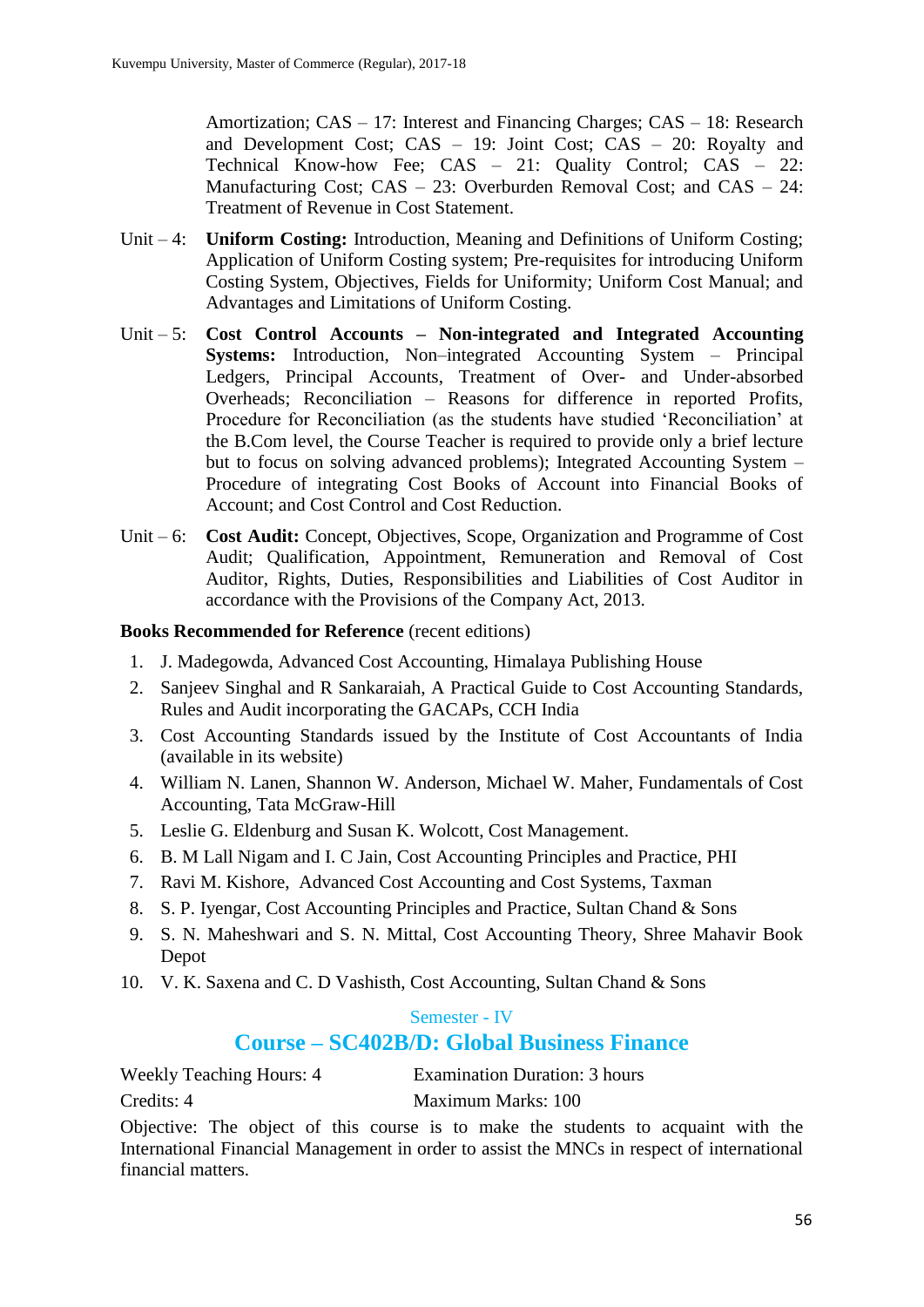Amortization; CAS – 17: Interest and Financing Charges; CAS – 18: Research and Development Cost; CAS – 19: Joint Cost; CAS – 20: Royalty and Technical Know-how Fee; CAS – 21: Quality Control; CAS – 22: Manufacturing Cost; CAS – 23: Overburden Removal Cost; and CAS – 24: Treatment of Revenue in Cost Statement.

Unit – 4: **Uniform Costing:** Introduction, Meaning and Definitions of Uniform Costing; Application of Uniform Costing system; Pre-requisites for introducing Uniform Costing System, Objectives, Fields for Uniformity; Uniform Cost Manual; and Advantages and Limitations of Uniform Costing.

Unit – 5: **Cost Control Accounts – Non-integrated and Integrated Accounting Systems:** Introduction, Non–integrated Accounting System – Principal Ledgers, Principal Accounts, Treatment of Over- and Under-absorbed Overheads; Reconciliation – Reasons for difference in reported Profits, Procedure for Reconciliation (as the students have studied 'Reconciliation' at the B.Com level, the Course Teacher is required to provide only a brief lecture but to focus on solving advanced problems); Integrated Accounting System – Procedure of integrating Cost Books of Account into Financial Books of Account; and Cost Control and Cost Reduction.

Unit – 6: **Cost Audit:** Concept, Objectives, Scope, Organization and Programme of Cost Audit; Qualification, Appointment, Remuneration and Removal of Cost Auditor, Rights, Duties, Responsibilities and Liabilities of Cost Auditor in accordance with the Provisions of the Company Act, 2013.

**Books Recommended for Reference** (recent editions)

1. J. Madegowda, Advanced Cost Accounting, Himalaya Publishing House
2. Sanjeev Singhal and R Sankaraiah, A Practical Guide to Cost Accounting Standards, Rules and Audit incorporating the GACAPs, CCH India
3. Cost Accounting Standards issued by the Institute of Cost Accountants of India (available in its website)
4. William N. Lanen, Shannon W. Anderson, Michael W. Maher, Fundamentals of Cost Accounting, Tata McGraw-Hill
5. Leslie G. Eldenburg and Susan K. Wolcott, Cost Management.
6. B. M Lall Nigam and I. C Jain, Cost Accounting Principles and Practice, PHI
7. Ravi M. Kishore, Advanced Cost Accounting and Cost Systems, Taxman
8. S. P. Iyengar, Cost Accounting Principles and Practice, Sultan Chand & Sons
9. S. N. Maheshwari and S. N. Mittal, Cost Accounting Theory, Shree Mahavir Book Depot
10. V. K. Saxena and C. D Vashisth, Cost Accounting, Sultan Chand & Sons

Semester - IV

## Course – SC402B/D: Global Business Finance

Weekly Teaching Hours: 4 Examination Duration: 3 hours

Credits: 4 Maximum Marks: 100

Objective: The object of this course is to make the students to acquaint with the International Financial Management in order to assist the MNCs in respect of international financial matters.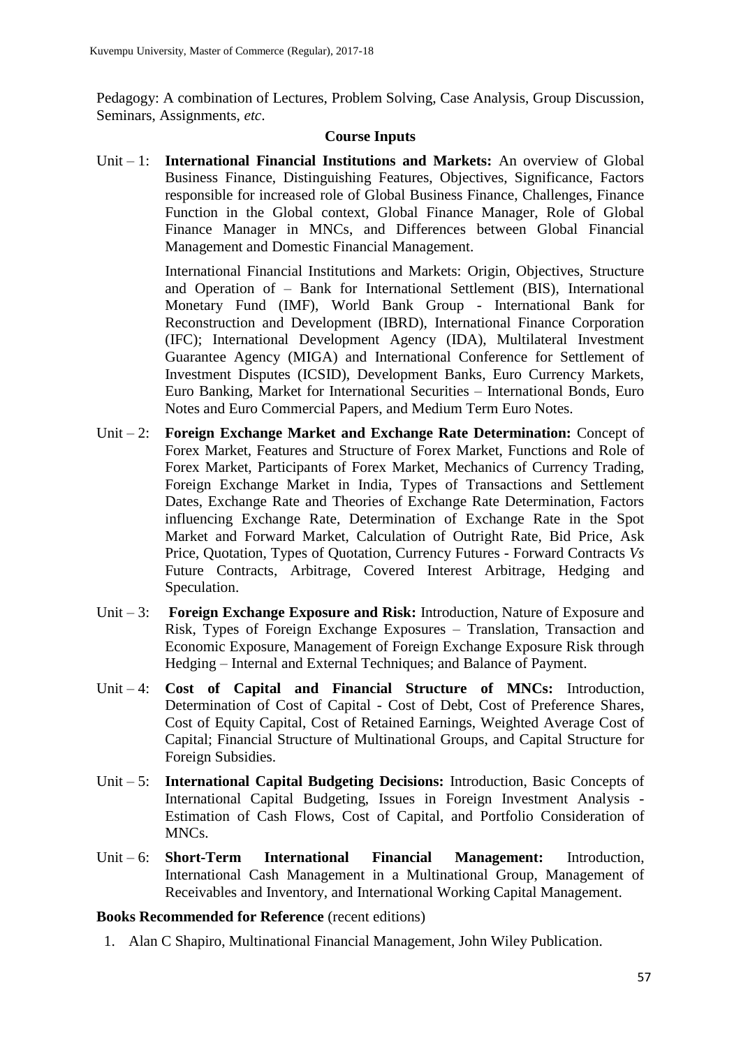Pedagogy: A combination of Lectures, Problem Solving, Case Analysis, Group Discussion, Seminars, Assignments, *etc*.

## Course Inputs

Unit – 1: **International Financial Institutions and Markets:** An overview of Global Business Finance, Distinguishing Features, Objectives, Significance, Factors responsible for increased role of Global Business Finance, Challenges, Finance Function in the Global context, Global Finance Manager, Role of Global Finance Manager in MNCs, and Differences between Global Financial Management and Domestic Financial Management.

International Financial Institutions and Markets: Origin, Objectives, Structure and Operation of – Bank for International Settlement (BIS), International Monetary Fund (IMF), World Bank Group - International Bank for Reconstruction and Development (IBRD), International Finance Corporation (IFC); International Development Agency (IDA), Multilateral Investment Guarantee Agency (MIGA) and International Conference for Settlement of Investment Disputes (ICSID), Development Banks, Euro Currency Markets, Euro Banking, Market for International Securities – International Bonds, Euro Notes and Euro Commercial Papers, and Medium Term Euro Notes.

Unit – 2: **Foreign Exchange Market and Exchange Rate Determination:** Concept of Forex Market, Features and Structure of Forex Market, Functions and Role of Forex Market, Participants of Forex Market, Mechanics of Currency Trading, Foreign Exchange Market in India, Types of Transactions and Settlement Dates, Exchange Rate and Theories of Exchange Rate Determination, Factors influencing Exchange Rate, Determination of Exchange Rate in the Spot Market and Forward Market, Calculation of Outright Rate, Bid Price, Ask Price, Quotation, Types of Quotation, Currency Futures - Forward Contracts *Vs* Future Contracts, Arbitrage, Covered Interest Arbitrage, Hedging and Speculation.

Unit – 3: **Foreign Exchange Exposure and Risk:** Introduction, Nature of Exposure and Risk, Types of Foreign Exchange Exposures – Translation, Transaction and Economic Exposure, Management of Foreign Exchange Exposure Risk through Hedging – Internal and External Techniques; and Balance of Payment.

Unit – 4: **Cost of Capital and Financial Structure of MNCs:** Introduction, Determination of Cost of Capital - Cost of Debt, Cost of Preference Shares, Cost of Equity Capital, Cost of Retained Earnings, Weighted Average Cost of Capital; Financial Structure of Multinational Groups, and Capital Structure for Foreign Subsidies.

Unit – 5: **International Capital Budgeting Decisions:** Introduction, Basic Concepts of International Capital Budgeting, Issues in Foreign Investment Analysis - Estimation of Cash Flows, Cost of Capital, and Portfolio Consideration of MNCs.

Unit – 6: **Short-Term International Financial Management:** Introduction, International Cash Management in a Multinational Group, Management of Receivables and Inventory, and International Working Capital Management.

**Books Recommended for Reference** (recent editions)

1. Alan C Shapiro, Multinational Financial Management, John Wiley Publication.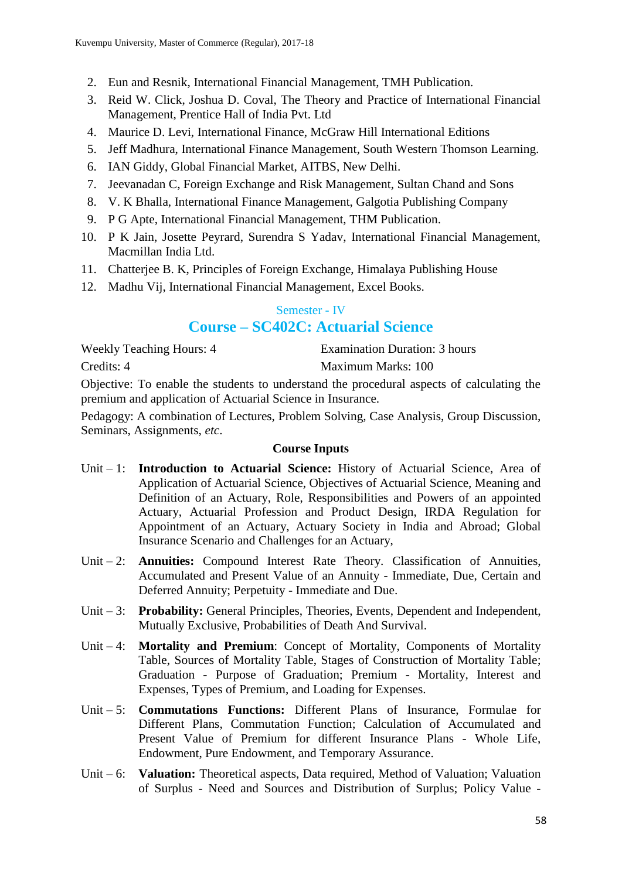2. Eun and Resnik, International Financial Management, TMH Publication.
3. Reid W. Click, Joshua D. Coval, The Theory and Practice of International Financial Management, Prentice Hall of India Pvt. Ltd
4. Maurice D. Levi, International Finance, McGraw Hill International Editions
5. Jeff Madhura, International Finance Management, South Western Thomson Learning.
6. IAN Giddy, Global Financial Market, AITBS, New Delhi.
7. Jeevanadan C, Foreign Exchange and Risk Management, Sultan Chand and Sons
8. V. K Bhalla, International Finance Management, Galgotia Publishing Company
9. P G Apte, International Financial Management, THM Publication.
10. P K Jain, Josette Peyrard, Surendra S Yadav, International Financial Management, Macmillan India Ltd.
11. Chatterjee B. K, Principles of Foreign Exchange, Himalaya Publishing House
12. Madhu Vij, International Financial Management, Excel Books.

### Semester - IV

## Course – SC402C: Actuarial Science

Weekly Teaching Hours: 4 | Examination Duration: 3 hours

Credits: 4 | Maximum Marks: 100

Objective: To enable the students to understand the procedural aspects of calculating the premium and application of Actuarial Science in Insurance.

Pedagogy: A combination of Lectures, Problem Solving, Case Analysis, Group Discussion, Seminars, Assignments, *etc*.

**Course Inputs**

Unit – 1: **Introduction to Actuarial Science:** History of Actuarial Science, Area of Application of Actuarial Science, Objectives of Actuarial Science, Meaning and Definition of an Actuary, Role, Responsibilities and Powers of an appointed Actuary, Actuarial Profession and Product Design, IRDA Regulation for Appointment of an Actuary, Actuary Society in India and Abroad; Global Insurance Scenario and Challenges for an Actuary,

Unit – 2: **Annuities:** Compound Interest Rate Theory. Classification of Annuities, Accumulated and Present Value of an Annuity - Immediate, Due, Certain and Deferred Annuity; Perpetuity - Immediate and Due.

Unit – 3: **Probability:** General Principles, Theories, Events, Dependent and Independent, Mutually Exclusive, Probabilities of Death And Survival.

Unit – 4: **Mortality and Premium**: Concept of Mortality, Components of Mortality Table, Sources of Mortality Table, Stages of Construction of Mortality Table; Graduation - Purpose of Graduation; Premium - Mortality, Interest and Expenses, Types of Premium, and Loading for Expenses.

Unit – 5: **Commutations Functions:** Different Plans of Insurance, Formulae for Different Plans, Commutation Function; Calculation of Accumulated and Present Value of Premium for different Insurance Plans - Whole Life, Endowment, Pure Endowment, and Temporary Assurance.

Unit – 6: **Valuation:** Theoretical aspects, Data required, Method of Valuation; Valuation of Surplus - Need and Sources and Distribution of Surplus; Policy Value -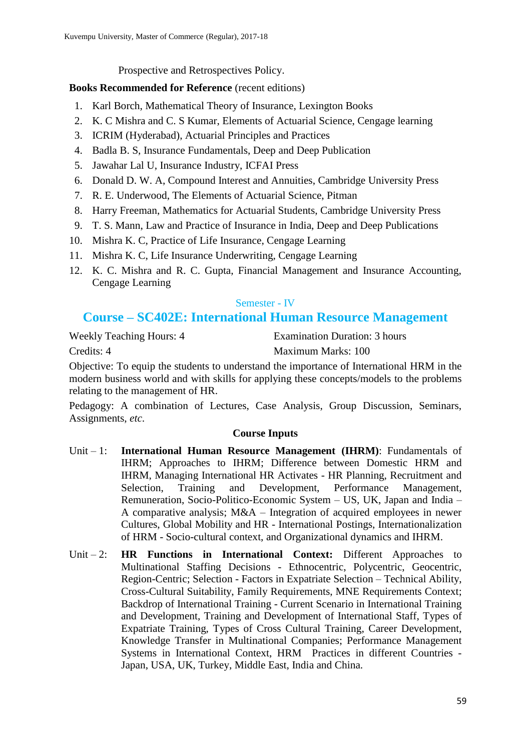Prospective and Retrospectives Policy.

**Books Recommended for Reference** (recent editions)

1. Karl Borch, Mathematical Theory of Insurance, Lexington Books
2. K. C Mishra and C. S Kumar, Elements of Actuarial Science, Cengage learning
3. ICRIM (Hyderabad), Actuarial Principles and Practices
4. Badla B. S, Insurance Fundamentals, Deep and Deep Publication
5. Jawahar Lal U, Insurance Industry, ICFAI Press
6. Donald D. W. A, Compound Interest and Annuities, Cambridge University Press
7. R. E. Underwood, The Elements of Actuarial Science, Pitman
8. Harry Freeman, Mathematics for Actuarial Students, Cambridge University Press
9. T. S. Mann, Law and Practice of Insurance in India, Deep and Deep Publications
10. Mishra K. C, Practice of Life Insurance, Cengage Learning
11. Mishra K. C, Life Insurance Underwriting, Cengage Learning
12. K. C. Mishra and R. C. Gupta, Financial Management and Insurance Accounting, Cengage Learning

Semester - IV

## Course – SC402E: International Human Resource Management

Weekly Teaching Hours: 4 | Examination Duration: 3 hours

Credits: 4 | Maximum Marks: 100

Objective: To equip the students to understand the importance of International HRM in the modern business world and with skills for applying these concepts/models to the problems relating to the management of HR.

Pedagogy: A combination of Lectures, Case Analysis, Group Discussion, Seminars, Assignments, *etc.*

**Course Inputs**

Unit – 1: **International Human Resource Management (IHRM)**: Fundamentals of IHRM; Approaches to IHRM; Difference between Domestic HRM and IHRM, Managing International HR Activates - HR Planning, Recruitment and Selection, Training and Development, Performance Management, Remuneration, Socio-Politico-Economic System – US, UK, Japan and India – A comparative analysis; M&A – Integration of acquired employees in newer Cultures, Global Mobility and HR - International Postings, Internationalization of HRM - Socio-cultural context, and Organizational dynamics and IHRM.

Unit – 2: **HR Functions in International Context:** Different Approaches to Multinational Staffing Decisions - Ethnocentric, Polycentric, Geocentric, Region-Centric; Selection - Factors in Expatriate Selection – Technical Ability, Cross-Cultural Suitability, Family Requirements, MNE Requirements Context; Backdrop of International Training - Current Scenario in International Training and Development, Training and Development of International Staff, Types of Expatriate Training, Types of Cross Cultural Training, Career Development, Knowledge Transfer in Multinational Companies; Performance Management Systems in International Context, HRM Practices in different Countries - Japan, USA, UK, Turkey, Middle East, India and China.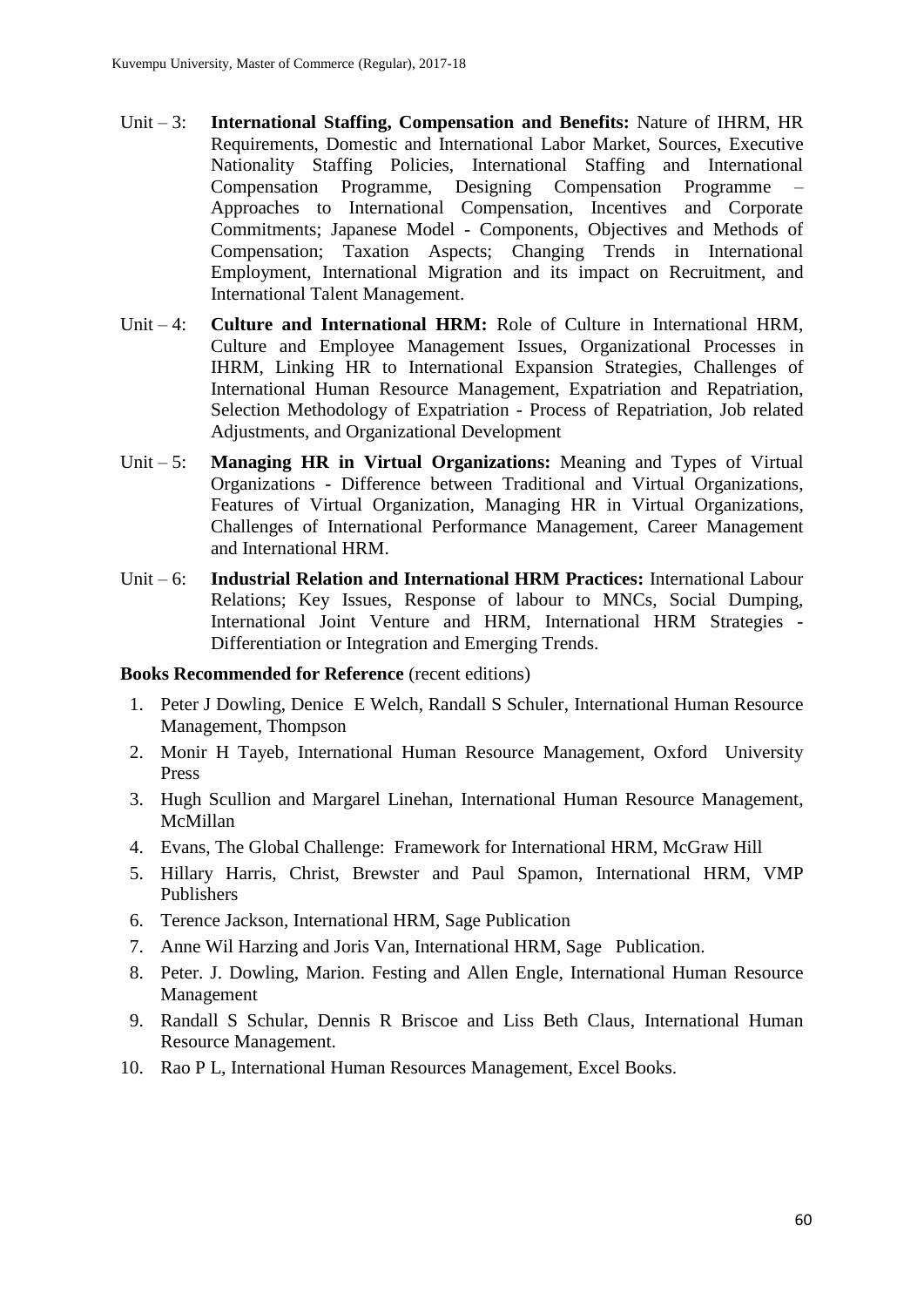Unit – 3: **International Staffing, Compensation and Benefits:** Nature of IHRM, HR Requirements, Domestic and International Labor Market, Sources, Executive Nationality Staffing Policies, International Staffing and International Compensation Programme, Designing Compensation Programme – Approaches to International Compensation, Incentives and Corporate Commitments; Japanese Model - Components, Objectives and Methods of Compensation; Taxation Aspects; Changing Trends in International Employment, International Migration and its impact on Recruitment, and International Talent Management.

Unit – 4: **Culture and International HRM:** Role of Culture in International HRM, Culture and Employee Management Issues, Organizational Processes in IHRM, Linking HR to International Expansion Strategies, Challenges of International Human Resource Management, Expatriation and Repatriation, Selection Methodology of Expatriation - Process of Repatriation, Job related Adjustments, and Organizational Development

Unit – 5: **Managing HR in Virtual Organizations:** Meaning and Types of Virtual Organizations - Difference between Traditional and Virtual Organizations, Features of Virtual Organization, Managing HR in Virtual Organizations, Challenges of International Performance Management, Career Management and International HRM.

Unit – 6: **Industrial Relation and International HRM Practices:** International Labour Relations; Key Issues, Response of labour to MNCs, Social Dumping, International Joint Venture and HRM, International HRM Strategies - Differentiation or Integration and Emerging Trends.

**Books Recommended for Reference** (recent editions)

1. Peter J Dowling, Denice E Welch, Randall S Schuler, International Human Resource Management, Thompson
2. Monir H Tayeb, International Human Resource Management, Oxford University Press
3. Hugh Scullion and Margarel Linehan, International Human Resource Management, McMillan
4. Evans, The Global Challenge: Framework for International HRM, McGraw Hill
5. Hillary Harris, Christ, Brewster and Paul Spamon, International HRM, VMP Publishers
6. Terence Jackson, International HRM, Sage Publication
7. Anne Wil Harzing and Joris Van, International HRM, Sage Publication.
8. Peter. J. Dowling, Marion. Festing and Allen Engle, International Human Resource Management
9. Randall S Schular, Dennis R Briscoe and Liss Beth Claus, International Human Resource Management.
10. Rao P L, International Human Resources Management, Excel Books.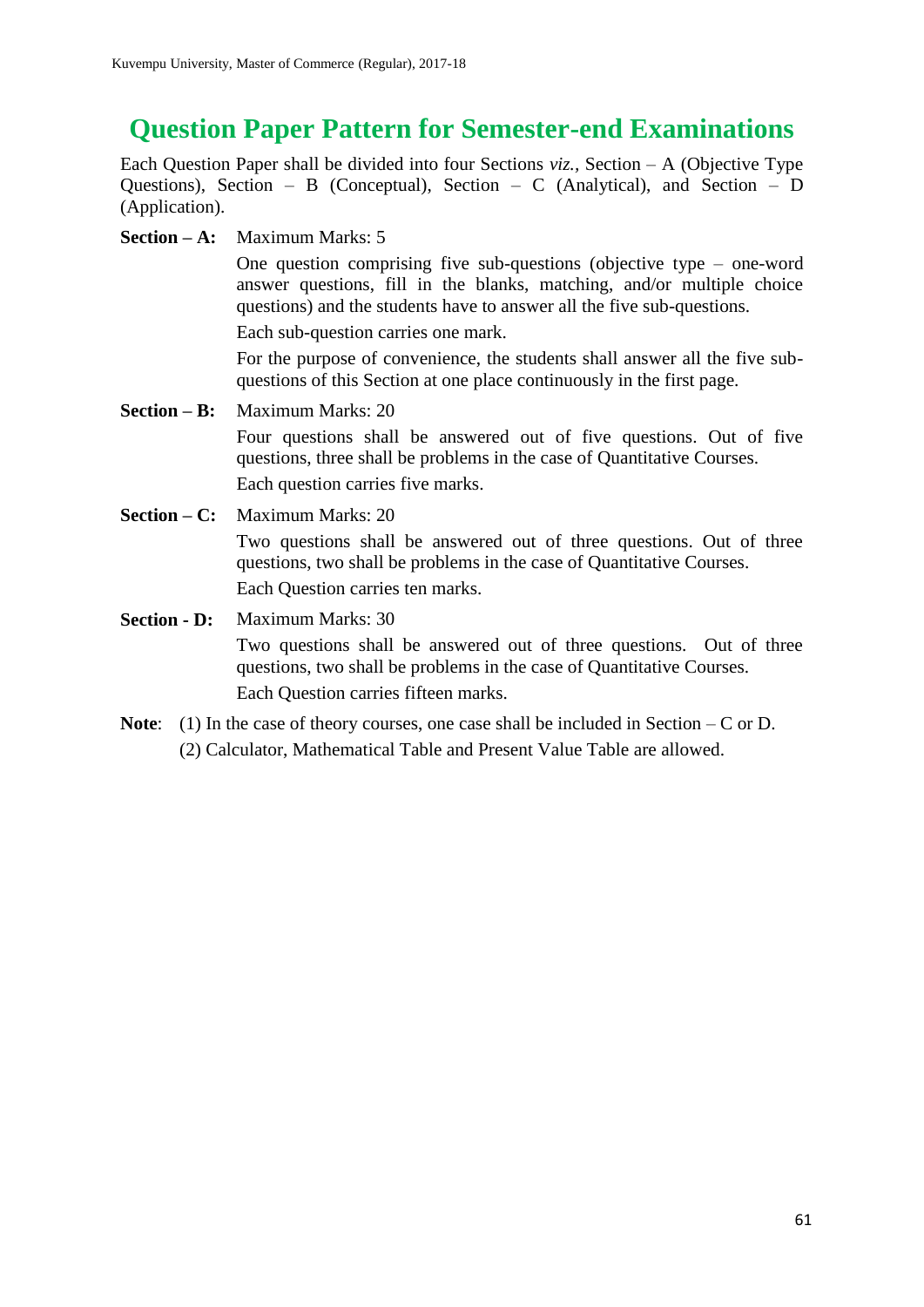# Question Paper Pattern for Semester-end Examinations

Each Question Paper shall be divided into four Sections *viz.*, Section – A (Objective Type Questions), Section – B (Conceptual), Section – C (Analytical), and Section – D (Application).

**Section – A:** Maximum Marks: 5

One question comprising five sub-questions (objective type – one-word answer questions, fill in the blanks, matching, and/or multiple choice questions) and the students have to answer all the five sub-questions.

Each sub-question carries one mark.

For the purpose of convenience, the students shall answer all the five sub-questions of this Section at one place continuously in the first page.

**Section – B:** Maximum Marks: 20

Four questions shall be answered out of five questions. Out of five questions, three shall be problems in the case of Quantitative Courses.

Each question carries five marks.

**Section – C:** Maximum Marks: 20

Two questions shall be answered out of three questions. Out of three questions, two shall be problems in the case of Quantitative Courses.

Each Question carries ten marks.

**Section - D:** Maximum Marks: 30

Two questions shall be answered out of three questions. Out of three questions, two shall be problems in the case of Quantitative Courses.

Each Question carries fifteen marks.

**Note**: (1) In the case of theory courses, one case shall be included in Section – C or D.

(2) Calculator, Mathematical Table and Present Value Table are allowed.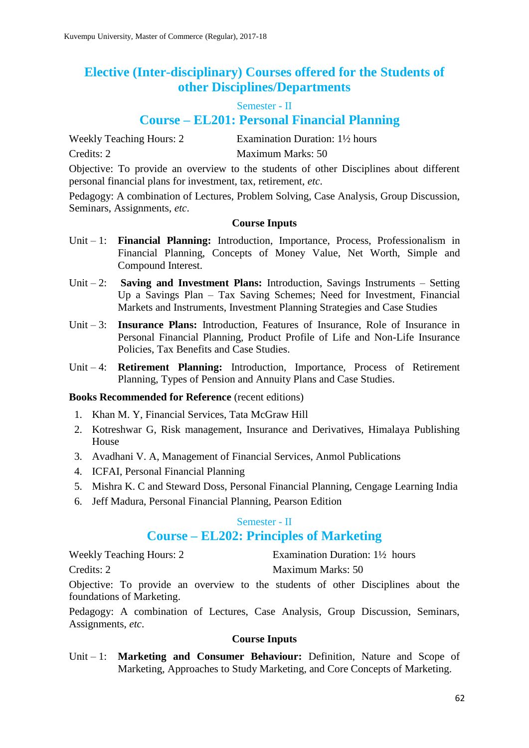# Elective (Inter-disciplinary) Courses offered for the Students of other Disciplines/Departments

Semester - II

## Course – EL201: Personal Financial Planning

Weekly Teaching Hours: 2 | Examination Duration: 1½ hours

Credits: 2 | Maximum Marks: 50

Objective: To provide an overview to the students of other Disciplines about different personal financial plans for investment, tax, retirement, *etc*.

Pedagogy: A combination of Lectures, Problem Solving, Case Analysis, Group Discussion, Seminars, Assignments, *etc*.

**Course Inputs**

Unit – 1: **Financial Planning:** Introduction, Importance, Process, Professionalism in Financial Planning, Concepts of Money Value, Net Worth, Simple and Compound Interest.

Unit – 2: **Saving and Investment Plans:** Introduction, Savings Instruments – Setting Up a Savings Plan – Tax Saving Schemes; Need for Investment, Financial Markets and Instruments, Investment Planning Strategies and Case Studies

Unit – 3: **Insurance Plans:** Introduction, Features of Insurance, Role of Insurance in Personal Financial Planning, Product Profile of Life and Non-Life Insurance Policies, Tax Benefits and Case Studies.

Unit – 4: **Retirement Planning:** Introduction, Importance, Process of Retirement Planning, Types of Pension and Annuity Plans and Case Studies.

**Books Recommended for Reference** (recent editions)

1. Khan M. Y, Financial Services, Tata McGraw Hill
2. Kotreshwar G, Risk management, Insurance and Derivatives, Himalaya Publishing House
3. Avadhani V. A, Management of Financial Services, Anmol Publications
4. ICFAI, Personal Financial Planning
5. Mishra K. C and Steward Doss, Personal Financial Planning, Cengage Learning India
6. Jeff Madura, Personal Financial Planning, Pearson Edition

Semester - II

## Course – EL202: Principles of Marketing

Weekly Teaching Hours: 2 | Examination Duration: 1½ hours

Credits: 2 | Maximum Marks: 50

Objective: To provide an overview to the students of other Disciplines about the foundations of Marketing.

Pedagogy: A combination of Lectures, Case Analysis, Group Discussion, Seminars, Assignments, *etc*.

**Course Inputs**

Unit – 1: **Marketing and Consumer Behaviour:** Definition, Nature and Scope of Marketing, Approaches to Study Marketing, and Core Concepts of Marketing.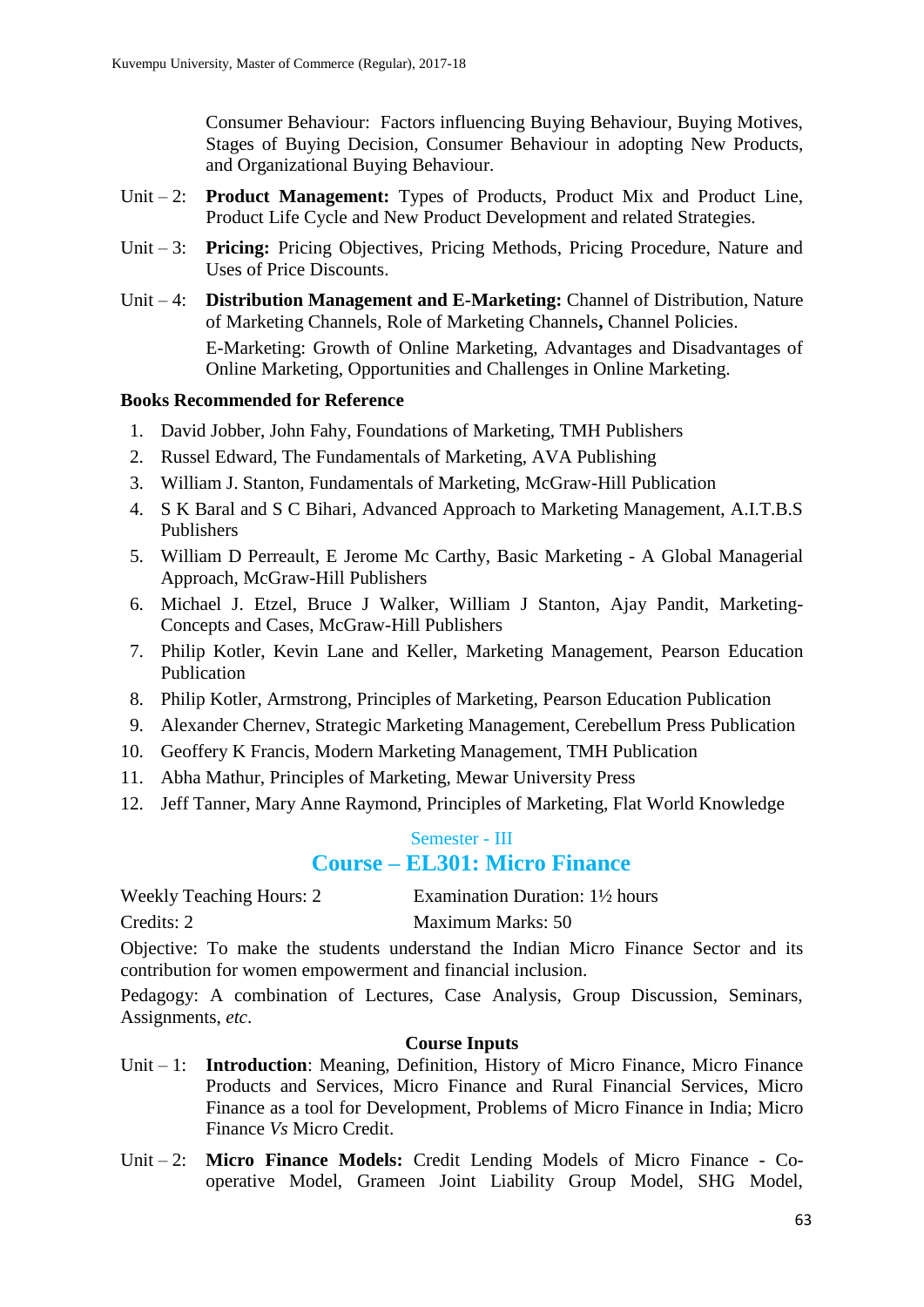Consumer Behaviour: Factors influencing Buying Behaviour, Buying Motives, Stages of Buying Decision, Consumer Behaviour in adopting New Products, and Organizational Buying Behaviour.

Unit – 2: **Product Management:** Types of Products, Product Mix and Product Line, Product Life Cycle and New Product Development and related Strategies.

Unit – 3: **Pricing:** Pricing Objectives, Pricing Methods, Pricing Procedure, Nature and Uses of Price Discounts.

Unit – 4: **Distribution Management and E-Marketing:** Channel of Distribution, Nature of Marketing Channels, Role of Marketing Channels**,** Channel Policies.

E-Marketing: Growth of Online Marketing, Advantages and Disadvantages of Online Marketing, Opportunities and Challenges in Online Marketing.

**Books Recommended for Reference**

1. David Jobber, John Fahy, Foundations of Marketing, TMH Publishers
2. Russel Edward, The Fundamentals of Marketing, AVA Publishing
3. William J. Stanton, Fundamentals of Marketing, McGraw-Hill Publication
4. S K Baral and S C Bihari, Advanced Approach to Marketing Management, A.I.T.B.S Publishers
5. William D Perreault, E Jerome Mc Carthy, Basic Marketing - A Global Managerial Approach, McGraw-Hill Publishers
6. Michael J. Etzel, Bruce J Walker, William J Stanton, Ajay Pandit, Marketing-Concepts and Cases, McGraw-Hill Publishers
7. Philip Kotler, Kevin Lane and Keller, Marketing Management, Pearson Education Publication
8. Philip Kotler, Armstrong, Principles of Marketing, Pearson Education Publication
9. Alexander Chernev, Strategic Marketing Management, Cerebellum Press Publication
10. Geoffery K Francis, Modern Marketing Management, TMH Publication
11. Abha Mathur, Principles of Marketing, Mewar University Press
12. Jeff Tanner, Mary Anne Raymond, Principles of Marketing, Flat World Knowledge

Semester - III

## Course – EL301: Micro Finance

Weekly Teaching Hours: 2 | Examination Duration: 1½ hours

Credits: 2 | Maximum Marks: 50

Objective: To make the students understand the Indian Micro Finance Sector and its contribution for women empowerment and financial inclusion.

Pedagogy: A combination of Lectures, Case Analysis, Group Discussion, Seminars, Assignments, *etc*.

**Course Inputs**

Unit – 1: **Introduction**: Meaning, Definition, History of Micro Finance, Micro Finance Products and Services, Micro Finance and Rural Financial Services, Micro Finance as a tool for Development, Problems of Micro Finance in India; Micro Finance *Vs* Micro Credit.

Unit – 2: **Micro Finance Models:** Credit Lending Models of Micro Finance - Co-operative Model, Grameen Joint Liability Group Model, SHG Model,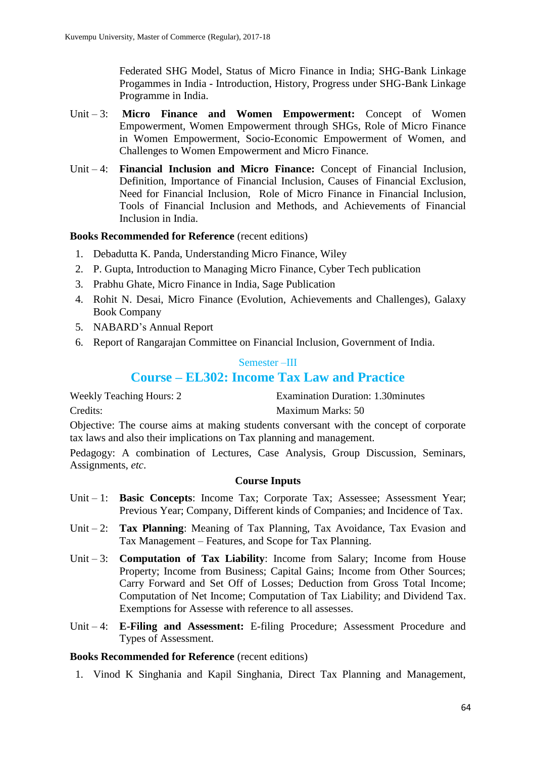Federated SHG Model, Status of Micro Finance in India; SHG-Bank Linkage Progammes in India - Introduction, History, Progress under SHG-Bank Linkage Programme in India.

Unit – 3: **Micro Finance and Women Empowerment:** Concept of Women Empowerment, Women Empowerment through SHGs, Role of Micro Finance in Women Empowerment, Socio-Economic Empowerment of Women, and Challenges to Women Empowerment and Micro Finance.

Unit – 4: **Financial Inclusion and Micro Finance:** Concept of Financial Inclusion, Definition, Importance of Financial Inclusion, Causes of Financial Exclusion, Need for Financial Inclusion, Role of Micro Finance in Financial Inclusion, Tools of Financial Inclusion and Methods, and Achievements of Financial Inclusion in India.

**Books Recommended for Reference** (recent editions)

1. Debadutta K. Panda, Understanding Micro Finance, Wiley
2. P. Gupta, Introduction to Managing Micro Finance, Cyber Tech publication
3. Prabhu Ghate, Micro Finance in India, Sage Publication
4. Rohit N. Desai, Micro Finance (Evolution, Achievements and Challenges), Galaxy Book Company
5. NABARD's Annual Report
6. Report of Rangarajan Committee on Financial Inclusion, Government of India.

Semester –III

## Course – EL302: Income Tax Law and Practice

Weekly Teaching Hours: 2 Examination Duration: 1.30minutes

Credits: Maximum Marks: 50

Objective: The course aims at making students conversant with the concept of corporate tax laws and also their implications on Tax planning and management.

Pedagogy: A combination of Lectures, Case Analysis, Group Discussion, Seminars, Assignments, *etc*.

**Course Inputs**

Unit – 1: **Basic Concepts**: Income Tax; Corporate Tax; Assessee; Assessment Year; Previous Year; Company, Different kinds of Companies; and Incidence of Tax.

Unit – 2: **Tax Planning**: Meaning of Tax Planning, Tax Avoidance, Tax Evasion and Tax Management – Features, and Scope for Tax Planning.

Unit – 3: **Computation of Tax Liability**: Income from Salary; Income from House Property; Income from Business; Capital Gains; Income from Other Sources; Carry Forward and Set Off of Losses; Deduction from Gross Total Income; Computation of Net Income; Computation of Tax Liability; and Dividend Tax. Exemptions for Assesse with reference to all assesses.

Unit – 4: **E-Filing and Assessment:** E-filing Procedure; Assessment Procedure and Types of Assessment.

**Books Recommended for Reference** (recent editions)

1. Vinod K Singhania and Kapil Singhania, Direct Tax Planning and Management,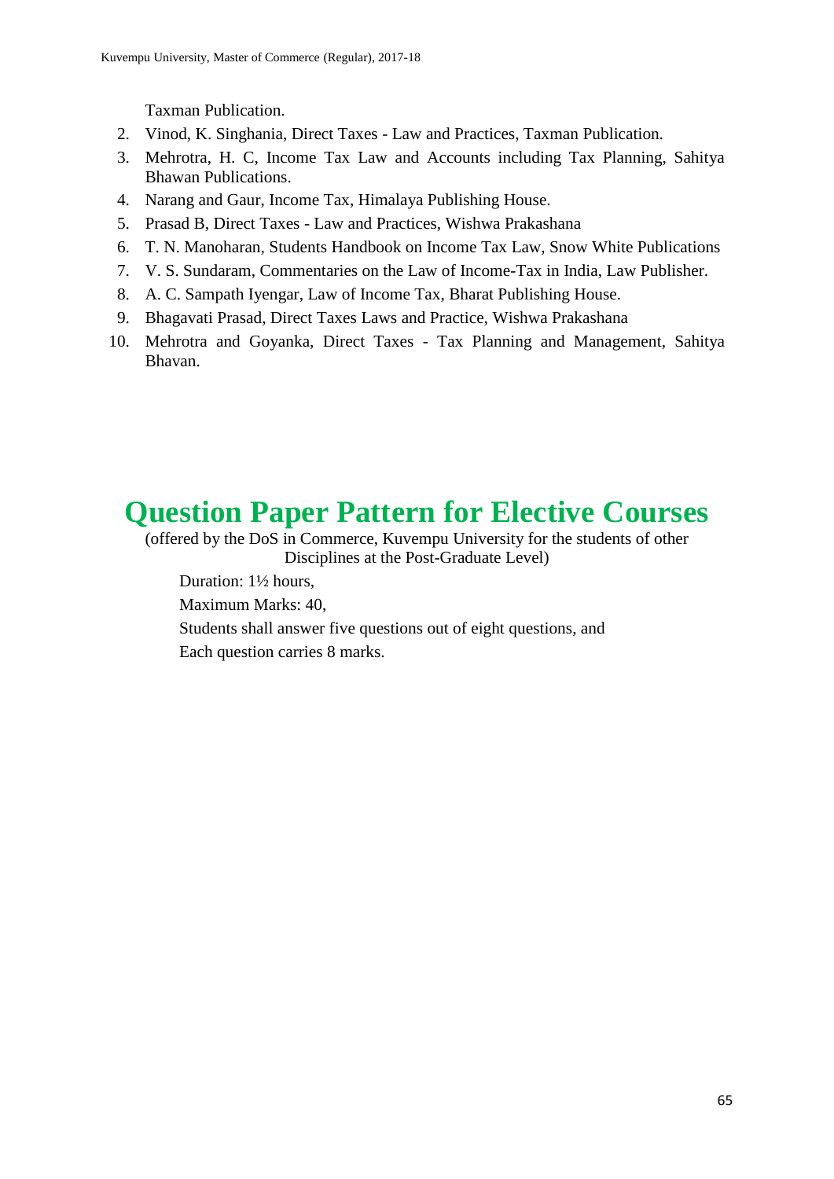Taxman Publication.

2. Vinod, K. Singhania, Direct Taxes - Law and Practices, Taxman Publication.
3. Mehrotra, H. C, Income Tax Law and Accounts including Tax Planning, Sahitya Bhawan Publications.
4. Narang and Gaur, Income Tax, Himalaya Publishing House.
5. Prasad B, Direct Taxes - Law and Practices, Wishwa Prakashana
6. T. N. Manoharan, Students Handbook on Income Tax Law, Snow White Publications
7. V. S. Sundaram, Commentaries on the Law of Income-Tax in India, Law Publisher.
8. A. C. Sampath Iyengar, Law of Income Tax, Bharat Publishing House.
9. Bhagavati Prasad, Direct Taxes Laws and Practice, Wishwa Prakashana
10. Mehrotra and Goyanka, Direct Taxes - Tax Planning and Management, Sahitya Bhavan.

# Question Paper Pattern for Elective Courses

(offered by the DoS in Commerce, Kuvempu University for the students of other Disciplines at the Post-Graduate Level)

Duration: 1½ hours,

Maximum Marks: 40,

Students shall answer five questions out of eight questions, and

Each question carries 8 marks.